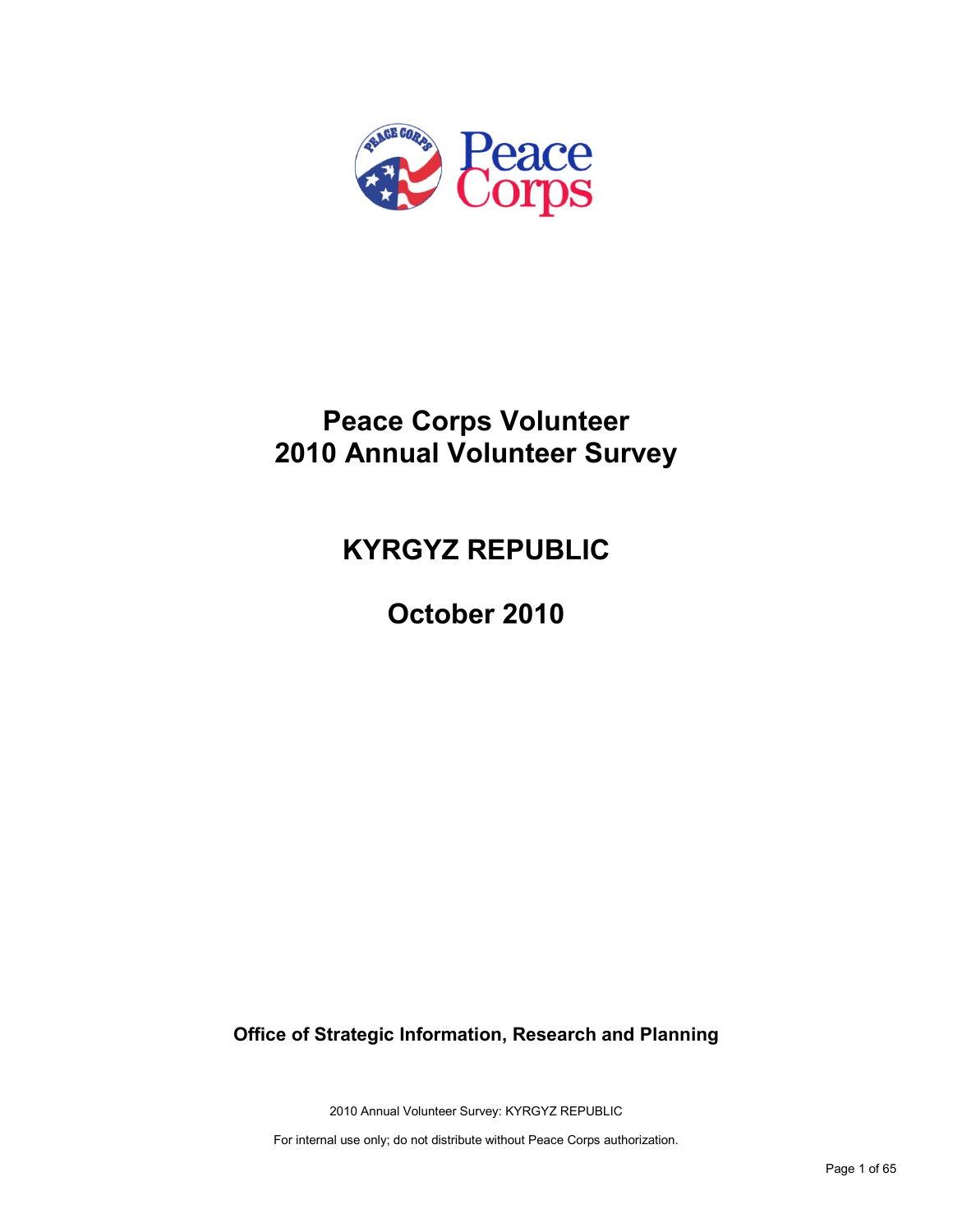# Peace Corps Volunteer
# 2010 Annual Volunteer Survey

## KYRGYZ REPUBLIC

## October 2010

**Office of Strategic Information, Research and Planning**

2010 Annual Volunteer Survey: KYRGYZ REPUBLIC

For internal use only; do not distribute without Peace Corps authorization.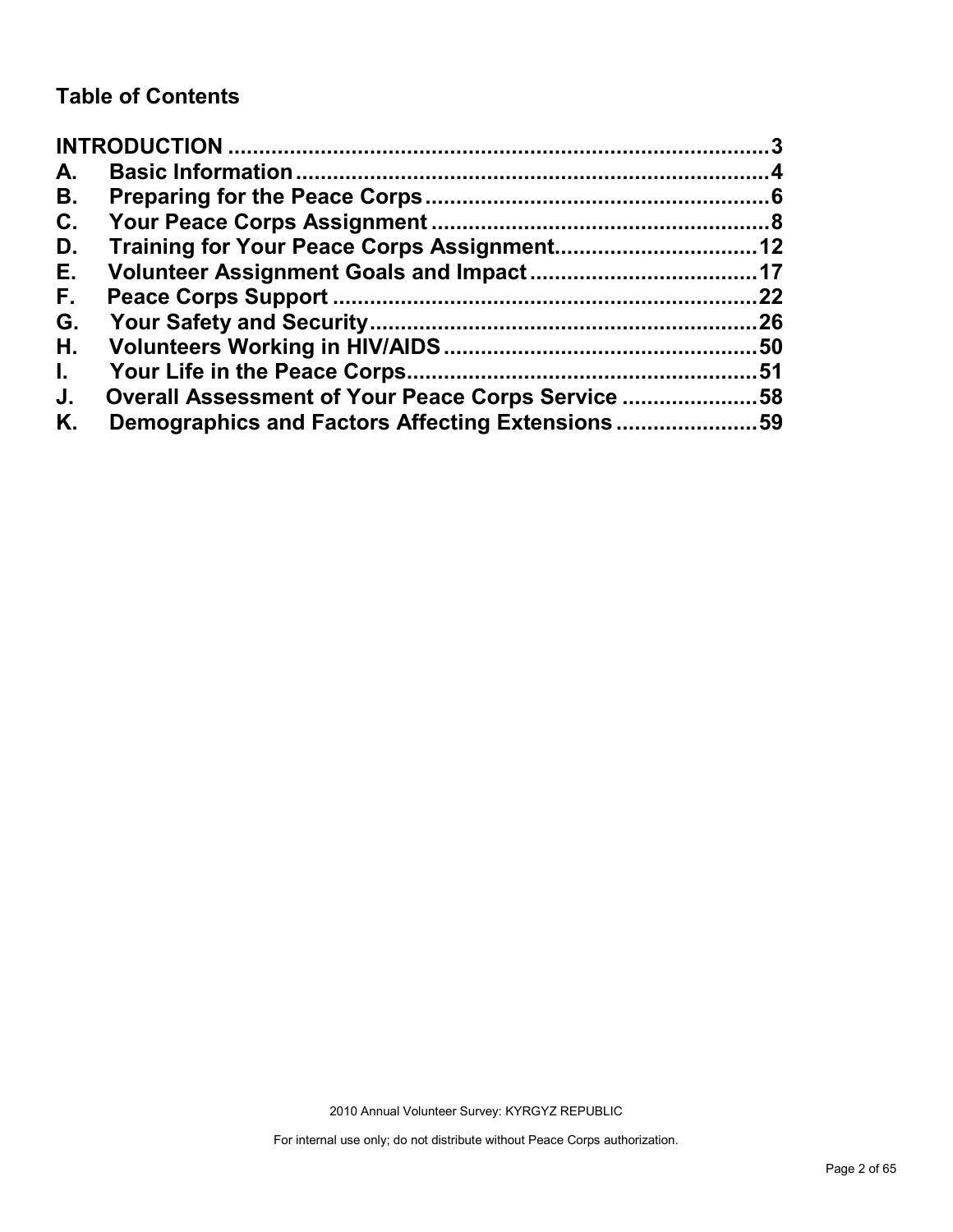## Table of Contents

**INTRODUCTION** ........................................................................................ **3**
**A. Basic Information** ............................................................................ **4**
**B. Preparing for the Peace Corps** ........................................................ **6**
**C. Your Peace Corps Assignment** ........................................................ **8**
**D. Training for Your Peace Corps Assignment** ................................. **12**
**E. Volunteer Assignment Goals and Impact** ..................................... **17**
**F. Peace Corps Support** ..................................................................... **22**
**G. Your Safety and Security** .............................................................. **26**
**H. Volunteers Working in HIV/AIDS** ................................................... **50**
**I. Your Life in the Peace Corps** .......................................................... **51**
**J. Overall Assessment of Your Peace Corps Service** ....................... **58**
**K. Demographics and Factors Affecting Extensions** ......................... **59**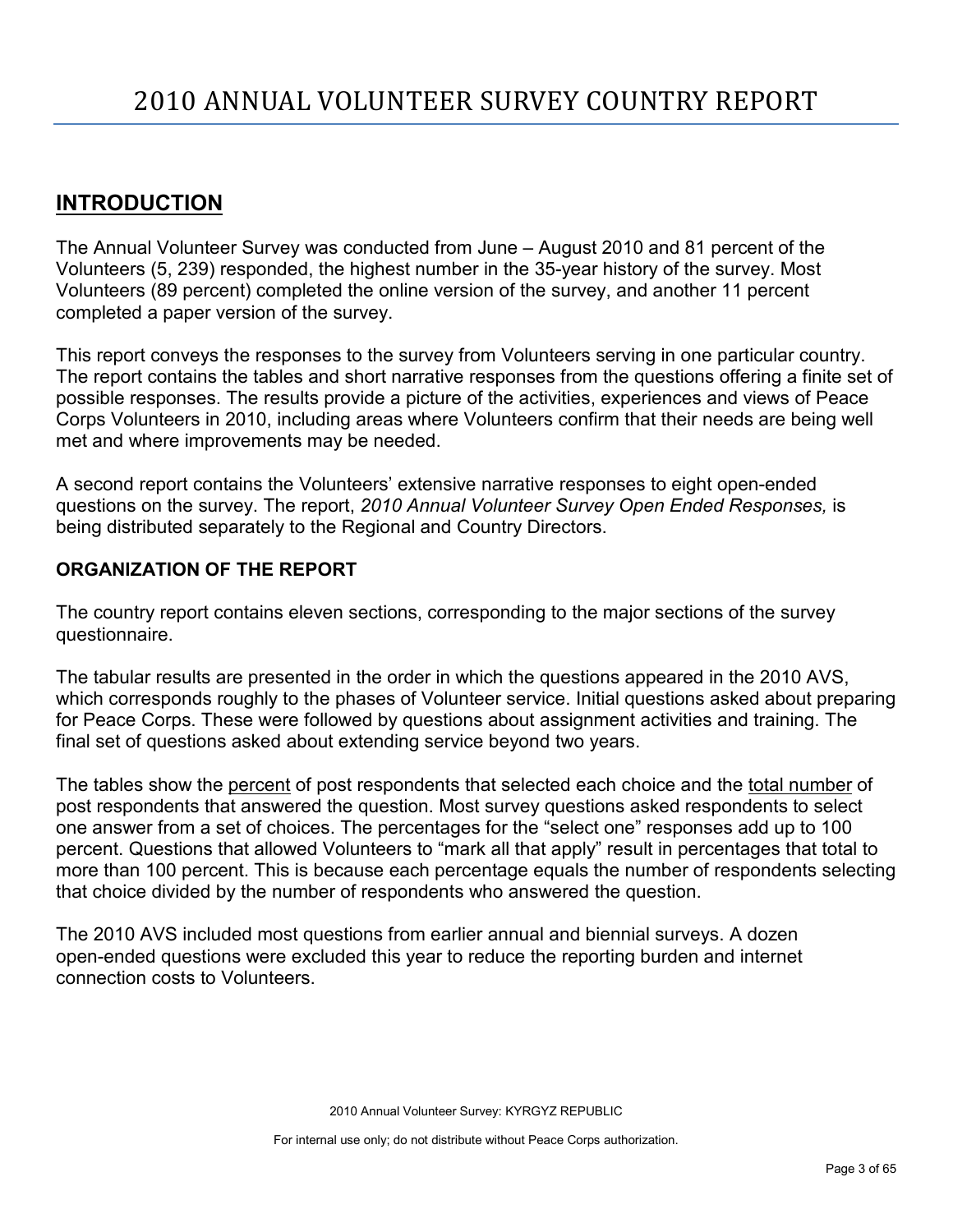# 2010 ANNUAL VOLUNTEER SURVEY COUNTRY REPORT

## INTRODUCTION

The Annual Volunteer Survey was conducted from June – August 2010 and 81 percent of the Volunteers (5, 239) responded, the highest number in the 35-year history of the survey. Most Volunteers (89 percent) completed the online version of the survey, and another 11 percent completed a paper version of the survey.

This report conveys the responses to the survey from Volunteers serving in one particular country. The report contains the tables and short narrative responses from the questions offering a finite set of possible responses. The results provide a picture of the activities, experiences and views of Peace Corps Volunteers in 2010, including areas where Volunteers confirm that their needs are being well met and where improvements may be needed.

A second report contains the Volunteers' extensive narrative responses to eight open-ended questions on the survey. The report, *2010 Annual Volunteer Survey Open Ended Responses,* is being distributed separately to the Regional and Country Directors.

### ORGANIZATION OF THE REPORT

The country report contains eleven sections, corresponding to the major sections of the survey questionnaire.

The tabular results are presented in the order in which the questions appeared in the 2010 AVS, which corresponds roughly to the phases of Volunteer service. Initial questions asked about preparing for Peace Corps. These were followed by questions about assignment activities and training. The final set of questions asked about extending service beyond two years.

The tables show the percent of post respondents that selected each choice and the total number of post respondents that answered the question. Most survey questions asked respondents to select one answer from a set of choices. The percentages for the "select one" responses add up to 100 percent. Questions that allowed Volunteers to "mark all that apply" result in percentages that total to more than 100 percent. This is because each percentage equals the number of respondents selecting that choice divided by the number of respondents who answered the question.

The 2010 AVS included most questions from earlier annual and biennial surveys. A dozen open-ended questions were excluded this year to reduce the reporting burden and internet connection costs to Volunteers.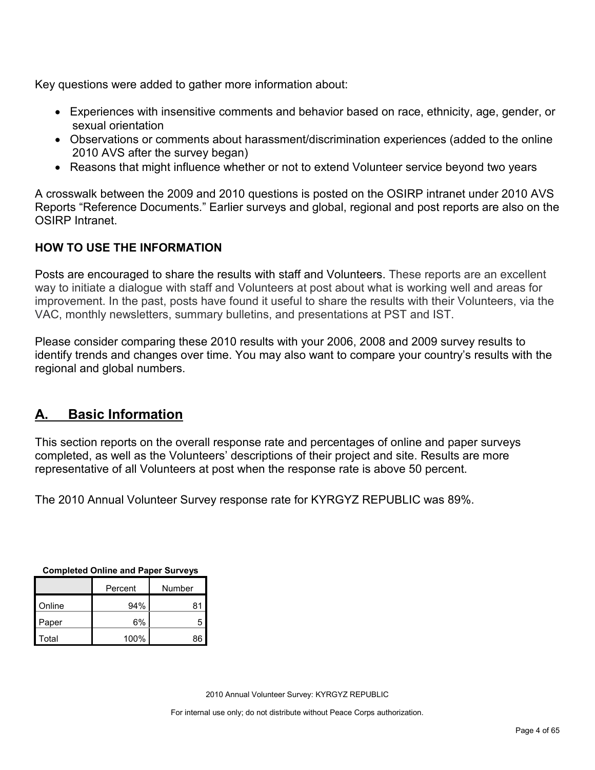Key questions were added to gather more information about:

- Experiences with insensitive comments and behavior based on race, ethnicity, age, gender, or sexual orientation
- Observations or comments about harassment/discrimination experiences (added to the online 2010 AVS after the survey began)
- Reasons that might influence whether or not to extend Volunteer service beyond two years

A crosswalk between the 2009 and 2010 questions is posted on the OSIRP intranet under 2010 AVS Reports "Reference Documents." Earlier surveys and global, regional and post reports are also on the OSIRP Intranet.

**HOW TO USE THE INFORMATION**

Posts are encouraged to share the results with staff and Volunteers. These reports are an excellent way to initiate a dialogue with staff and Volunteers at post about what is working well and areas for improvement. In the past, posts have found it useful to share the results with their Volunteers, via the VAC, monthly newsletters, summary bulletins, and presentations at PST and IST.

Please consider comparing these 2010 results with your 2006, 2008 and 2009 survey results to identify trends and changes over time. You may also want to compare your country's results with the regional and global numbers.

## A. Basic Information

This section reports on the overall response rate and percentages of online and paper surveys completed, as well as the Volunteers' descriptions of their project and site. Results are more representative of all Volunteers at post when the response rate is above 50 percent.

The 2010 Annual Volunteer Survey response rate for KYRGYZ REPUBLIC was 89%.

**Completed Online and Paper Surveys**

| | Percent | Number |
|---|---|---|
| Online | 94% | 81 |
| Paper | 6% | 5 |
| Total | 100% | 86 |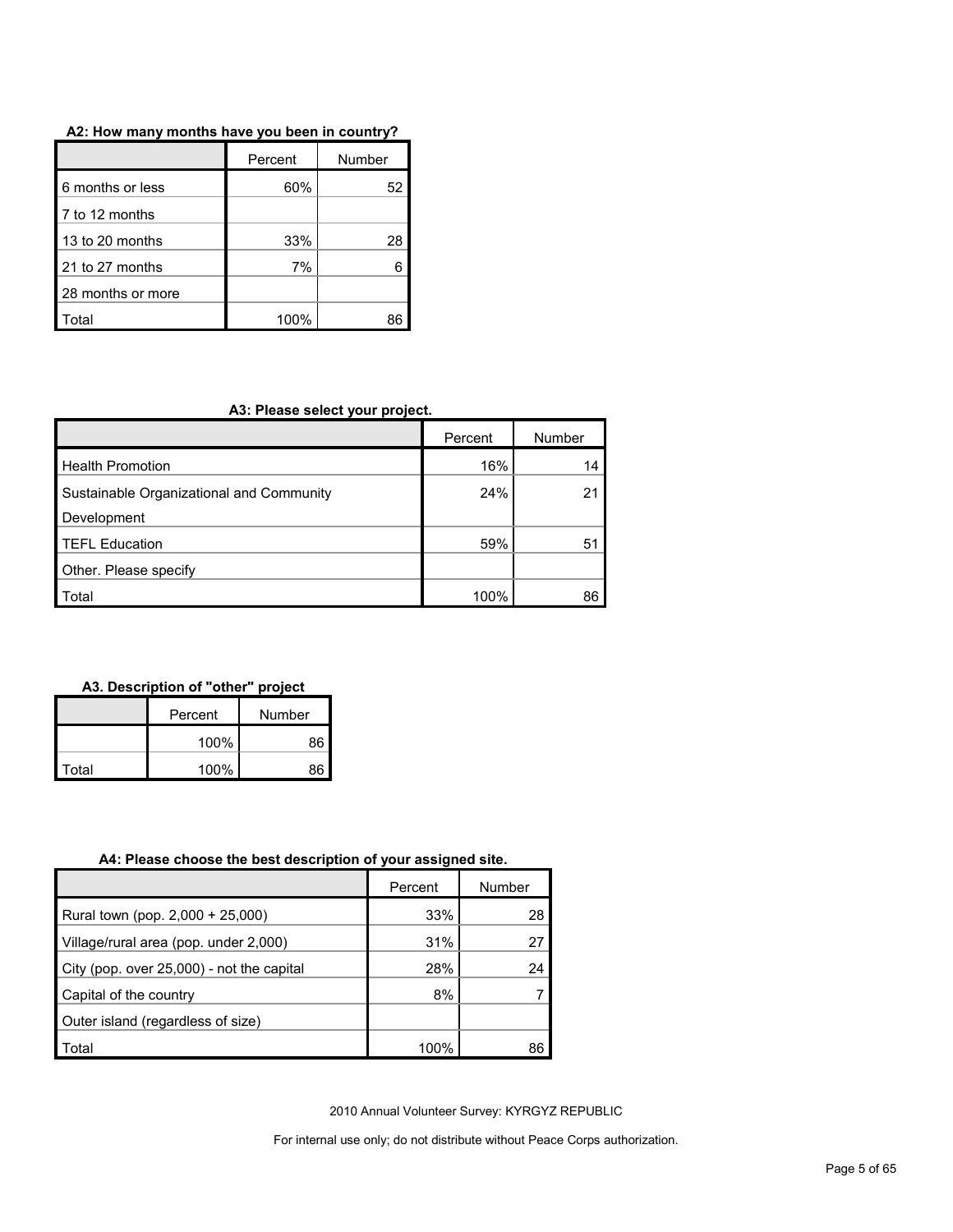**A2: How many months have you been in country?**

| | Percent | Number |
|---|---|---|
| 6 months or less | 60% | 52 |
| 7 to 12 months | | |
| 13 to 20 months | 33% | 28 |
| 21 to 27 months | 7% | 6 |
| 28 months or more | | |
| Total | 100% | 86 |

**A3: Please select your project.**

| | Percent | Number |
|---|---|---|
| Health Promotion | 16% | 14 |
| Sustainable Organizational and Community Development | 24% | 21 |
| TEFL Education | 59% | 51 |
| Other. Please specify | | |
| Total | 100% | 86 |

**A3. Description of "other" project**

| | Percent | Number |
|---|---|---|
| | 100% | 86 |
| Total | 100% | 86 |

**A4: Please choose the best description of your assigned site.**

| | Percent | Number |
|---|---|---|
| Rural town (pop. 2,000 + 25,000) | 33% | 28 |
| Village/rural area (pop. under 2,000) | 31% | 27 |
| City (pop. over 25,000) - not the capital | 28% | 24 |
| Capital of the country | 8% | 7 |
| Outer island (regardless of size) | | |
| Total | 100% | 86 |

2010 Annual Volunteer Survey: KYRGYZ REPUBLIC

For internal use only; do not distribute without Peace Corps authorization.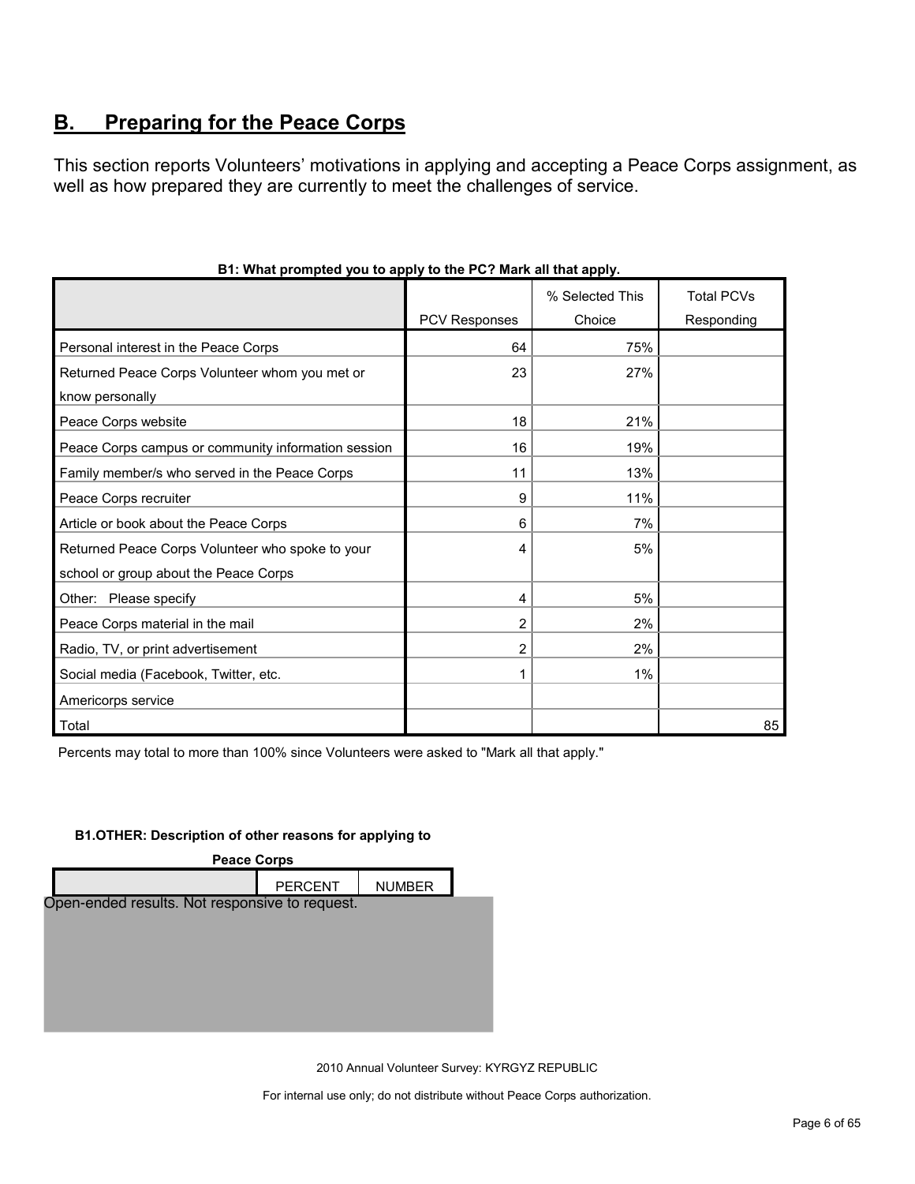## B. Preparing for the Peace Corps

This section reports Volunteers' motivations in applying and accepting a Peace Corps assignment, as well as how prepared they are currently to meet the challenges of service.

**B1: What prompted you to apply to the PC? Mark all that apply.**

| | PCV Responses | % Selected This Choice | Total PCVs Responding |
|---|---|---|---|
| Personal interest in the Peace Corps | 64 | 75% | |
| Returned Peace Corps Volunteer whom you met or know personally | 23 | 27% | |
| Peace Corps website | 18 | 21% | |
| Peace Corps campus or community information session | 16 | 19% | |
| Family member/s who served in the Peace Corps | 11 | 13% | |
| Peace Corps recruiter | 9 | 11% | |
| Article or book about the Peace Corps | 6 | 7% | |
| Returned Peace Corps Volunteer who spoke to your school or group about the Peace Corps | 4 | 5% | |
| Other: Please specify | 4 | 5% | |
| Peace Corps material in the mail | 2 | 2% | |
| Radio, TV, or print advertisement | 2 | 2% | |
| Social media (Facebook, Twitter, etc. | 1 | 1% | |
| Americorps service | | | |
| Total | | | 85 |

Percents may total to more than 100% since Volunteers were asked to "Mark all that apply."

**B1.OTHER: Description of other reasons for applying to Peace Corps**

| | PERCENT | NUMBER |
|---|---|---|

Open-ended results. Not responsive to request.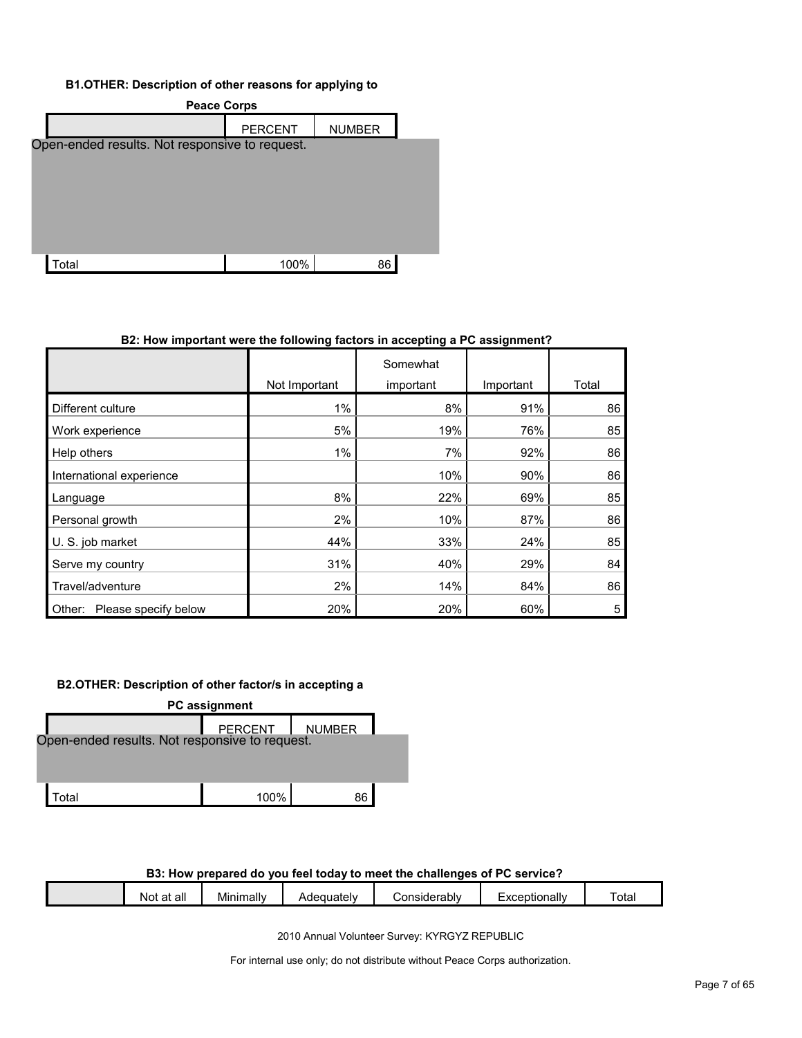**B1.OTHER: Description of other reasons for applying to Peace Corps**

| | PERCENT | NUMBER |
|---|---|---|
| Open-ended results. Not responsive to request. | | |
| Total | 100% | 86 |

**B2: How important were the following factors in accepting a PC assignment?**

| | Not Important | Somewhat important | Important | Total |
|---|---|---|---|---|
| Different culture | 1% | 8% | 91% | 86 |
| Work experience | 5% | 19% | 76% | 85 |
| Help others | 1% | 7% | 92% | 86 |
| International experience | | 10% | 90% | 86 |
| Language | 8% | 22% | 69% | 85 |
| Personal growth | 2% | 10% | 87% | 86 |
| U. S. job market | 44% | 33% | 24% | 85 |
| Serve my country | 31% | 40% | 29% | 84 |
| Travel/adventure | 2% | 14% | 84% | 86 |
| Other: Please specify below | 20% | 20% | 60% | 5 |

**B2.OTHER: Description of other factor/s in accepting a PC assignment**

| | PERCENT | NUMBER |
|---|---|---|
| Open-ended results. Not responsive to request. | | |
| Total | 100% | 86 |

**B3: How prepared do you feel today to meet the challenges of PC service?**

| | Not at all | Minimally | Adequately | Considerably | Exceptionally | Total |
|---|---|---|---|---|---|---|

2010 Annual Volunteer Survey: KYRGYZ REPUBLIC

For internal use only; do not distribute without Peace Corps authorization.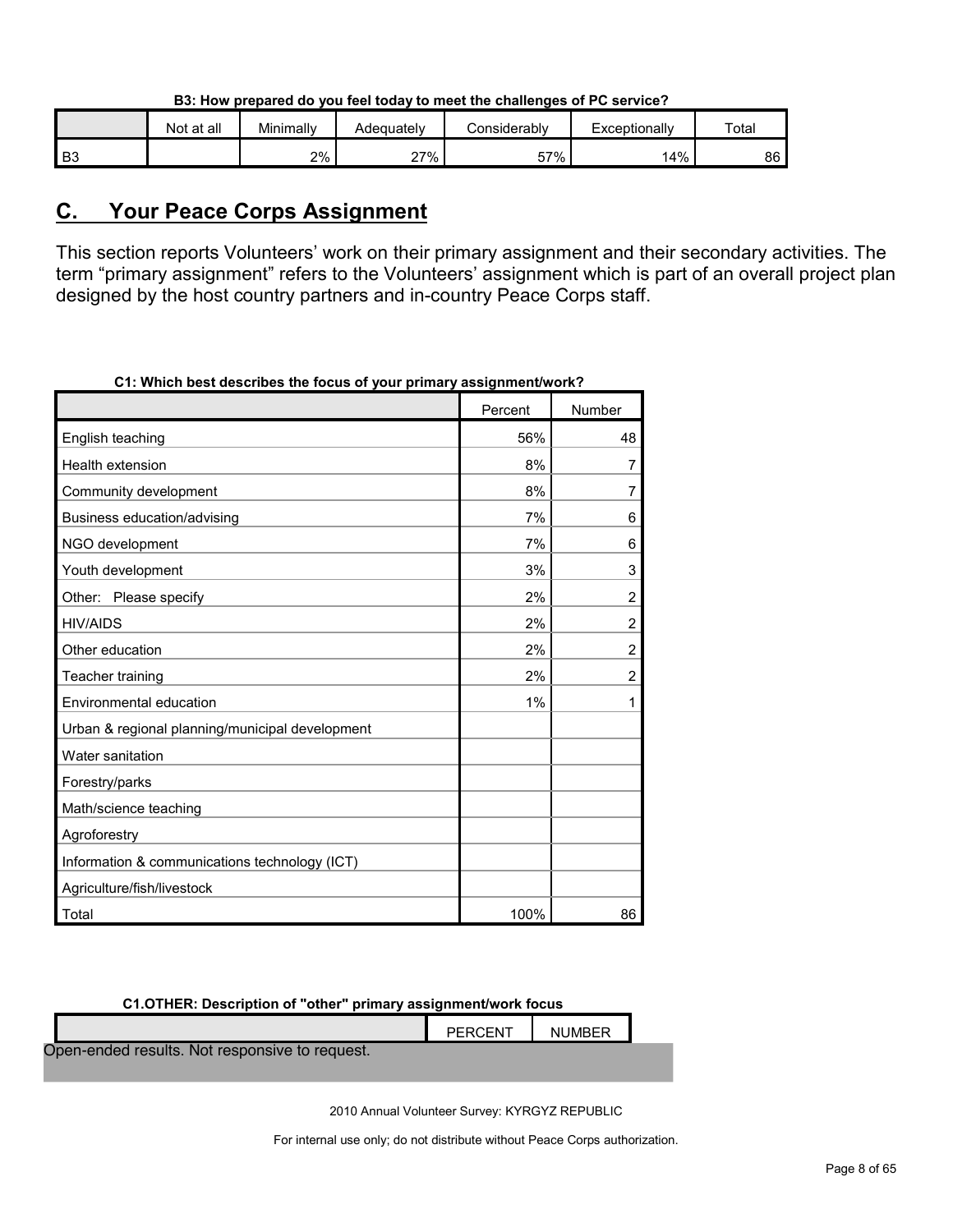**B3: How prepared do you feel today to meet the challenges of PC service?**

| | Not at all | Minimally | Adequately | Considerably | Exceptionally | Total |
|---|---|---|---|---|---|---|
| B3 | | 2% | 27% | 57% | 14% | 86 |

## C. Your Peace Corps Assignment

This section reports Volunteers' work on their primary assignment and their secondary activities. The term "primary assignment" refers to the Volunteers' assignment which is part of an overall project plan designed by the host country partners and in-country Peace Corps staff.

**C1: Which best describes the focus of your primary assignment/work?**

| | Percent | Number |
|---|---|---|
| English teaching | 56% | 48 |
| Health extension | 8% | 7 |
| Community development | 8% | 7 |
| Business education/advising | 7% | 6 |
| NGO development | 7% | 6 |
| Youth development | 3% | 3 |
| Other: Please specify | 2% | 2 |
| HIV/AIDS | 2% | 2 |
| Other education | 2% | 2 |
| Teacher training | 2% | 2 |
| Environmental education | 1% | 1 |
| Urban & regional planning/municipal development | | |
| Water sanitation | | |
| Forestry/parks | | |
| Math/science teaching | | |
| Agroforestry | | |
| Information & communications technology (ICT) | | |
| Agriculture/fish/livestock | | |
| Total | 100% | 86 |

**C1.OTHER: Description of "other" primary assignment/work focus**

| | PERCENT | NUMBER |
|---|---|---|
| Open-ended results. Not responsive to request. | | |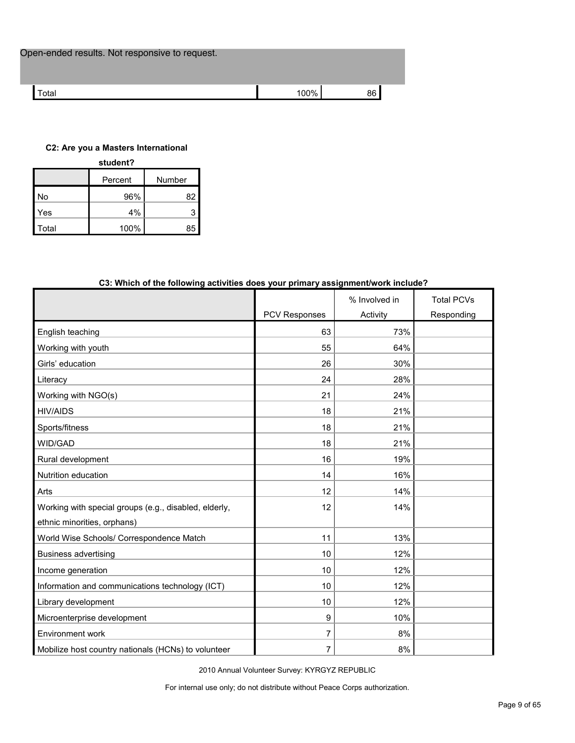Open-ended results. Not responsive to request.

| | | |
|---|---|---|
| Total | 100% | 86 |

**C2: Are you a Masters International student?**

| | Percent | Number |
|---|---|---|
| No | 96% | 82 |
| Yes | 4% | 3 |
| Total | 100% | 85 |

**C3: Which of the following activities does your primary assignment/work include?**

| | PCV Responses | % Involved in Activity | Total PCVs Responding |
|---|---|---|---|
| English teaching | 63 | 73% | |
| Working with youth | 55 | 64% | |
| Girls' education | 26 | 30% | |
| Literacy | 24 | 28% | |
| Working with NGO(s) | 21 | 24% | |
| HIV/AIDS | 18 | 21% | |
| Sports/fitness | 18 | 21% | |
| WID/GAD | 18 | 21% | |
| Rural development | 16 | 19% | |
| Nutrition education | 14 | 16% | |
| Arts | 12 | 14% | |
| Working with special groups (e.g., disabled, elderly, ethnic minorities, orphans) | 12 | 14% | |
| World Wise Schools/ Correspondence Match | 11 | 13% | |
| Business advertising | 10 | 12% | |
| Income generation | 10 | 12% | |
| Information and communications technology (ICT) | 10 | 12% | |
| Library development | 10 | 12% | |
| Microenterprise development | 9 | 10% | |
| Environment work | 7 | 8% | |
| Mobilize host country nationals (HCNs) to volunteer | 7 | 8% | |

2010 Annual Volunteer Survey: KYRGYZ REPUBLIC

For internal use only; do not distribute without Peace Corps authorization.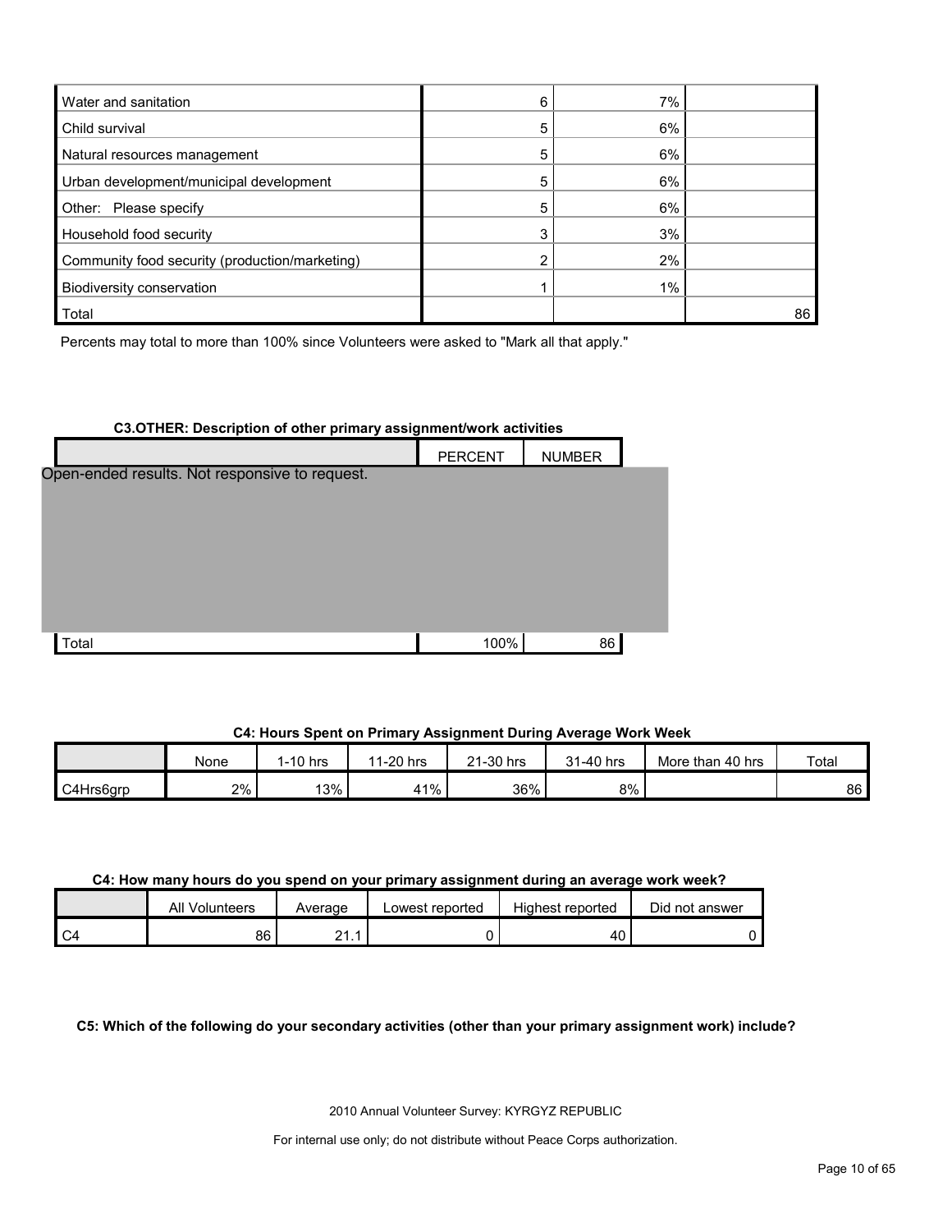| | | | |
|---|---|---|---|
| Water and sanitation | 6 | 7% | |
| Child survival | 5 | 6% | |
| Natural resources management | 5 | 6% | |
| Urban development/municipal development | 5 | 6% | |
| Other: Please specify | 5 | 6% | |
| Household food security | 3 | 3% | |
| Community food security (production/marketing) | 2 | 2% | |
| Biodiversity conservation | 1 | 1% | |
| Total | | | 86 |

Percents may total to more than 100% since Volunteers were asked to "Mark all that apply."

**C3.OTHER: Description of other primary assignment/work activities**

| | PERCENT | NUMBER |
|---|---|---|
| Open-ended results. Not responsive to request. | | |
| Total | 100% | 86 |

**C4: Hours Spent on Primary Assignment During Average Work Week**

| | None | 1-10 hrs | 11-20 hrs | 21-30 hrs | 31-40 hrs | More than 40 hrs | Total |
|---|---|---|---|---|---|---|---|
| C4Hrs6grp | 2% | 13% | 41% | 36% | 8% | | 86 |

**C4: How many hours do you spend on your primary assignment during an average work week?**

| | All Volunteers | Average | Lowest reported | Highest reported | Did not answer |
|---|---|---|---|---|---|
| C4 | 86 | 21.1 | 0 | 40 | 0 |

**C5: Which of the following do your secondary activities (other than your primary assignment work) include?**

2010 Annual Volunteer Survey: KYRGYZ REPUBLIC

For internal use only; do not distribute without Peace Corps authorization.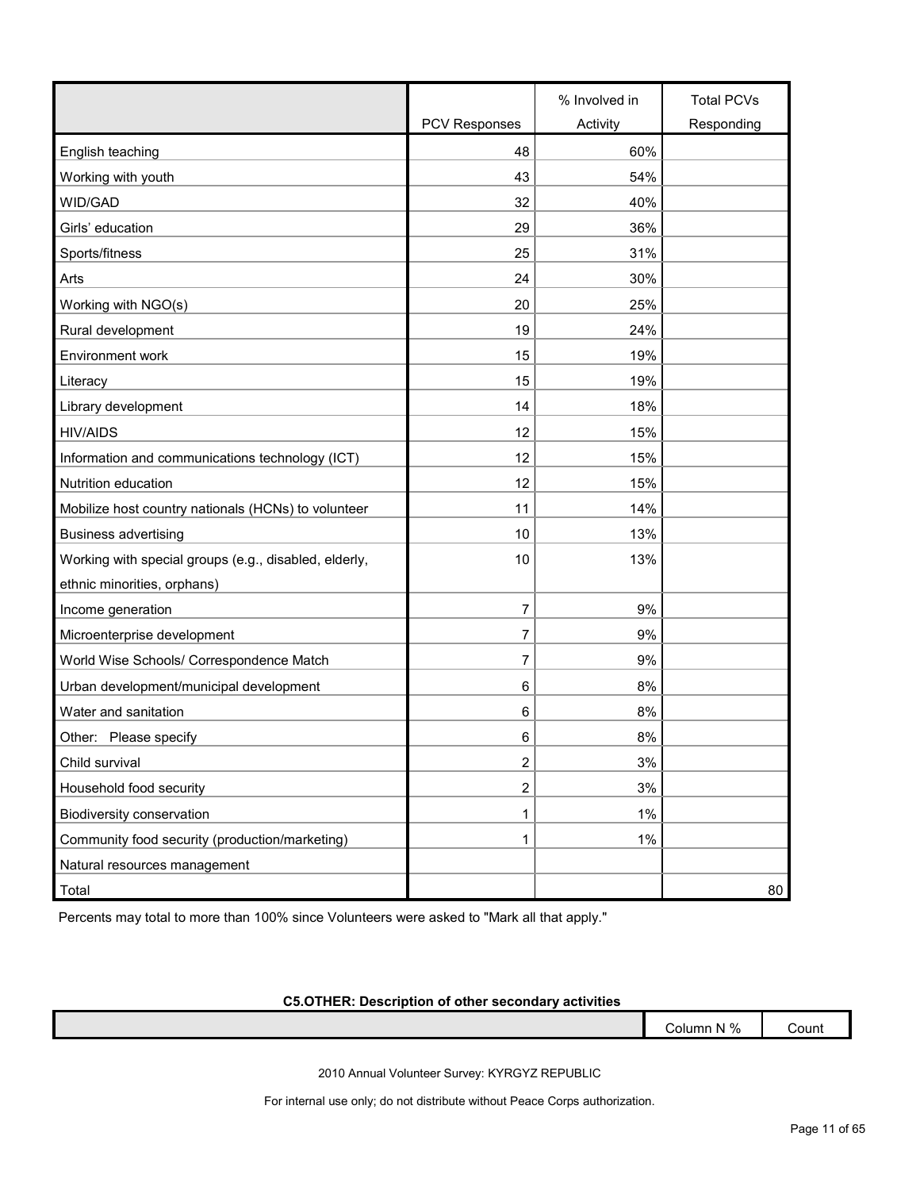| | PCV Responses | % Involved in Activity | Total PCVs Responding |
|---|---|---|---|
| English teaching | 48 | 60% | |
| Working with youth | 43 | 54% | |
| WID/GAD | 32 | 40% | |
| Girls' education | 29 | 36% | |
| Sports/fitness | 25 | 31% | |
| Arts | 24 | 30% | |
| Working with NGO(s) | 20 | 25% | |
| Rural development | 19 | 24% | |
| Environment work | 15 | 19% | |
| Literacy | 15 | 19% | |
| Library development | 14 | 18% | |
| HIV/AIDS | 12 | 15% | |
| Information and communications technology (ICT) | 12 | 15% | |
| Nutrition education | 12 | 15% | |
| Mobilize host country nationals (HCNs) to volunteer | 11 | 14% | |
| Business advertising | 10 | 13% | |
| Working with special groups (e.g., disabled, elderly, ethnic minorities, orphans) | 10 | 13% | |
| Income generation | 7 | 9% | |
| Microenterprise development | 7 | 9% | |
| World Wise Schools/ Correspondence Match | 7 | 9% | |
| Urban development/municipal development | 6 | 8% | |
| Water and sanitation | 6 | 8% | |
| Other: Please specify | 6 | 8% | |
| Child survival | 2 | 3% | |
| Household food security | 2 | 3% | |
| Biodiversity conservation | 1 | 1% | |
| Community food security (production/marketing) | 1 | 1% | |
| Natural resources management | | | |
| Total | | | 80 |

Percents may total to more than 100% since Volunteers were asked to "Mark all that apply."

**C5.OTHER: Description of other secondary activities**

| | Column N % | Count |
|---|---|---|

2010 Annual Volunteer Survey: KYRGYZ REPUBLIC

For internal use only; do not distribute without Peace Corps authorization.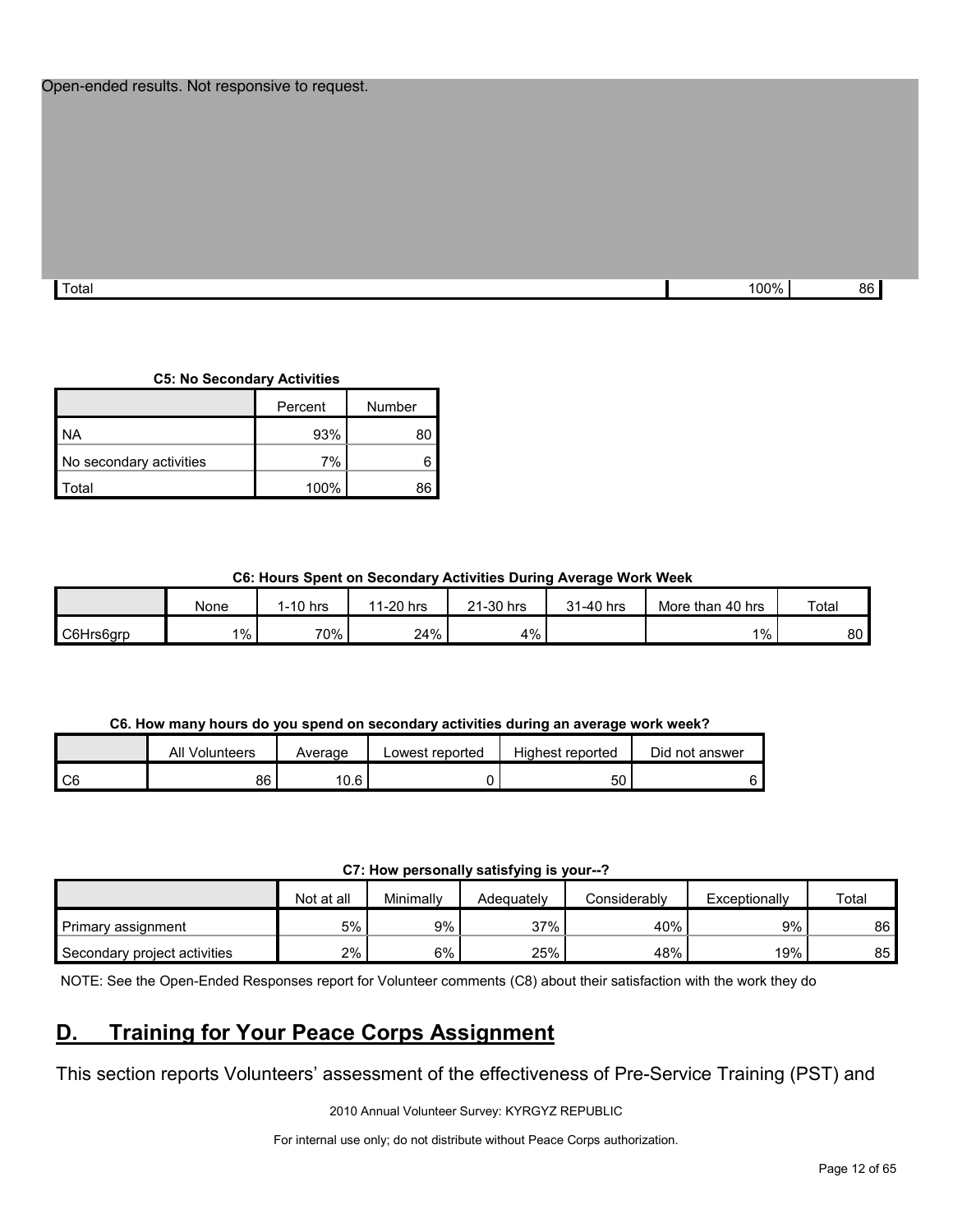Open-ended results. Not responsive to request.

| | | |
|---|---|---|
| Total | 100% | 86 |

**C5: No Secondary Activities**

| | Percent | Number |
|---|---|---|
| NA | 93% | 80 |
| No secondary activities | 7% | 6 |
| Total | 100% | 86 |

**C6: Hours Spent on Secondary Activities During Average Work Week**

| | None | 1-10 hrs | 11-20 hrs | 21-30 hrs | 31-40 hrs | More than 40 hrs | Total |
|---|---|---|---|---|---|---|---|
| C6Hrs6grp | 1% | 70% | 24% | 4% | | 1% | 80 |

**C6. How many hours do you spend on secondary activities during an average work week?**

| | All Volunteers | Average | Lowest reported | Highest reported | Did not answer |
|---|---|---|---|---|---|
| C6 | 86 | 10.6 | 0 | 50 | 6 |

**C7: How personally satisfying is your--?**

| | Not at all | Minimally | Adequately | Considerably | Exceptionally | Total |
|---|---|---|---|---|---|---|
| Primary assignment | 5% | 9% | 37% | 40% | 9% | 86 |
| Secondary project activities | 2% | 6% | 25% | 48% | 19% | 85 |

NOTE: See the Open-Ended Responses report for Volunteer comments (C8) about their satisfaction with the work they do

## D. Training for Your Peace Corps Assignment

This section reports Volunteers' assessment of the effectiveness of Pre-Service Training (PST) and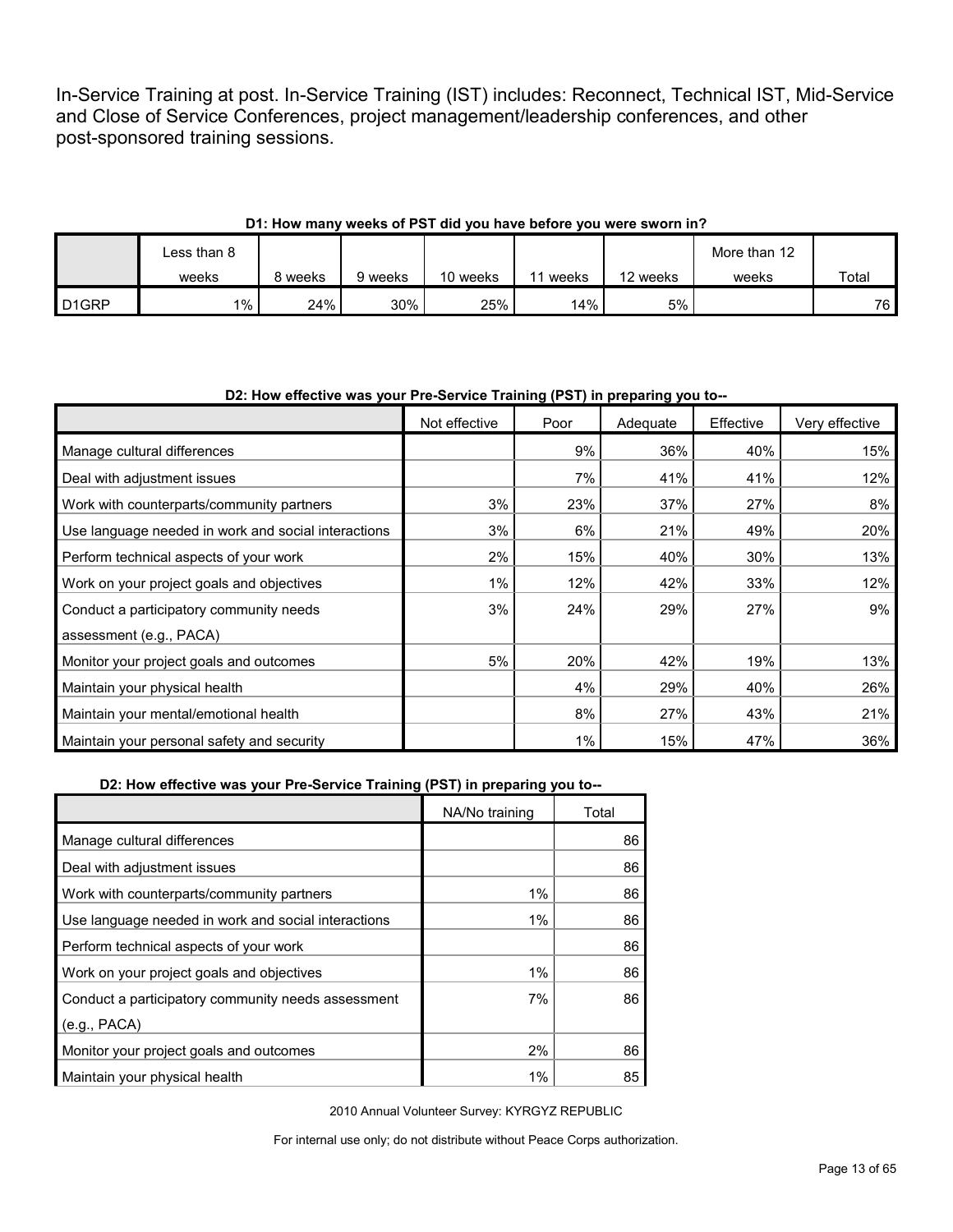In-Service Training at post. In-Service Training (IST) includes: Reconnect, Technical IST, Mid-Service and Close of Service Conferences, project management/leadership conferences, and other post-sponsored training sessions.

**D1: How many weeks of PST did you have before you were sworn in?**

| | Less than 8 weeks | 8 weeks | 9 weeks | 10 weeks | 11 weeks | 12 weeks | More than 12 weeks | Total |
|---|---|---|---|---|---|---|---|---|
| D1GRP | 1% | 24% | 30% | 25% | 14% | 5% | | 76 |

**D2: How effective was your Pre-Service Training (PST) in preparing you to--**

| | Not effective | Poor | Adequate | Effective | Very effective |
|---|---|---|---|---|---|
| Manage cultural differences | | 9% | 36% | 40% | 15% |
| Deal with adjustment issues | | 7% | 41% | 41% | 12% |
| Work with counterparts/community partners | 3% | 23% | 37% | 27% | 8% |
| Use language needed in work and social interactions | 3% | 6% | 21% | 49% | 20% |
| Perform technical aspects of your work | 2% | 15% | 40% | 30% | 13% |
| Work on your project goals and objectives | 1% | 12% | 42% | 33% | 12% |
| Conduct a participatory community needs assessment (e.g., PACA) | 3% | 24% | 29% | 27% | 9% |
| Monitor your project goals and outcomes | 5% | 20% | 42% | 19% | 13% |
| Maintain your physical health | | 4% | 29% | 40% | 26% |
| Maintain your mental/emotional health | | 8% | 27% | 43% | 21% |
| Maintain your personal safety and security | | 1% | 15% | 47% | 36% |

**D2: How effective was your Pre-Service Training (PST) in preparing you to--**

| | NA/No training | Total |
|---|---|---|
| Manage cultural differences | | 86 |
| Deal with adjustment issues | | 86 |
| Work with counterparts/community partners | 1% | 86 |
| Use language needed in work and social interactions | 1% | 86 |
| Perform technical aspects of your work | | 86 |
| Work on your project goals and objectives | 1% | 86 |
| Conduct a participatory community needs assessment (e.g., PACA) | 7% | 86 |
| Monitor your project goals and outcomes | 2% | 86 |
| Maintain your physical health | 1% | 85 |

2010 Annual Volunteer Survey: KYRGYZ REPUBLIC

For internal use only; do not distribute without Peace Corps authorization.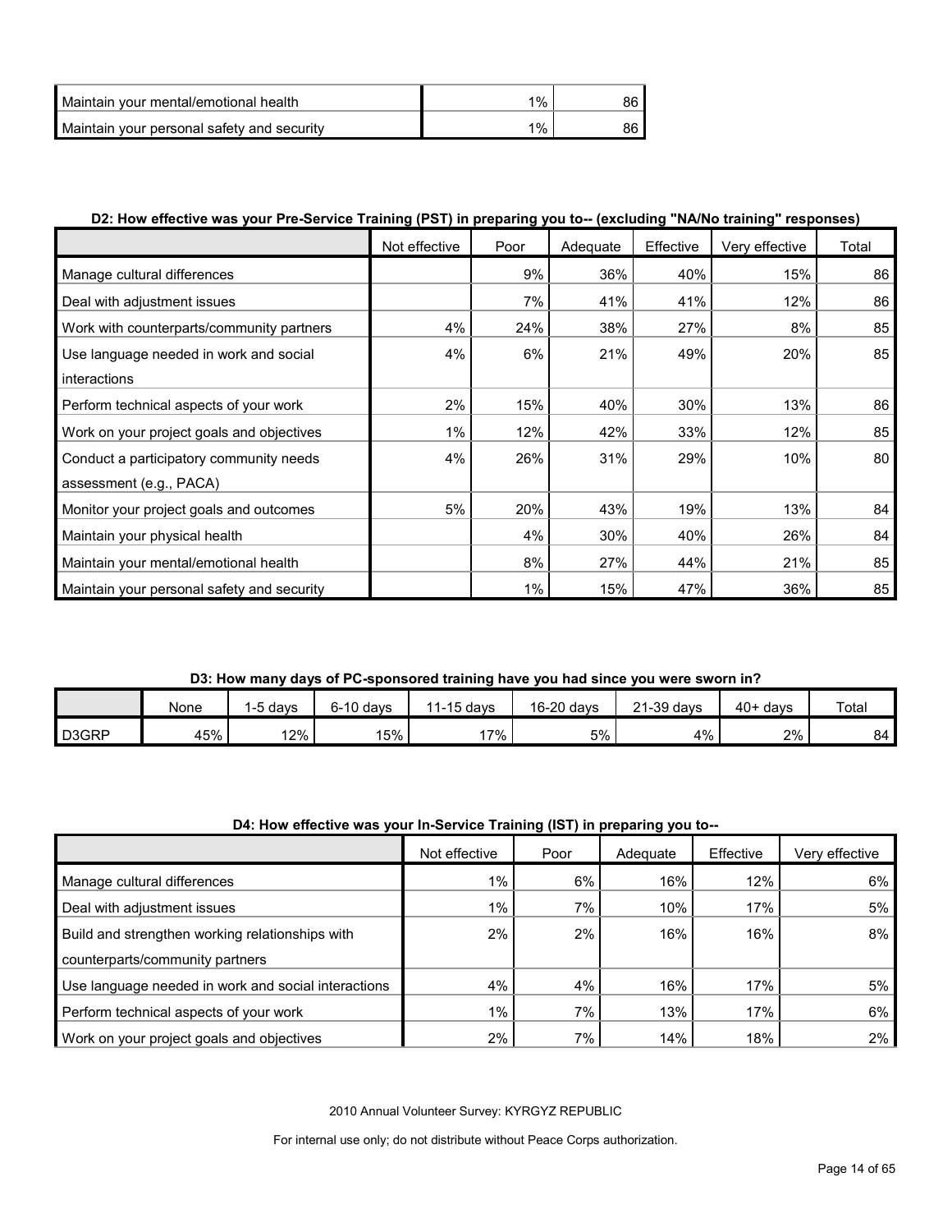| | | |
|---|---|---|
| Maintain your mental/emotional health | 1% | 86 |
| Maintain your personal safety and security | 1% | 86 |

**D2: How effective was your Pre-Service Training (PST) in preparing you to-- (excluding "NA/No training" responses)**

| | Not effective | Poor | Adequate | Effective | Very effective | Total |
|---|---|---|---|---|---|---|
| Manage cultural differences | | 9% | 36% | 40% | 15% | 86 |
| Deal with adjustment issues | | 7% | 41% | 41% | 12% | 86 |
| Work with counterparts/community partners | 4% | 24% | 38% | 27% | 8% | 85 |
| Use language needed in work and social interactions | 4% | 6% | 21% | 49% | 20% | 85 |
| Perform technical aspects of your work | 2% | 15% | 40% | 30% | 13% | 86 |
| Work on your project goals and objectives | 1% | 12% | 42% | 33% | 12% | 85 |
| Conduct a participatory community needs assessment (e.g., PACA) | 4% | 26% | 31% | 29% | 10% | 80 |
| Monitor your project goals and outcomes | 5% | 20% | 43% | 19% | 13% | 84 |
| Maintain your physical health | | 4% | 30% | 40% | 26% | 84 |
| Maintain your mental/emotional health | | 8% | 27% | 44% | 21% | 85 |
| Maintain your personal safety and security | | 1% | 15% | 47% | 36% | 85 |

**D3: How many days of PC-sponsored training have you had since you were sworn in?**

| | None | 1-5 days | 6-10 days | 11-15 days | 16-20 days | 21-39 days | 40+ days | Total |
|---|---|---|---|---|---|---|---|---|
| D3GRP | 45% | 12% | 15% | 17% | 5% | 4% | 2% | 84 |

**D4: How effective was your In-Service Training (IST) in preparing you to--**

| | Not effective | Poor | Adequate | Effective | Very effective |
|---|---|---|---|---|---|
| Manage cultural differences | 1% | 6% | 16% | 12% | 6% |
| Deal with adjustment issues | 1% | 7% | 10% | 17% | 5% |
| Build and strengthen working relationships with counterparts/community partners | 2% | 2% | 16% | 16% | 8% |
| Use language needed in work and social interactions | 4% | 4% | 16% | 17% | 5% |
| Perform technical aspects of your work | 1% | 7% | 13% | 17% | 6% |
| Work on your project goals and objectives | 2% | 7% | 14% | 18% | 2% |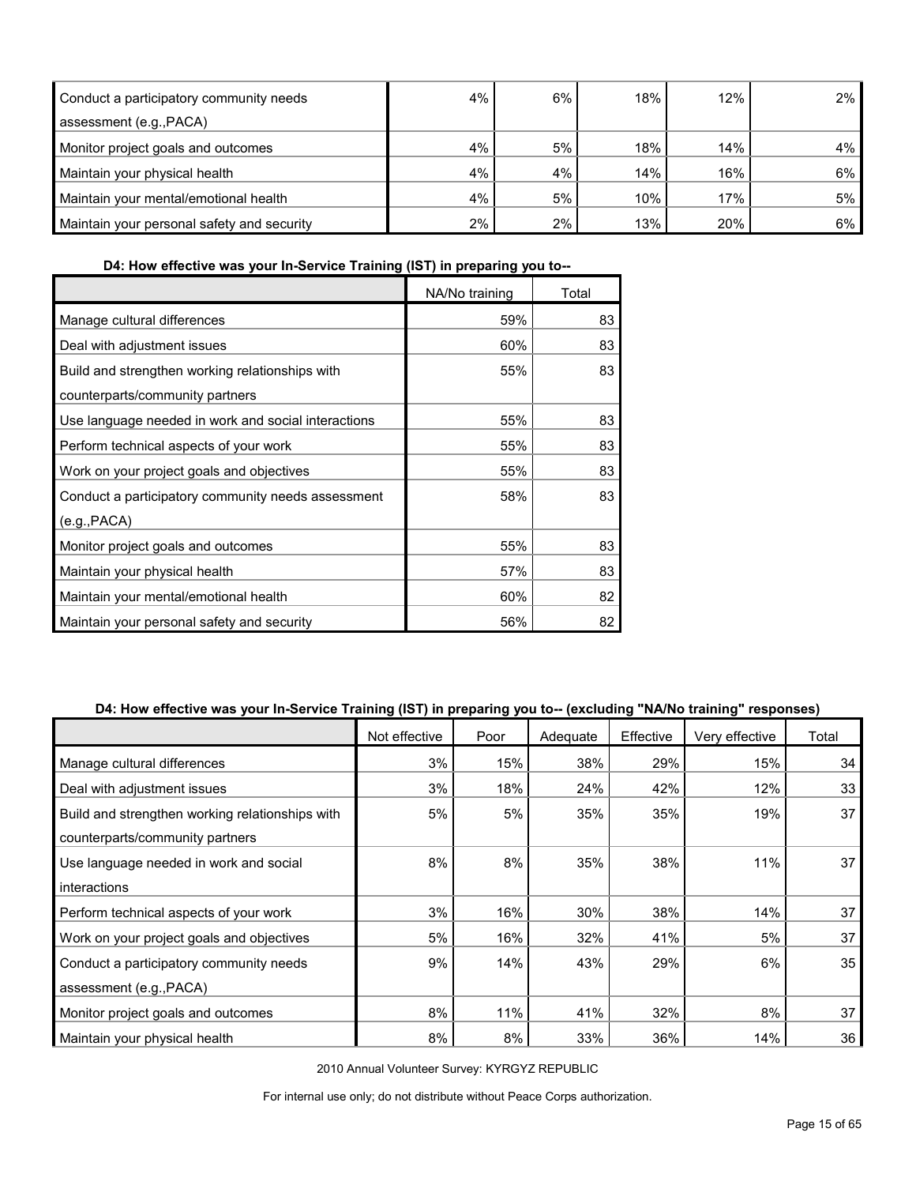| | | | | | |
|---|---|---|---|---|---|
| Conduct a participatory community needs assessment (e.g.,PACA) | 4% | 6% | 18% | 12% | 2% |
| Monitor project goals and outcomes | 4% | 5% | 18% | 14% | 4% |
| Maintain your physical health | 4% | 4% | 14% | 16% | 6% |
| Maintain your mental/emotional health | 4% | 5% | 10% | 17% | 5% |
| Maintain your personal safety and security | 2% | 2% | 13% | 20% | 6% |

### D4: How effective was your In-Service Training (IST) in preparing you to--

| | NA/No training | Total |
|---|---|---|
| Manage cultural differences | 59% | 83 |
| Deal with adjustment issues | 60% | 83 |
| Build and strengthen working relationships with counterparts/community partners | 55% | 83 |
| Use language needed in work and social interactions | 55% | 83 |
| Perform technical aspects of your work | 55% | 83 |
| Work on your project goals and objectives | 55% | 83 |
| Conduct a participatory community needs assessment (e.g.,PACA) | 58% | 83 |
| Monitor project goals and outcomes | 55% | 83 |
| Maintain your physical health | 57% | 83 |
| Maintain your mental/emotional health | 60% | 82 |
| Maintain your personal safety and security | 56% | 82 |

### D4: How effective was your In-Service Training (IST) in preparing you to-- (excluding "NA/No training" responses)

| | Not effective | Poor | Adequate | Effective | Very effective | Total |
|---|---|---|---|---|---|---|
| Manage cultural differences | 3% | 15% | 38% | 29% | 15% | 34 |
| Deal with adjustment issues | 3% | 18% | 24% | 42% | 12% | 33 |
| Build and strengthen working relationships with counterparts/community partners | 5% | 5% | 35% | 35% | 19% | 37 |
| Use language needed in work and social interactions | 8% | 8% | 35% | 38% | 11% | 37 |
| Perform technical aspects of your work | 3% | 16% | 30% | 38% | 14% | 37 |
| Work on your project goals and objectives | 5% | 16% | 32% | 41% | 5% | 37 |
| Conduct a participatory community needs assessment (e.g.,PACA) | 9% | 14% | 43% | 29% | 6% | 35 |
| Monitor project goals and outcomes | 8% | 11% | 41% | 32% | 8% | 37 |
| Maintain your physical health | 8% | 8% | 33% | 36% | 14% | 36 |

2010 Annual Volunteer Survey: KYRGYZ REPUBLIC

For internal use only; do not distribute without Peace Corps authorization.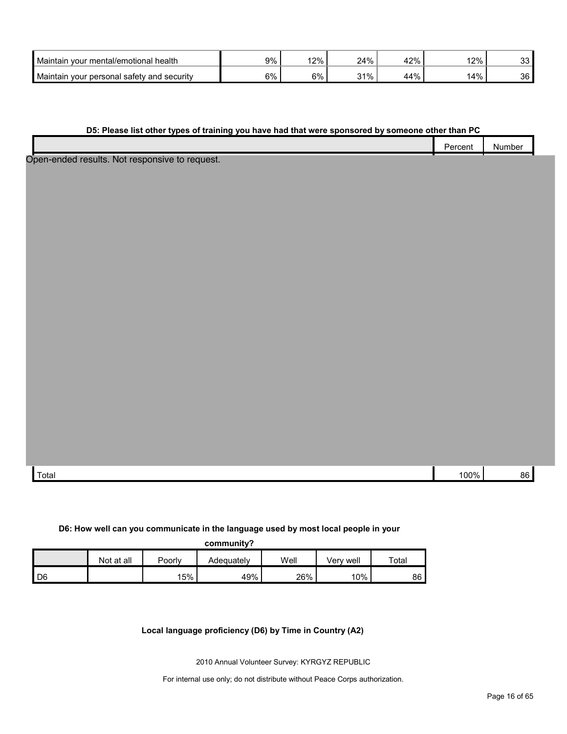| | | | | | | |
|---|---|---|---|---|---|---|
| Maintain your mental/emotional health | 9% | 12% | 24% | 42% | 12% | 33 |
| Maintain your personal safety and security | 6% | 6% | 31% | 44% | 14% | 36 |

**D5: Please list other types of training you have had that were sponsored by someone other than PC**

| | Percent | Number |
|---|---|---|
| Open-ended results. Not responsive to request. | | |
| Total | 100% | 86 |

**D6: How well can you communicate in the language used by most local people in your community?**

| | Not at all | Poorly | Adequately | Well | Very well | Total |
|---|---|---|---|---|---|---|
| D6 | | 15% | 49% | 26% | 10% | 86 |

**Local language proficiency (D6) by Time in Country (A2)**

2010 Annual Volunteer Survey: KYRGYZ REPUBLIC

For internal use only; do not distribute without Peace Corps authorization.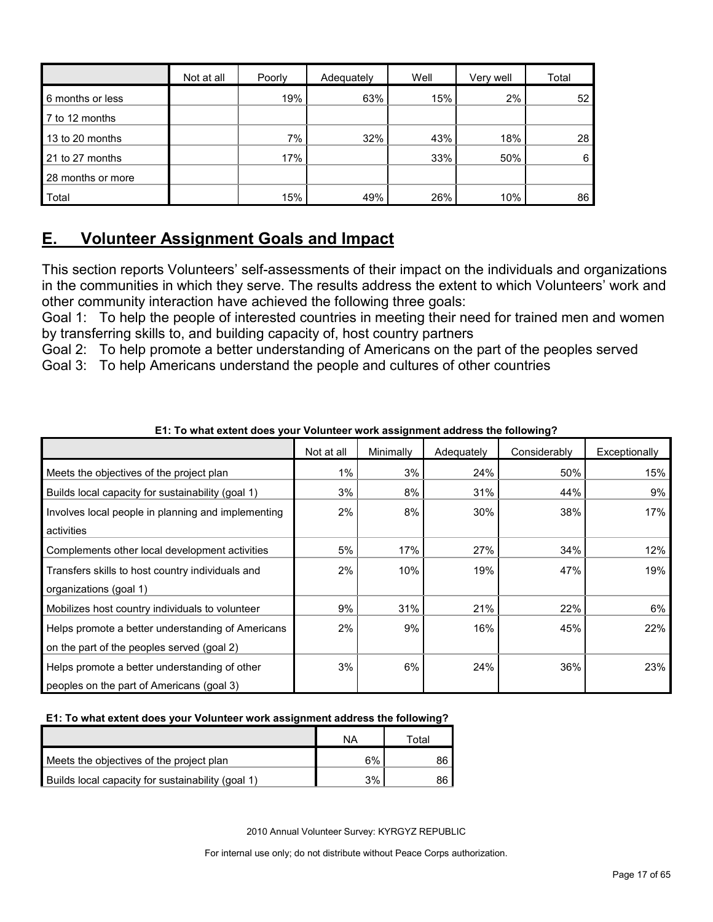| | Not at all | Poorly | Adequately | Well | Very well | Total |
|---|---|---|---|---|---|---|
| 6 months or less | | 19% | 63% | 15% | 2% | 52 |
| 7 to 12 months | | | | | | |
| 13 to 20 months | | 7% | 32% | 43% | 18% | 28 |
| 21 to 27 months | | 17% | | 33% | 50% | 6 |
| 28 months or more | | | | | | |
| Total | | 15% | 49% | 26% | 10% | 86 |

## E. Volunteer Assignment Goals and Impact

This section reports Volunteers' self-assessments of their impact on the individuals and organizations in the communities in which they serve. The results address the extent to which Volunteers' work and other community interaction have achieved the following three goals:

Goal 1: To help the people of interested countries in meeting their need for trained men and women by transferring skills to, and building capacity of, host country partners

Goal 2: To help promote a better understanding of Americans on the part of the peoples served

Goal 3: To help Americans understand the people and cultures of other countries

**E1: To what extent does your Volunteer work assignment address the following?**

| | Not at all | Minimally | Adequately | Considerably | Exceptionally |
|---|---|---|---|---|---|
| Meets the objectives of the project plan | 1% | 3% | 24% | 50% | 15% |
| Builds local capacity for sustainability (goal 1) | 3% | 8% | 31% | 44% | 9% |
| Involves local people in planning and implementing activities | 2% | 8% | 30% | 38% | 17% |
| Complements other local development activities | 5% | 17% | 27% | 34% | 12% |
| Transfers skills to host country individuals and organizations (goal 1) | 2% | 10% | 19% | 47% | 19% |
| Mobilizes host country individuals to volunteer | 9% | 31% | 21% | 22% | 6% |
| Helps promote a better understanding of Americans on the part of the peoples served (goal 2) | 2% | 9% | 16% | 45% | 22% |
| Helps promote a better understanding of other peoples on the part of Americans (goal 3) | 3% | 6% | 24% | 36% | 23% |

**E1: To what extent does your Volunteer work assignment address the following?**

| | NA | Total |
|---|---|---|
| Meets the objectives of the project plan | 6% | 86 |
| Builds local capacity for sustainability (goal 1) | 3% | 86 |

2010 Annual Volunteer Survey: KYRGYZ REPUBLIC

For internal use only; do not distribute without Peace Corps authorization.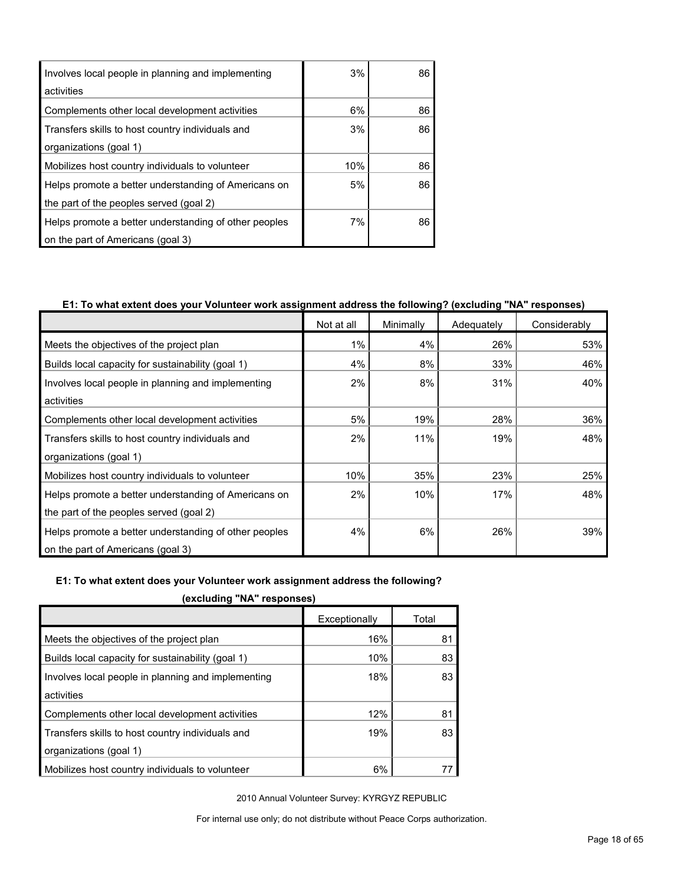| | | |
|---|---|---|
| Involves local people in planning and implementing activities | 3% | 86 |
| Complements other local development activities | 6% | 86 |
| Transfers skills to host country individuals and organizations (goal 1) | 3% | 86 |
| Mobilizes host country individuals to volunteer | 10% | 86 |
| Helps promote a better understanding of Americans on the part of the peoples served (goal 2) | 5% | 86 |
| Helps promote a better understanding of other peoples on the part of Americans (goal 3) | 7% | 86 |

**E1: To what extent does your Volunteer work assignment address the following? (excluding "NA" responses)**

| | Not at all | Minimally | Adequately | Considerably |
|---|---|---|---|---|
| Meets the objectives of the project plan | 1% | 4% | 26% | 53% |
| Builds local capacity for sustainability (goal 1) | 4% | 8% | 33% | 46% |
| Involves local people in planning and implementing activities | 2% | 8% | 31% | 40% |
| Complements other local development activities | 5% | 19% | 28% | 36% |
| Transfers skills to host country individuals and organizations (goal 1) | 2% | 11% | 19% | 48% |
| Mobilizes host country individuals to volunteer | 10% | 35% | 23% | 25% |
| Helps promote a better understanding of Americans on the part of the peoples served (goal 2) | 2% | 10% | 17% | 48% |
| Helps promote a better understanding of other peoples on the part of Americans (goal 3) | 4% | 6% | 26% | 39% |

**E1: To what extent does your Volunteer work assignment address the following? (excluding "NA" responses)**

| | Exceptionally | Total |
|---|---|---|
| Meets the objectives of the project plan | 16% | 81 |
| Builds local capacity for sustainability (goal 1) | 10% | 83 |
| Involves local people in planning and implementing activities | 18% | 83 |
| Complements other local development activities | 12% | 81 |
| Transfers skills to host country individuals and organizations (goal 1) | 19% | 83 |
| Mobilizes host country individuals to volunteer | 6% | 77 |

2010 Annual Volunteer Survey: KYRGYZ REPUBLIC

For internal use only; do not distribute without Peace Corps authorization.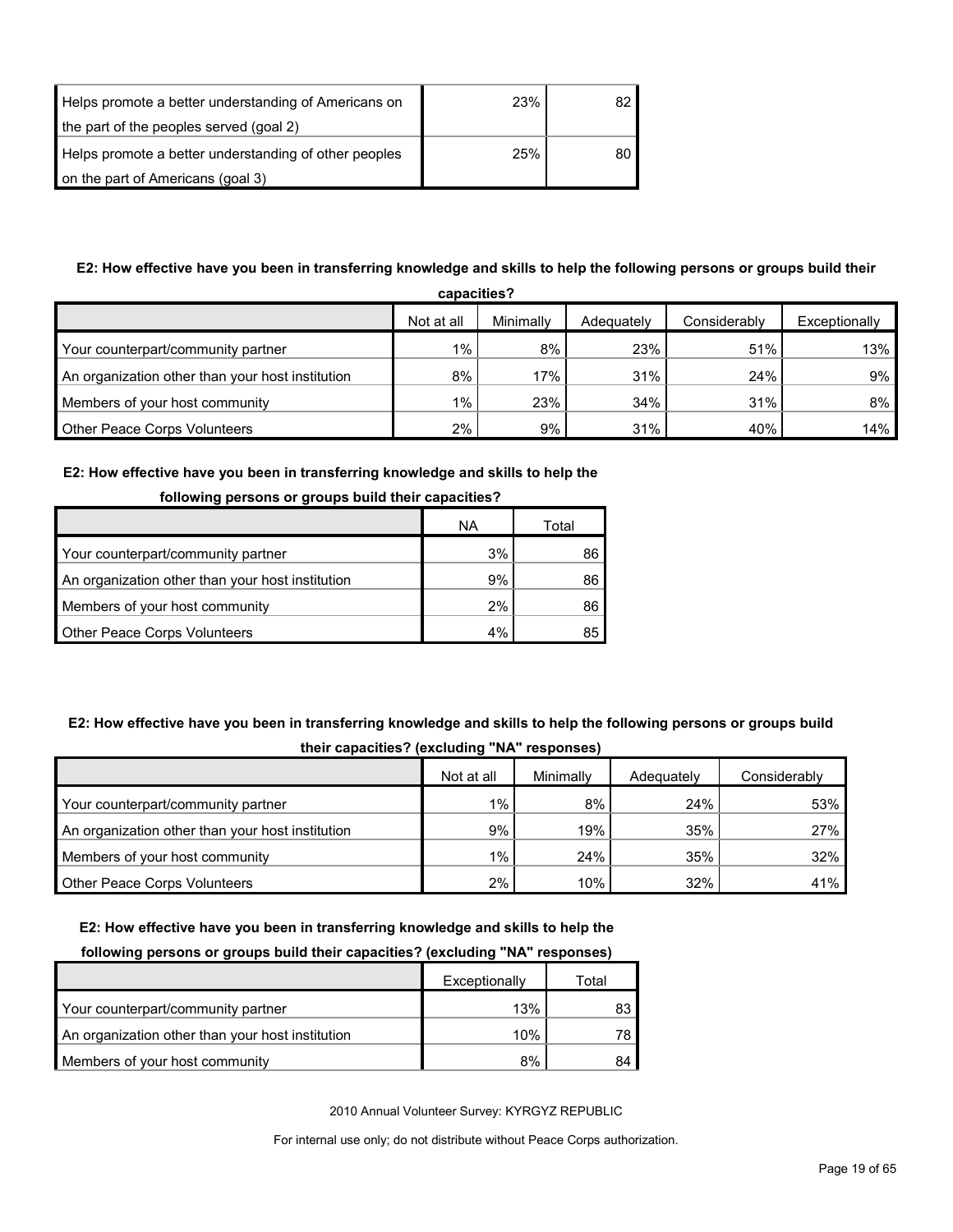| | | |
|---|---|---|
| Helps promote a better understanding of Americans on the part of the peoples served (goal 2) | 23% | 82 |
| Helps promote a better understanding of other peoples on the part of Americans (goal 3) | 25% | 80 |

**E2: How effective have you been in transferring knowledge and skills to help the following persons or groups build their capacities?**

| | Not at all | Minimally | Adequately | Considerably | Exceptionally |
|---|---|---|---|---|---|
| Your counterpart/community partner | 1% | 8% | 23% | 51% | 13% |
| An organization other than your host institution | 8% | 17% | 31% | 24% | 9% |
| Members of your host community | 1% | 23% | 34% | 31% | 8% |
| Other Peace Corps Volunteers | 2% | 9% | 31% | 40% | 14% |

**E2: How effective have you been in transferring knowledge and skills to help the following persons or groups build their capacities?**

| | NA | Total |
|---|---|---|
| Your counterpart/community partner | 3% | 86 |
| An organization other than your host institution | 9% | 86 |
| Members of your host community | 2% | 86 |
| Other Peace Corps Volunteers | 4% | 85 |

**E2: How effective have you been in transferring knowledge and skills to help the following persons or groups build their capacities? (excluding "NA" responses)**

| | Not at all | Minimally | Adequately | Considerably |
|---|---|---|---|---|
| Your counterpart/community partner | 1% | 8% | 24% | 53% |
| An organization other than your host institution | 9% | 19% | 35% | 27% |
| Members of your host community | 1% | 24% | 35% | 32% |
| Other Peace Corps Volunteers | 2% | 10% | 32% | 41% |

**E2: How effective have you been in transferring knowledge and skills to help the following persons or groups build their capacities? (excluding "NA" responses)**

| | Exceptionally | Total |
|---|---|---|
| Your counterpart/community partner | 13% | 83 |
| An organization other than your host institution | 10% | 78 |
| Members of your host community | 8% | 84 |

2010 Annual Volunteer Survey: KYRGYZ REPUBLIC

For internal use only; do not distribute without Peace Corps authorization.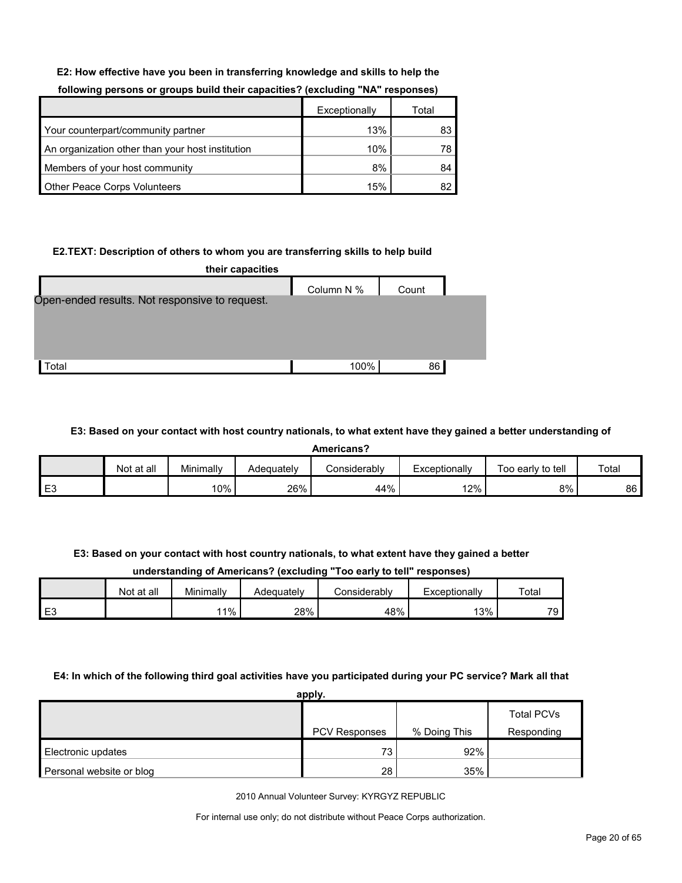**E2: How effective have you been in transferring knowledge and skills to help the following persons or groups build their capacities? (excluding "NA" responses)**

| | Exceptionally | Total |
|---|---|---|
| Your counterpart/community partner | 13% | 83 |
| An organization other than your host institution | 10% | 78 |
| Members of your host community | 8% | 84 |
| Other Peace Corps Volunteers | 15% | 82 |

**E2.TEXT: Description of others to whom you are transferring skills to help build their capacities**

| | Column N % | Count |
|---|---|---|
| Open-ended results. Not responsive to request. | | |
| Total | 100% | 86 |

**E3: Based on your contact with host country nationals, to what extent have they gained a better understanding of Americans?**

| | Not at all | Minimally | Adequately | Considerably | Exceptionally | Too early to tell | Total |
|---|---|---|---|---|---|---|---|
| E3 | | 10% | 26% | 44% | 12% | 8% | 86 |

**E3: Based on your contact with host country nationals, to what extent have they gained a better understanding of Americans? (excluding "Too early to tell" responses)**

| | Not at all | Minimally | Adequately | Considerably | Exceptionally | Total |
|---|---|---|---|---|---|---|
| E3 | | 11% | 28% | 48% | 13% | 79 |

**E4: In which of the following third goal activities have you participated during your PC service? Mark all that apply.**

| | PCV Responses | % Doing This | Total PCVs Responding |
|---|---|---|---|
| Electronic updates | 73 | 92% | |
| Personal website or blog | 28 | 35% | |

2010 Annual Volunteer Survey: KYRGYZ REPUBLIC

For internal use only; do not distribute without Peace Corps authorization.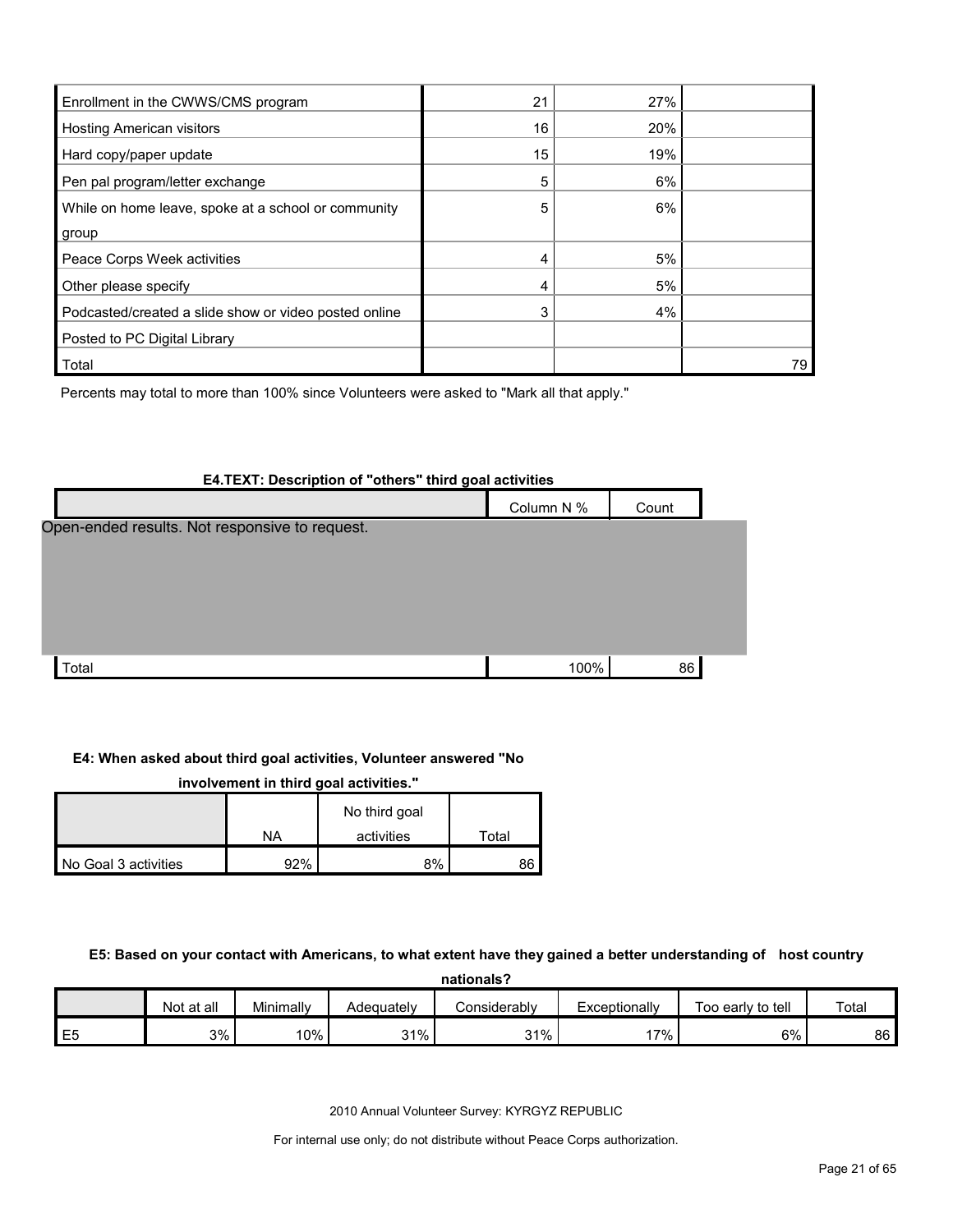| | | | |
|---|---|---|---|
| Enrollment in the CWWS/CMS program | 21 | 27% | |
| Hosting American visitors | 16 | 20% | |
| Hard copy/paper update | 15 | 19% | |
| Pen pal program/letter exchange | 5 | 6% | |
| While on home leave, spoke at a school or community group | 5 | 6% | |
| Peace Corps Week activities | 4 | 5% | |
| Other please specify | 4 | 5% | |
| Podcasted/created a slide show or video posted online | 3 | 4% | |
| Posted to PC Digital Library | | | |
| Total | | | 79 |

Percents may total to more than 100% since Volunteers were asked to "Mark all that apply."

**E4.TEXT: Description of "others" third goal activities**

| | Column N % | Count |
|---|---|---|
| Open-ended results. Not responsive to request. | | |
| Total | 100% | 86 |

**E4: When asked about third goal activities, Volunteer answered "No involvement in third goal activities."**

| | NA | No third goal activities | Total |
|---|---|---|---|
| No Goal 3 activities | 92% | 8% | 86 |

**E5: Based on your contact with Americans, to what extent have they gained a better understanding of host country nationals?**

| | Not at all | Minimally | Adequately | Considerably | Exceptionally | Too early to tell | Total |
|---|---|---|---|---|---|---|---|
| E5 | 3% | 10% | 31% | 31% | 17% | 6% | 86 |

2010 Annual Volunteer Survey: KYRGYZ REPUBLIC

For internal use only; do not distribute without Peace Corps authorization.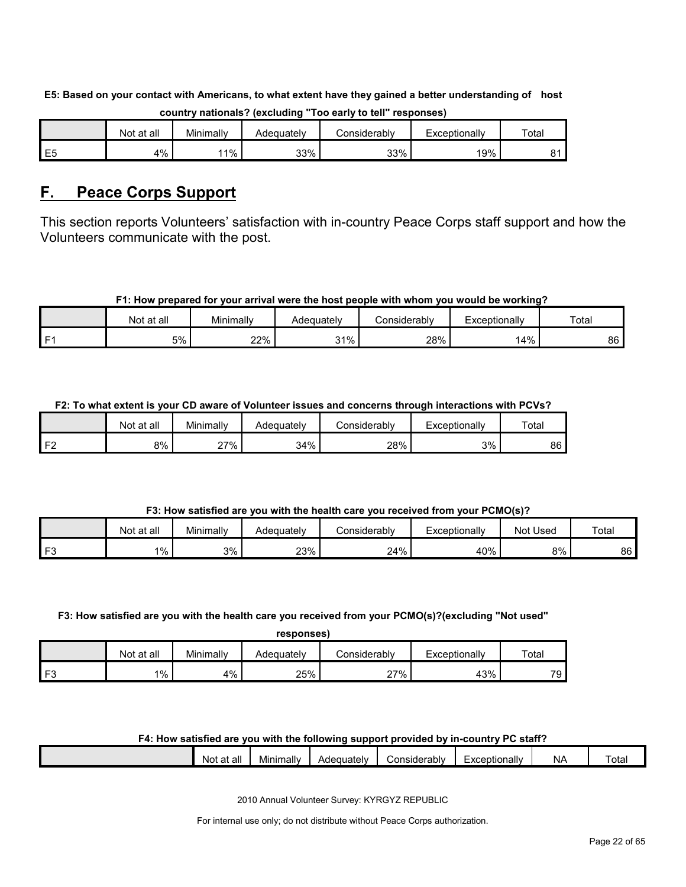**E5: Based on your contact with Americans, to what extent have they gained a better understanding of host country nationals? (excluding "Too early to tell" responses)**

| | Not at all | Minimally | Adequately | Considerably | Exceptionally | Total |
|---|---|---|---|---|---|---|
| E5 | 4% | 11% | 33% | 33% | 19% | 81 |

## F. Peace Corps Support

This section reports Volunteers' satisfaction with in-country Peace Corps staff support and how the Volunteers communicate with the post.

**F1: How prepared for your arrival were the host people with whom you would be working?**

| | Not at all | Minimally | Adequately | Considerably | Exceptionally | Total |
|---|---|---|---|---|---|---|
| F1 | 5% | 22% | 31% | 28% | 14% | 86 |

**F2: To what extent is your CD aware of Volunteer issues and concerns through interactions with PCVs?**

| | Not at all | Minimally | Adequately | Considerably | Exceptionally | Total |
|---|---|---|---|---|---|---|
| F2 | 8% | 27% | 34% | 28% | 3% | 86 |

**F3: How satisfied are you with the health care you received from your PCMO(s)?**

| | Not at all | Minimally | Adequately | Considerably | Exceptionally | Not Used | Total |
|---|---|---|---|---|---|---|---|
| F3 | 1% | 3% | 23% | 24% | 40% | 8% | 86 |

**F3: How satisfied are you with the health care you received from your PCMO(s)?(excluding "Not used" responses)**

| | Not at all | Minimally | Adequately | Considerably | Exceptionally | Total |
|---|---|---|---|---|---|---|
| F3 | 1% | 4% | 25% | 27% | 43% | 79 |

**F4: How satisfied are you with the following support provided by in-country PC staff?**

| | Not at all | Minimally | Adequately | Considerably | Exceptionally | NA | Total |
|---|---|---|---|---|---|---|---|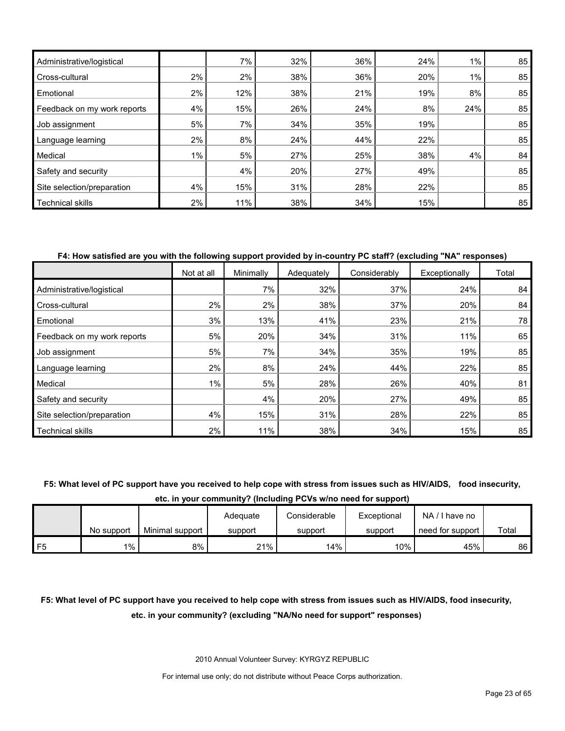| | | | | | | | |
|---|---|---|---|---|---|---|---|
| Administrative/logistical | | 7% | 32% | 36% | 24% | 1% | 85 |
| Cross-cultural | 2% | 2% | 38% | 36% | 20% | 1% | 85 |
| Emotional | 2% | 12% | 38% | 21% | 19% | 8% | 85 |
| Feedback on my work reports | 4% | 15% | 26% | 24% | 8% | 24% | 85 |
| Job assignment | 5% | 7% | 34% | 35% | 19% | | 85 |
| Language learning | 2% | 8% | 24% | 44% | 22% | | 85 |
| Medical | 1% | 5% | 27% | 25% | 38% | 4% | 84 |
| Safety and security | | 4% | 20% | 27% | 49% | | 85 |
| Site selection/preparation | 4% | 15% | 31% | 28% | 22% | | 85 |
| Technical skills | 2% | 11% | 38% | 34% | 15% | | 85 |

**F4: How satisfied are you with the following support provided by in-country PC staff? (excluding "NA" responses)**

| | Not at all | Minimally | Adequately | Considerably | Exceptionally | Total |
|---|---|---|---|---|---|---|
| Administrative/logistical | | 7% | 32% | 37% | 24% | 84 |
| Cross-cultural | 2% | 2% | 38% | 37% | 20% | 84 |
| Emotional | 3% | 13% | 41% | 23% | 21% | 78 |
| Feedback on my work reports | 5% | 20% | 34% | 31% | 11% | 65 |
| Job assignment | 5% | 7% | 34% | 35% | 19% | 85 |
| Language learning | 2% | 8% | 24% | 44% | 22% | 85 |
| Medical | 1% | 5% | 28% | 26% | 40% | 81 |
| Safety and security | | 4% | 20% | 27% | 49% | 85 |
| Site selection/preparation | 4% | 15% | 31% | 28% | 22% | 85 |
| Technical skills | 2% | 11% | 38% | 34% | 15% | 85 |

**F5: What level of PC support have you received to help cope with stress from issues such as HIV/AIDS, food insecurity, etc. in your community? (Including PCVs w/no need for support)**

| | No support | Minimal support | Adequate support | Considerable support | Exceptional support | NA / I have no need for support | Total |
|---|---|---|---|---|---|---|---|
| F5 | 1% | 8% | 21% | 14% | 10% | 45% | 86 |

**F5: What level of PC support have you received to help cope with stress from issues such as HIV/AIDS, food insecurity, etc. in your community? (excluding "NA/No need for support" responses)**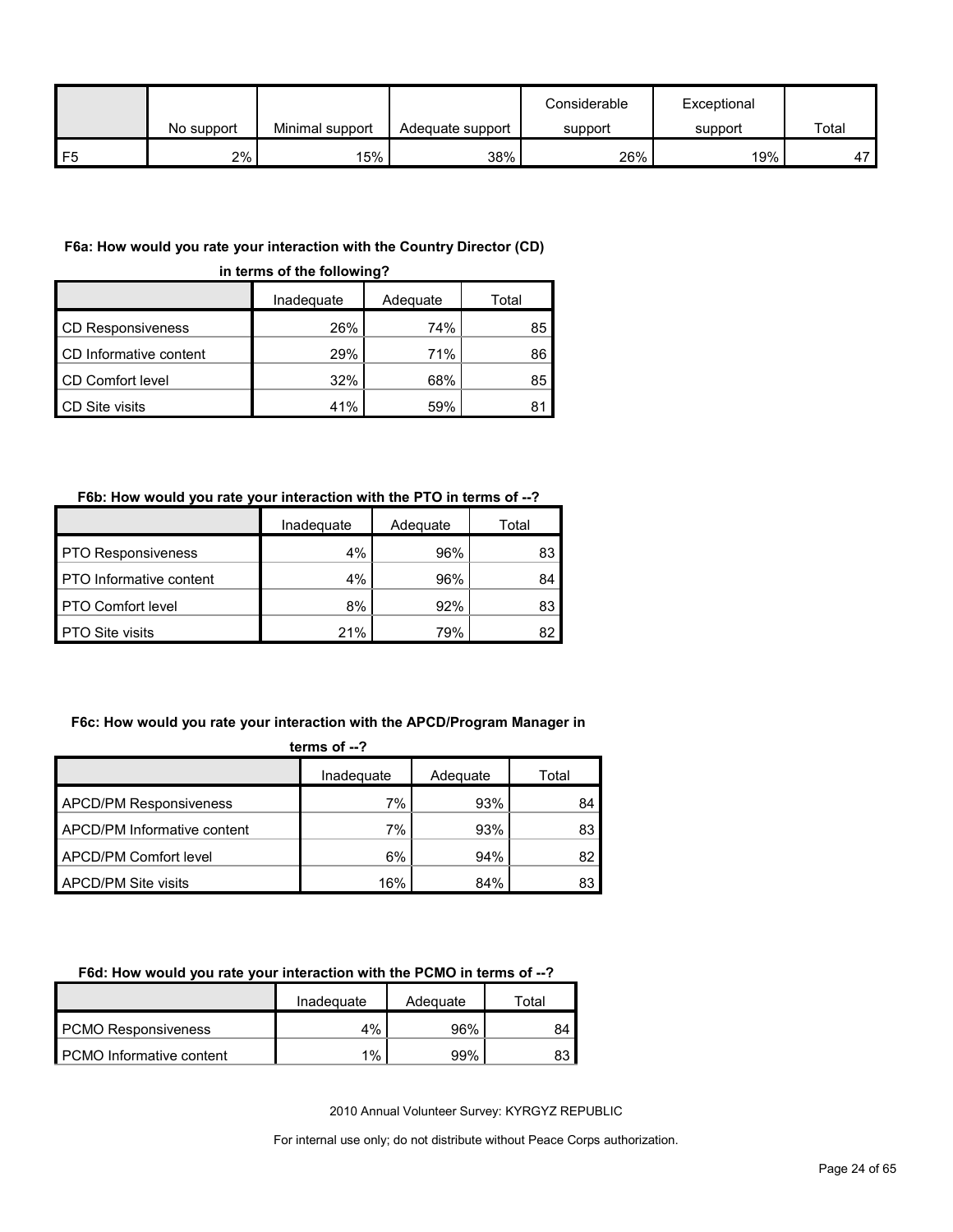| | No support | Minimal support | Adequate support | Considerable support | Exceptional support | Total |
|---|---|---|---|---|---|---|
| F5 | 2% | 15% | 38% | 26% | 19% | 47 |

**F6a: How would you rate your interaction with the Country Director (CD) in terms of the following?**

| | Inadequate | Adequate | Total |
|---|---|---|---|
| CD Responsiveness | 26% | 74% | 85 |
| CD Informative content | 29% | 71% | 86 |
| CD Comfort level | 32% | 68% | 85 |
| CD Site visits | 41% | 59% | 81 |

**F6b: How would you rate your interaction with the PTO in terms of --?**

| | Inadequate | Adequate | Total |
|---|---|---|---|
| PTO Responsiveness | 4% | 96% | 83 |
| PTO Informative content | 4% | 96% | 84 |
| PTO Comfort level | 8% | 92% | 83 |
| PTO Site visits | 21% | 79% | 82 |

**F6c: How would you rate your interaction with the APCD/Program Manager in terms of --?**

| | Inadequate | Adequate | Total |
|---|---|---|---|
| APCD/PM Responsiveness | 7% | 93% | 84 |
| APCD/PM Informative content | 7% | 93% | 83 |
| APCD/PM Comfort level | 6% | 94% | 82 |
| APCD/PM Site visits | 16% | 84% | 83 |

**F6d: How would you rate your interaction with the PCMO in terms of --?**

| | Inadequate | Adequate | Total |
|---|---|---|---|
| PCMO Responsiveness | 4% | 96% | 84 |
| PCMO Informative content | 1% | 99% | 83 |

2010 Annual Volunteer Survey: KYRGYZ REPUBLIC

For internal use only; do not distribute without Peace Corps authorization.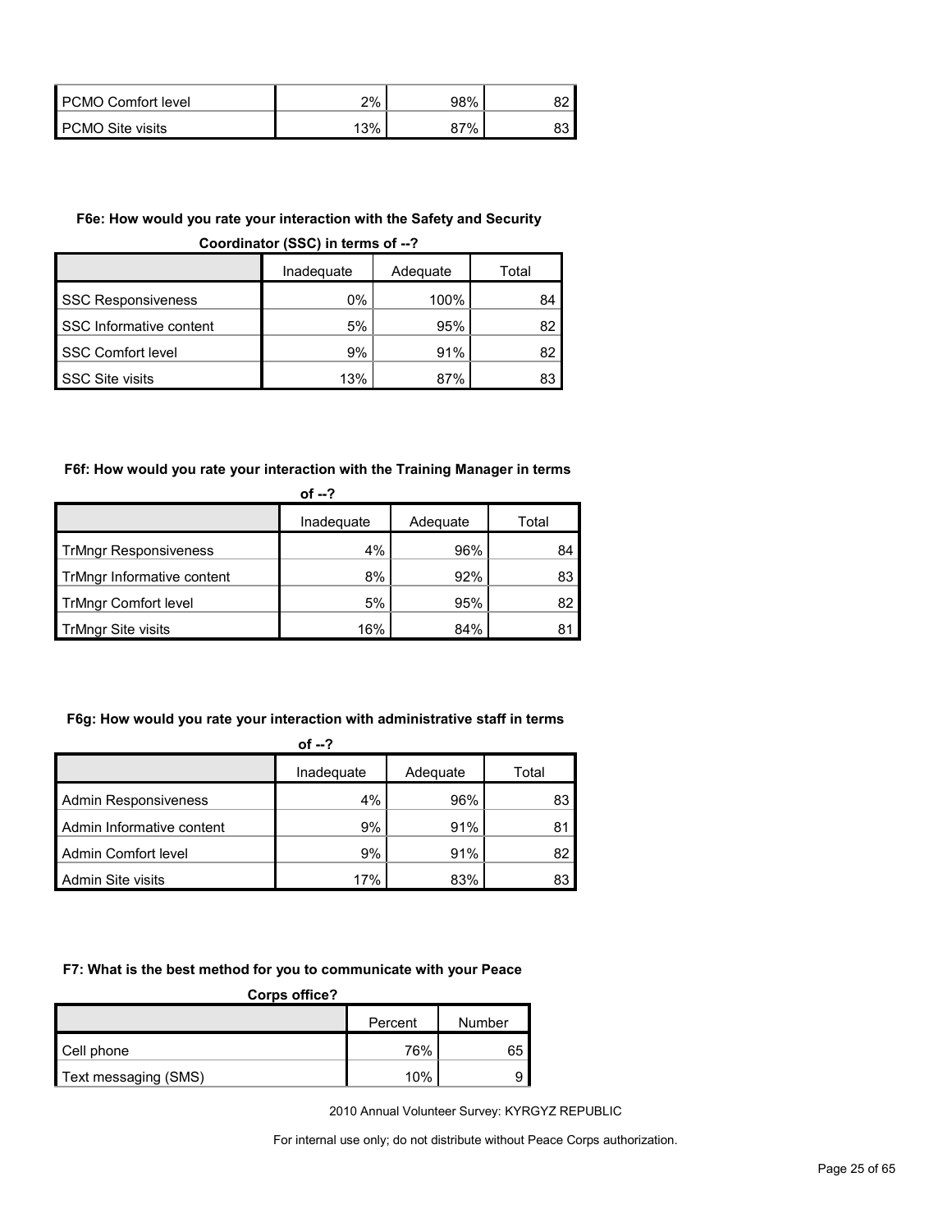| PCMO Comfort level | 2% | 98% | 82 |
|---|---|---|---|
| PCMO Site visits | 13% | 87% | 83 |

**F6e: How would you rate your interaction with the Safety and Security Coordinator (SSC) in terms of --?**

| | Inadequate | Adequate | Total |
|---|---|---|---|
| SSC Responsiveness | 0% | 100% | 84 |
| SSC Informative content | 5% | 95% | 82 |
| SSC Comfort level | 9% | 91% | 82 |
| SSC Site visits | 13% | 87% | 83 |

**F6f: How would you rate your interaction with the Training Manager in terms of --?**

| | Inadequate | Adequate | Total |
|---|---|---|---|
| TrMngr Responsiveness | 4% | 96% | 84 |
| TrMngr Informative content | 8% | 92% | 83 |
| TrMngr Comfort level | 5% | 95% | 82 |
| TrMngr Site visits | 16% | 84% | 81 |

**F6g: How would you rate your interaction with administrative staff in terms of --?**

| | Inadequate | Adequate | Total |
|---|---|---|---|
| Admin Responsiveness | 4% | 96% | 83 |
| Admin Informative content | 9% | 91% | 81 |
| Admin Comfort level | 9% | 91% | 82 |
| Admin Site visits | 17% | 83% | 83 |

**F7: What is the best method for you to communicate with your Peace Corps office?**

| | Percent | Number |
|---|---|---|
| Cell phone | 76% | 65 |
| Text messaging (SMS) | 10% | 9 |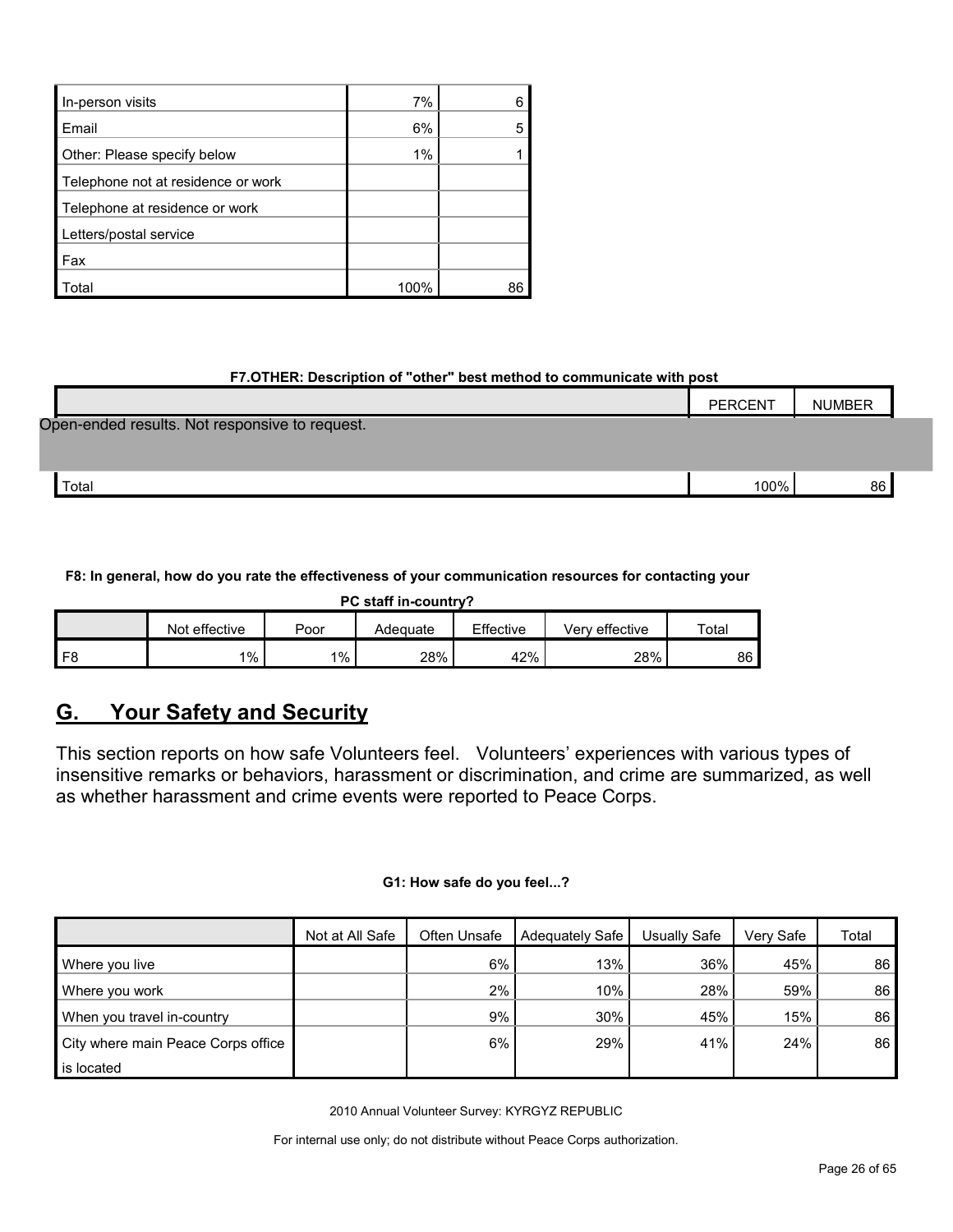| | | |
|---|---|---|
| In-person visits | 7% | 6 |
| Email | 6% | 5 |
| Other: Please specify below | 1% | 1 |
| Telephone not at residence or work | | |
| Telephone at residence or work | | |
| Letters/postal service | | |
| Fax | | |
| Total | 100% | 86 |

**F7.OTHER: Description of "other" best method to communicate with post**

| | PERCENT | NUMBER |
|---|---|---|
| Open-ended results. Not responsive to request. | | |
| Total | 100% | 86 |

**F8: In general, how do you rate the effectiveness of your communication resources for contacting your PC staff in-country?**

| | Not effective | Poor | Adequate | Effective | Very effective | Total |
|---|---|---|---|---|---|---|
| F8 | 1% | 1% | 28% | 42% | 28% | 86 |

## G. Your Safety and Security

This section reports on how safe Volunteers feel. Volunteers' experiences with various types of insensitive remarks or behaviors, harassment or discrimination, and crime are summarized, as well as whether harassment and crime events were reported to Peace Corps.

**G1: How safe do you feel...?**

| | Not at All Safe | Often Unsafe | Adequately Safe | Usually Safe | Very Safe | Total |
|---|---|---|---|---|---|---|
| Where you live | | 6% | 13% | 36% | 45% | 86 |
| Where you work | | 2% | 10% | 28% | 59% | 86 |
| When you travel in-country | | 9% | 30% | 45% | 15% | 86 |
| City where main Peace Corps office is located | | 6% | 29% | 41% | 24% | 86 |

2010 Annual Volunteer Survey: KYRGYZ REPUBLIC

For internal use only; do not distribute without Peace Corps authorization.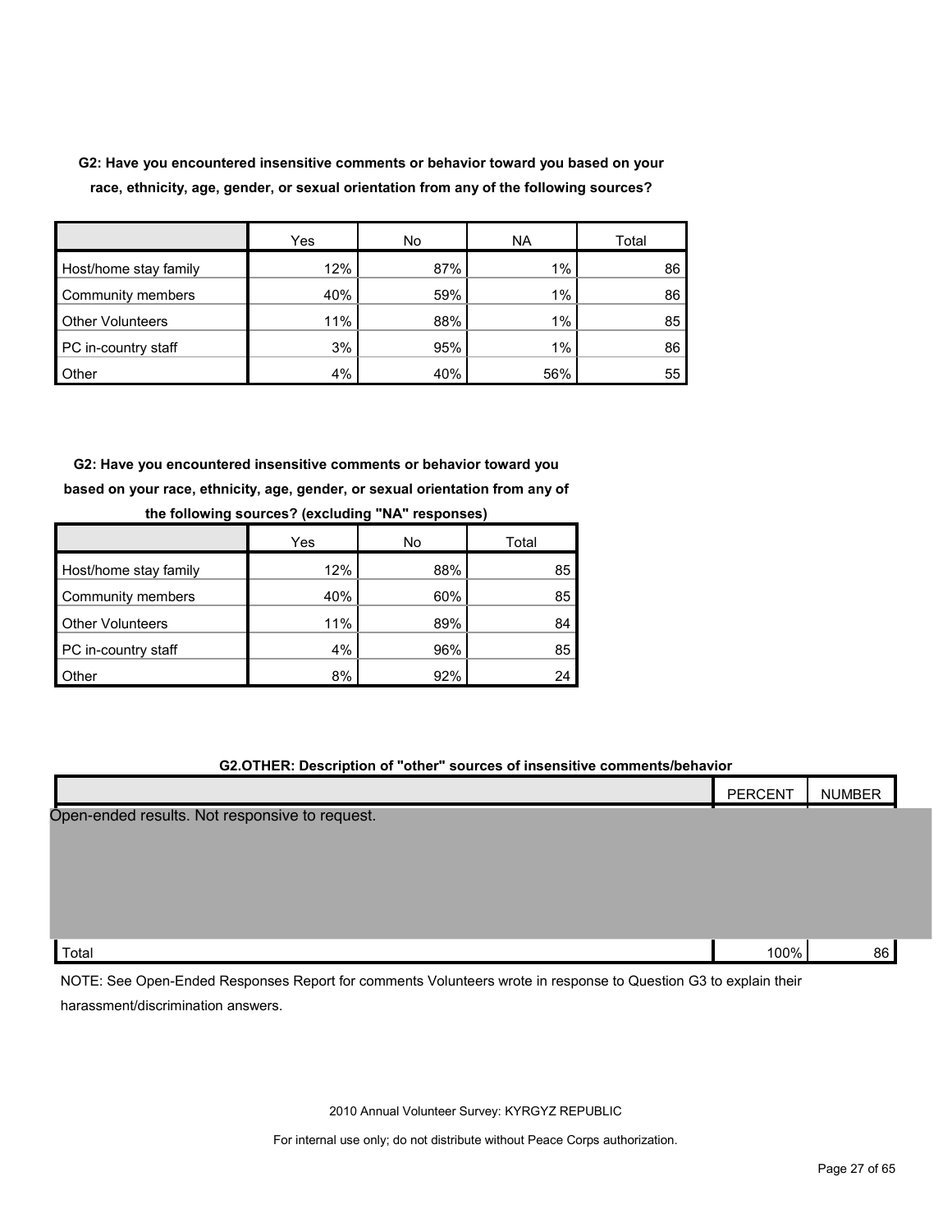**G2: Have you encountered insensitive comments or behavior toward you based on your race, ethnicity, age, gender, or sexual orientation from any of the following sources?**

| | Yes | No | NA | Total |
|---|---|---|---|---|
| Host/home stay family | 12% | 87% | 1% | 86 |
| Community members | 40% | 59% | 1% | 86 |
| Other Volunteers | 11% | 88% | 1% | 85 |
| PC in-country staff | 3% | 95% | 1% | 86 |
| Other | 4% | 40% | 56% | 55 |

**G2: Have you encountered insensitive comments or behavior toward you based on your race, ethnicity, age, gender, or sexual orientation from any of the following sources? (excluding "NA" responses)**

| | Yes | No | Total |
|---|---|---|---|
| Host/home stay family | 12% | 88% | 85 |
| Community members | 40% | 60% | 85 |
| Other Volunteers | 11% | 89% | 84 |
| PC in-country staff | 4% | 96% | 85 |
| Other | 8% | 92% | 24 |

**G2.OTHER: Description of "other" sources of insensitive comments/behavior**

| | PERCENT | NUMBER |
|---|---|---|
| Open-ended results. Not responsive to request. | | |
| Total | 100% | 86 |

NOTE: See Open-Ended Responses Report for comments Volunteers wrote in response to Question G3 to explain their harassment/discrimination answers.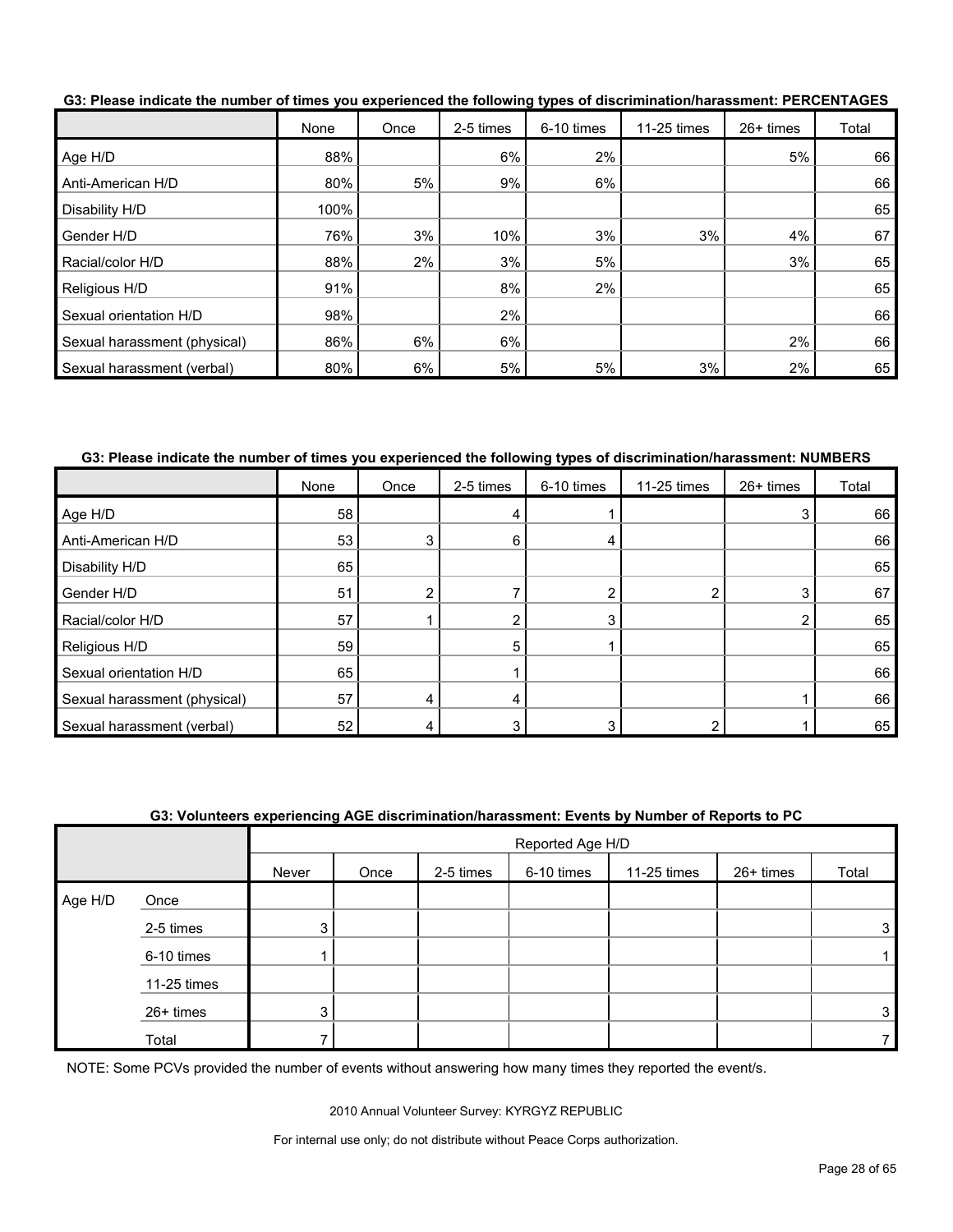**G3: Please indicate the number of times you experienced the following types of discrimination/harassment: PERCENTAGES**

| | None | Once | 2-5 times | 6-10 times | 11-25 times | 26+ times | Total |
|---|---|---|---|---|---|---|---|
| Age H/D | 88% | | 6% | 2% | | 5% | 66 |
| Anti-American H/D | 80% | 5% | 9% | 6% | | | 66 |
| Disability H/D | 100% | | | | | | 65 |
| Gender H/D | 76% | 3% | 10% | 3% | 3% | 4% | 67 |
| Racial/color H/D | 88% | 2% | 3% | 5% | | 3% | 65 |
| Religious H/D | 91% | | 8% | 2% | | | 65 |
| Sexual orientation H/D | 98% | | 2% | | | | 66 |
| Sexual harassment (physical) | 86% | 6% | 6% | | | 2% | 66 |
| Sexual harassment (verbal) | 80% | 6% | 5% | 5% | 3% | 2% | 65 |

**G3: Please indicate the number of times you experienced the following types of discrimination/harassment: NUMBERS**

| | None | Once | 2-5 times | 6-10 times | 11-25 times | 26+ times | Total |
|---|---|---|---|---|---|---|---|
| Age H/D | 58 | | 4 | 1 | | 3 | 66 |
| Anti-American H/D | 53 | 3 | 6 | 4 | | | 66 |
| Disability H/D | 65 | | | | | | 65 |
| Gender H/D | 51 | 2 | 7 | 2 | 2 | 3 | 67 |
| Racial/color H/D | 57 | 1 | 2 | 3 | | 2 | 65 |
| Religious H/D | 59 | | 5 | 1 | | | 65 |
| Sexual orientation H/D | 65 | | 1 | | | | 66 |
| Sexual harassment (physical) | 57 | 4 | 4 | | | 1 | 66 |
| Sexual harassment (verbal) | 52 | 4 | 3 | 3 | 2 | 1 | 65 |

**G3: Volunteers experiencing AGE discrimination/harassment: Events by Number of Reports to PC**

| | | Reported Age H/D | | | | | | |
|---|---|---|---|---|---|---|---|---|
| | | Never | Once | 2-5 times | 6-10 times | 11-25 times | 26+ times | Total |
| Age H/D | Once | | | | | | | |
| | 2-5 times | 3 | | | | | | 3 |
| | 6-10 times | 1 | | | | | | 1 |
| | 11-25 times | | | | | | | |
| | 26+ times | 3 | | | | | | 3 |
| | Total | 7 | | | | | | 7 |

NOTE: Some PCVs provided the number of events without answering how many times they reported the event/s.

2010 Annual Volunteer Survey: KYRGYZ REPUBLIC

For internal use only; do not distribute without Peace Corps authorization.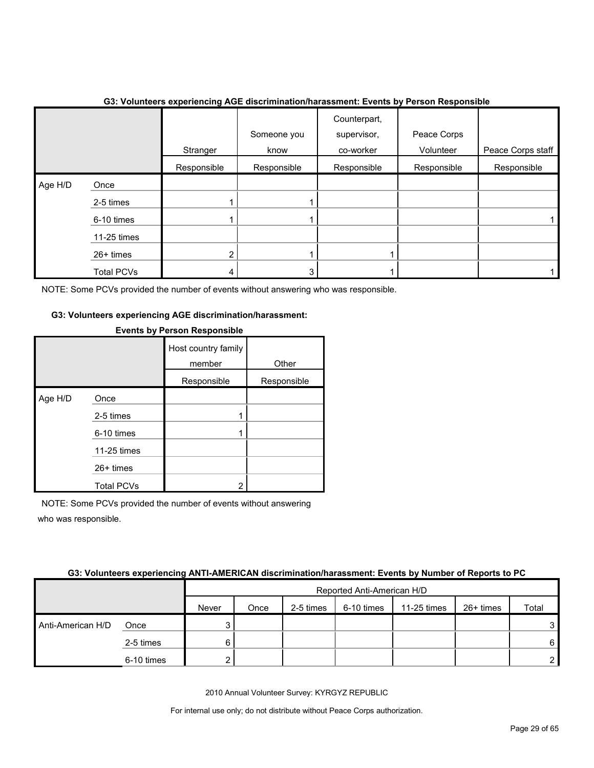**G3: Volunteers experiencing AGE discrimination/harassment: Events by Person Responsible**

| | | Stranger | Someone you know | Counterpart, supervisor, co-worker | Peace Corps Volunteer | Peace Corps staff |
|---|---|---|---|---|---|---|
| | | Responsible | Responsible | Responsible | Responsible | Responsible |
| Age H/D | Once | | | | | |
| | 2-5 times | 1 | 1 | | | |
| | 6-10 times | 1 | 1 | | | 1 |
| | 11-25 times | | | | | |
| | 26+ times | 2 | 1 | 1 | | |
| | Total PCVs | 4 | 3 | 1 | | 1 |

NOTE: Some PCVs provided the number of events without answering who was responsible.

**G3: Volunteers experiencing AGE discrimination/harassment: Events by Person Responsible**

| | | Host country family member | Other |
|---|---|---|---|
| | | Responsible | Responsible |
| Age H/D | Once | | |
| | 2-5 times | 1 | |
| | 6-10 times | 1 | |
| | 11-25 times | | |
| | 26+ times | | |
| | Total PCVs | 2 | |

NOTE: Some PCVs provided the number of events without answering who was responsible.

**G3: Volunteers experiencing ANTI-AMERICAN discrimination/harassment: Events by Number of Reports to PC**

| | | Reported Anti-American H/D | | | | | | |
|---|---|---|---|---|---|---|---|---|
| | | Never | Once | 2-5 times | 6-10 times | 11-25 times | 26+ times | Total |
| Anti-American H/D | Once | 3 | | | | | | 3 |
| | 2-5 times | 6 | | | | | | 6 |
| | 6-10 times | 2 | | | | | | 2 |

2010 Annual Volunteer Survey: KYRGYZ REPUBLIC

For internal use only; do not distribute without Peace Corps authorization.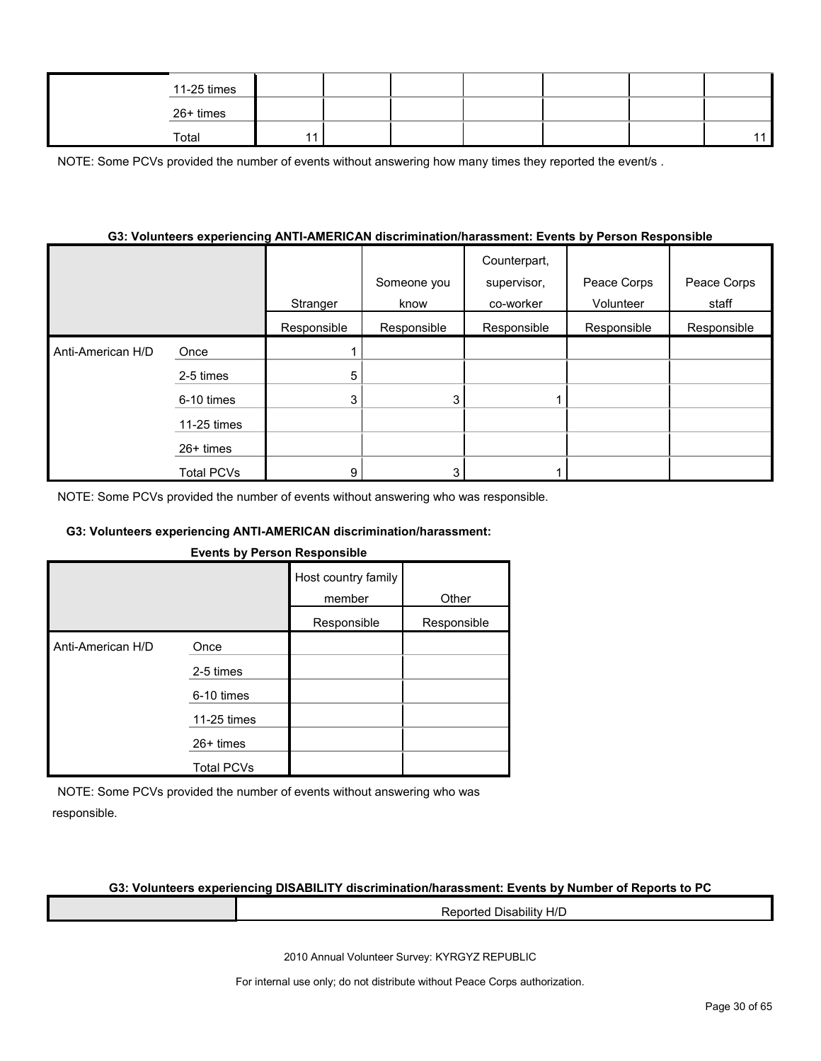| | | | | | | | |
|---|---|---|---|---|---|---|---|
| | 11-25 times | | | | | | |
| | 26+ times | | | | | | |
| | Total | 11 | | | | | 11 |

NOTE: Some PCVs provided the number of events without answering how many times they reported the event/s .

**G3: Volunteers experiencing ANTI-AMERICAN discrimination/harassment: Events by Person Responsible**

| | | Stranger | Someone you know | Counterpart, supervisor, co-worker | Peace Corps Volunteer | Peace Corps staff |
|---|---|---|---|---|---|---|
| | | Responsible | Responsible | Responsible | Responsible | Responsible |
| Anti-American H/D | Once | 1 | | | | |
| | 2-5 times | 5 | | | | |
| | 6-10 times | 3 | 3 | 1 | | |
| | 11-25 times | | | | | |
| | 26+ times | | | | | |
| | Total PCVs | 9 | 3 | 1 | | |

NOTE: Some PCVs provided the number of events without answering who was responsible.

**G3: Volunteers experiencing ANTI-AMERICAN discrimination/harassment: Events by Person Responsible**

| | | Host country family member | Other |
|---|---|---|---|
| | | Responsible | Responsible |
| Anti-American H/D | Once | | |
| | 2-5 times | | |
| | 6-10 times | | |
| | 11-25 times | | |
| | 26+ times | | |
| | Total PCVs | | |

NOTE: Some PCVs provided the number of events without answering who was responsible.

**G3: Volunteers experiencing DISABILITY discrimination/harassment: Events by Number of Reports to PC**

| | Reported Disability H/D |
|---|---|

2010 Annual Volunteer Survey: KYRGYZ REPUBLIC

For internal use only; do not distribute without Peace Corps authorization.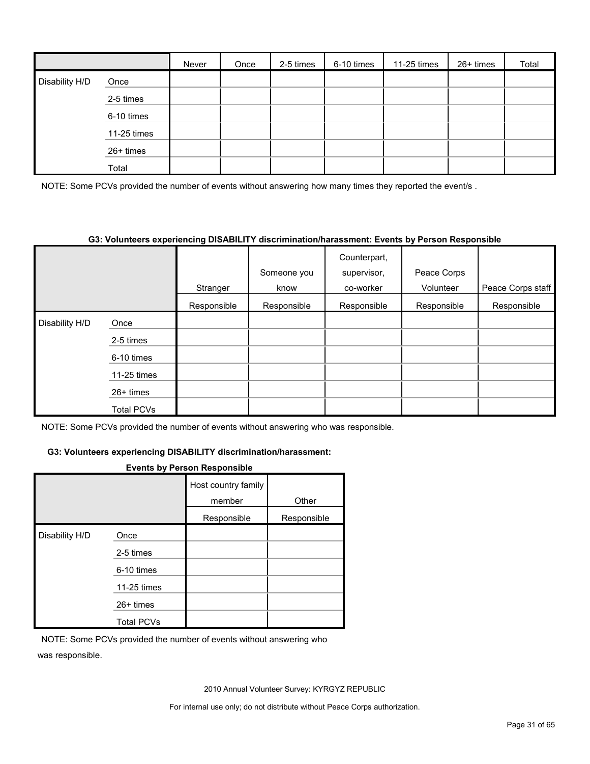| | | Never | Once | 2-5 times | 6-10 times | 11-25 times | 26+ times | Total |
|---|---|---|---|---|---|---|---|---|
| Disability H/D | Once | | | | | | | |
| | 2-5 times | | | | | | | |
| | 6-10 times | | | | | | | |
| | 11-25 times | | | | | | | |
| | 26+ times | | | | | | | |
| | Total | | | | | | | |

NOTE: Some PCVs provided the number of events without answering how many times they reported the event/s .

**G3: Volunteers experiencing DISABILITY discrimination/harassment: Events by Person Responsible**

| | | Stranger | Someone you know | Counterpart, supervisor, co-worker | Peace Corps Volunteer | Peace Corps staff |
|---|---|---|---|---|---|---|
| | | Responsible | Responsible | Responsible | Responsible | Responsible |
| Disability H/D | Once | | | | | |
| | 2-5 times | | | | | |
| | 6-10 times | | | | | |
| | 11-25 times | | | | | |
| | 26+ times | | | | | |
| | Total PCVs | | | | | |

NOTE: Some PCVs provided the number of events without answering who was responsible.

**G3: Volunteers experiencing DISABILITY discrimination/harassment: Events by Person Responsible**

| | | Host country family member | Other |
|---|---|---|---|
| | | Responsible | Responsible |
| Disability H/D | Once | | |
| | 2-5 times | | |
| | 6-10 times | | |
| | 11-25 times | | |
| | 26+ times | | |
| | Total PCVs | | |

NOTE: Some PCVs provided the number of events without answering who was responsible.

2010 Annual Volunteer Survey: KYRGYZ REPUBLIC

For internal use only; do not distribute without Peace Corps authorization.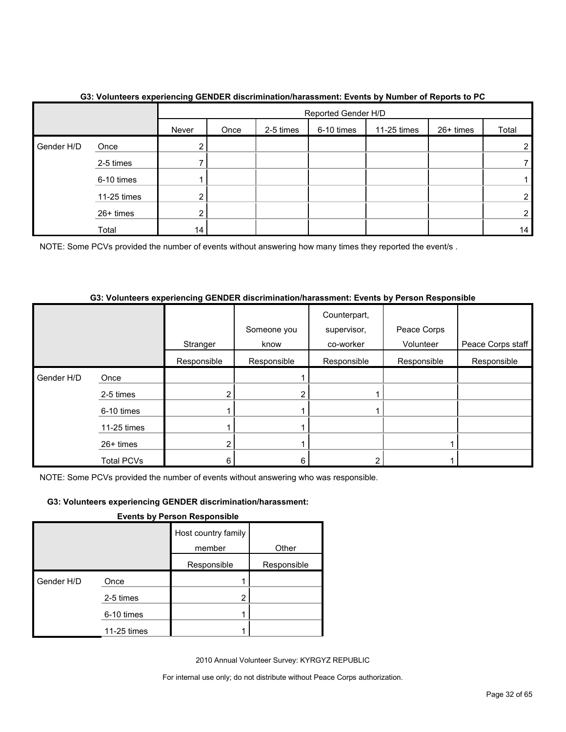**G3: Volunteers experiencing GENDER discrimination/harassment: Events by Number of Reports to PC**

| | | Reported Gender H/D | | | | | | |
|---|---|---|---|---|---|---|---|---|
| | | Never | Once | 2-5 times | 6-10 times | 11-25 times | 26+ times | Total |
| Gender H/D | Once | 2 | | | | | | 2 |
| | 2-5 times | 7 | | | | | | 7 |
| | 6-10 times | 1 | | | | | | 1 |
| | 11-25 times | 2 | | | | | | 2 |
| | 26+ times | 2 | | | | | | 2 |
| | Total | 14 | | | | | | 14 |

NOTE: Some PCVs provided the number of events without answering how many times they reported the event/s .

**G3: Volunteers experiencing GENDER discrimination/harassment: Events by Person Responsible**

| | | Stranger | Someone you know | Counterpart, supervisor, co-worker | Peace Corps Volunteer | Peace Corps staff |
|---|---|---|---|---|---|---|
| | | Responsible | Responsible | Responsible | Responsible | Responsible |
| Gender H/D | Once | | 1 | | | |
| | 2-5 times | 2 | 2 | 1 | | |
| | 6-10 times | 1 | 1 | 1 | | |
| | 11-25 times | 1 | 1 | | | |
| | 26+ times | 2 | 1 | | 1 | |
| | Total PCVs | 6 | 6 | 2 | 1 | |

NOTE: Some PCVs provided the number of events without answering who was responsible.

**G3: Volunteers experiencing GENDER discrimination/harassment: Events by Person Responsible**

| | | Host country family member | Other |
|---|---|---|---|
| | | Responsible | Responsible |
| Gender H/D | Once | 1 | |
| | 2-5 times | 2 | |
| | 6-10 times | 1 | |
| | 11-25 times | 1 | |

2010 Annual Volunteer Survey: KYRGYZ REPUBLIC

For internal use only; do not distribute without Peace Corps authorization.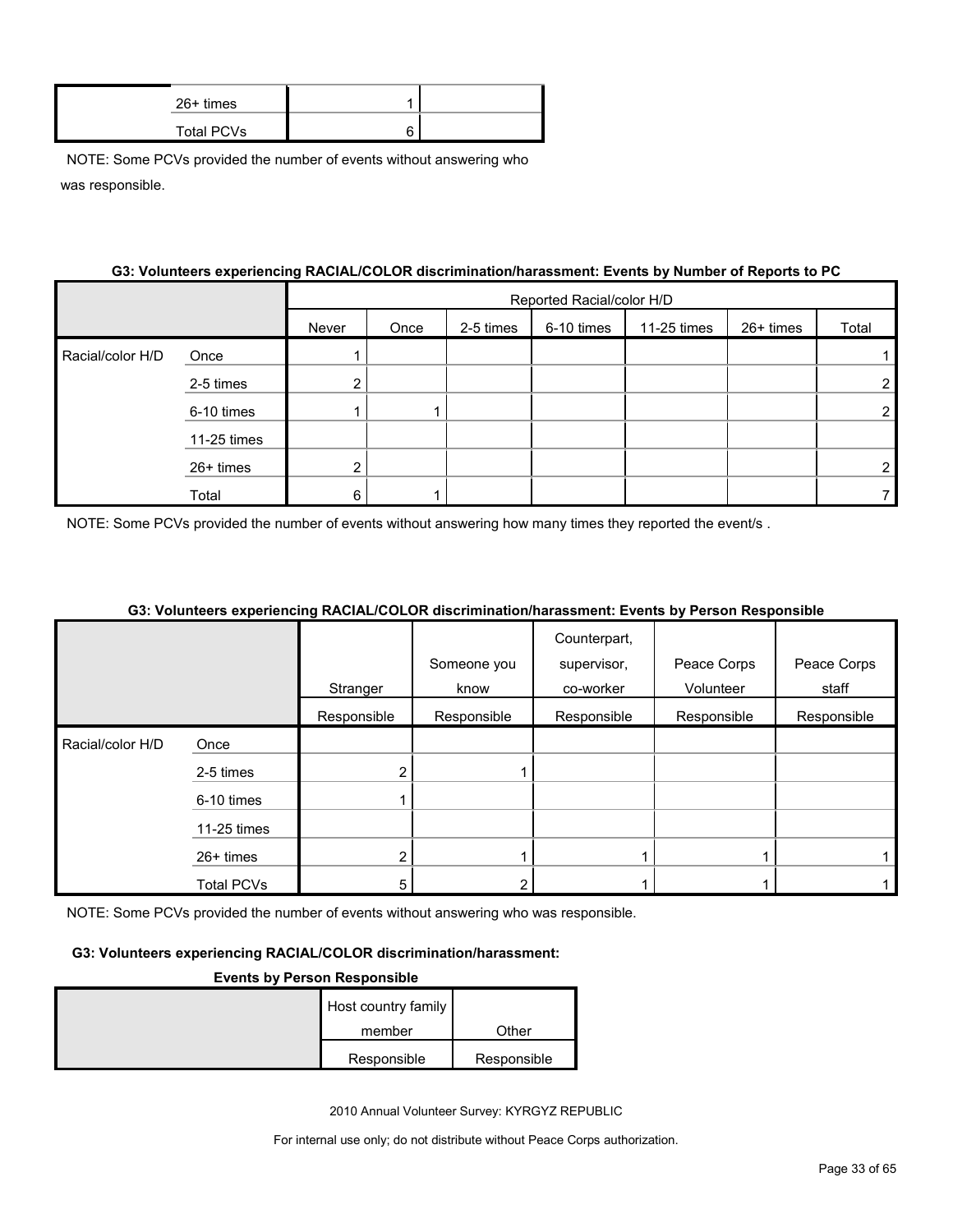| | | | |
|---|---|---|---|
| | 26+ times | 1 | |
| | Total PCVs | 6 | |

NOTE: Some PCVs provided the number of events without answering who was responsible.

**G3: Volunteers experiencing RACIAL/COLOR discrimination/harassment: Events by Number of Reports to PC**

| | | Reported Racial/color H/D | | | | | | |
|---|---|---|---|---|---|---|---|---|
| | | Never | Once | 2-5 times | 6-10 times | 11-25 times | 26+ times | Total |
| Racial/color H/D | Once | 1 | | | | | | 1 |
| | 2-5 times | 2 | | | | | | 2 |
| | 6-10 times | 1 | 1 | | | | | 2 |
| | 11-25 times | | | | | | | |
| | 26+ times | 2 | | | | | | 2 |
| | Total | 6 | 1 | | | | | 7 |

NOTE: Some PCVs provided the number of events without answering how many times they reported the event/s .

**G3: Volunteers experiencing RACIAL/COLOR discrimination/harassment: Events by Person Responsible**

| | | Stranger | Someone you know | Counterpart, supervisor, co-worker | Peace Corps Volunteer | Peace Corps staff |
|---|---|---|---|---|---|---|
| | | Responsible | Responsible | Responsible | Responsible | Responsible |
| Racial/color H/D | Once | | | | | |
| | 2-5 times | 2 | 1 | | | |
| | 6-10 times | 1 | | | | |
| | 11-25 times | | | | | |
| | 26+ times | 2 | 1 | 1 | 1 | 1 |
| | Total PCVs | 5 | 2 | 1 | 1 | 1 |

NOTE: Some PCVs provided the number of events without answering who was responsible.

**G3: Volunteers experiencing RACIAL/COLOR discrimination/harassment: Events by Person Responsible**

| | Host country family member | Other |
|---|---|---|
| | Responsible | Responsible |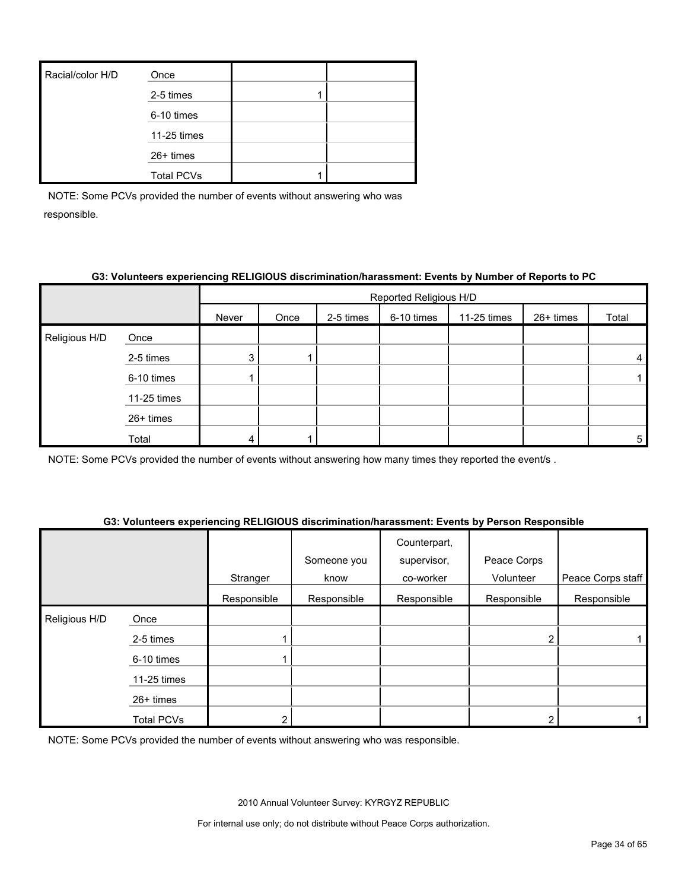| | | | |
|---|---|---|---|
| Racial/color H/D | Once | | |
| | 2-5 times | 1 | |
| | 6-10 times | | |
| | 11-25 times | | |
| | 26+ times | | |
| | Total PCVs | 1 | |

NOTE: Some PCVs provided the number of events without answering who was responsible.

**G3: Volunteers experiencing RELIGIOUS discrimination/harassment: Events by Number of Reports to PC**

| | | Reported Religious H/D | | | | | | |
|---|---|---|---|---|---|---|---|---|
| | | Never | Once | 2-5 times | 6-10 times | 11-25 times | 26+ times | Total |
| Religious H/D | Once | | | | | | | |
| | 2-5 times | 3 | 1 | | | | | 4 |
| | 6-10 times | 1 | | | | | | 1 |
| | 11-25 times | | | | | | | |
| | 26+ times | | | | | | | |
| | Total | 4 | 1 | | | | | 5 |

NOTE: Some PCVs provided the number of events without answering how many times they reported the event/s .

**G3: Volunteers experiencing RELIGIOUS discrimination/harassment: Events by Person Responsible**

| | | Stranger | Someone you know | Counterpart, supervisor, co-worker | Peace Corps Volunteer | Peace Corps staff |
|---|---|---|---|---|---|---|
| | | Responsible | Responsible | Responsible | Responsible | Responsible |
| Religious H/D | Once | | | | | |
| | 2-5 times | 1 | | | 2 | 1 |
| | 6-10 times | 1 | | | | |
| | 11-25 times | | | | | |
| | 26+ times | | | | | |
| | Total PCVs | 2 | | | 2 | 1 |

NOTE: Some PCVs provided the number of events without answering who was responsible.

2010 Annual Volunteer Survey: KYRGYZ REPUBLIC

For internal use only; do not distribute without Peace Corps authorization.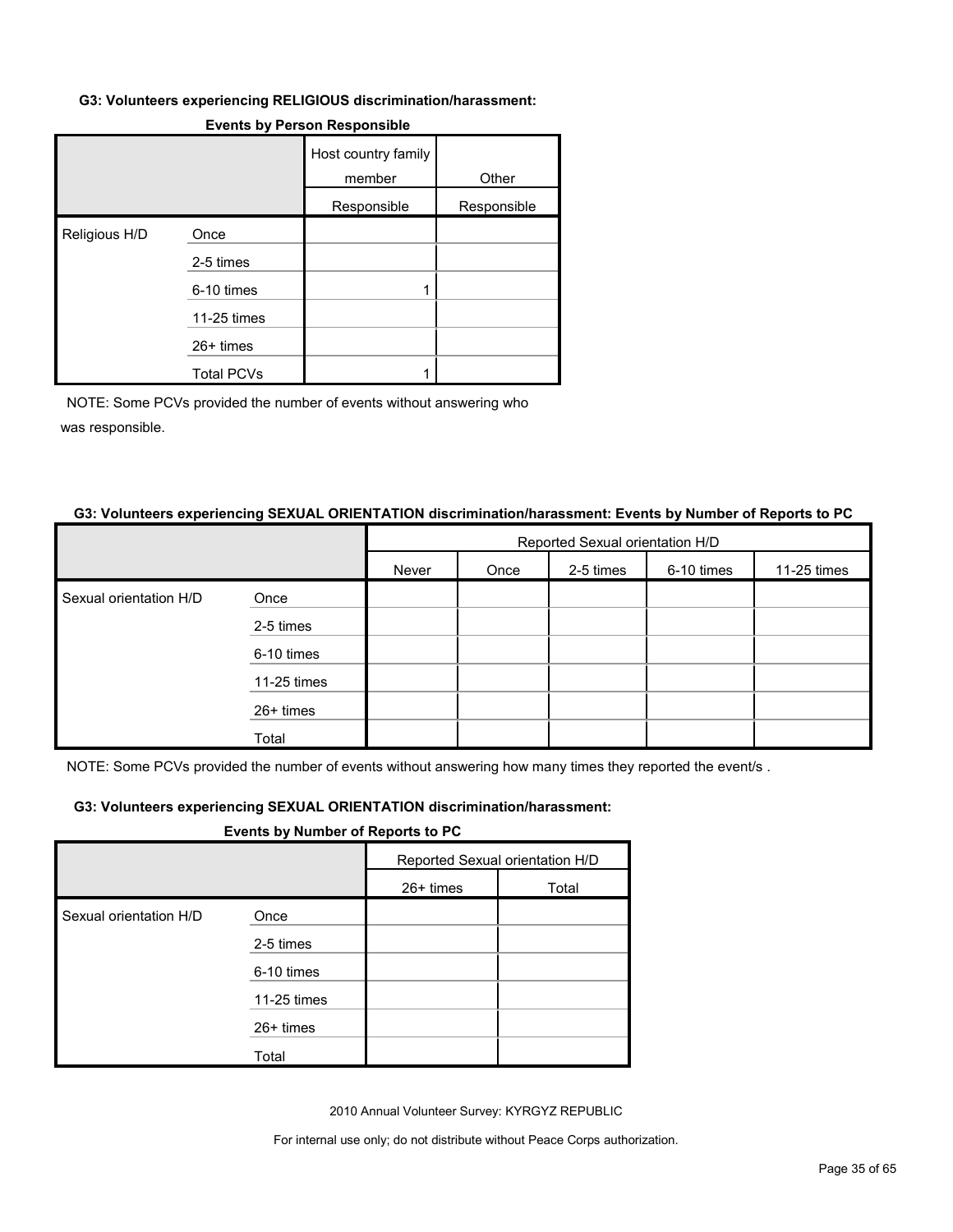#### G3: Volunteers experiencing RELIGIOUS discrimination/harassment:

**Events by Person Responsible**

| | | Host country family member Responsible | Other Responsible |
|---|---|---|---|
| Religious H/D | Once | | |
| | 2-5 times | | |
| | 6-10 times | 1 | |
| | 11-25 times | | |
| | 26+ times | | |
| | Total PCVs | 1 | |

NOTE: Some PCVs provided the number of events without answering who was responsible.

#### G3: Volunteers experiencing SEXUAL ORIENTATION discrimination/harassment: Events by Number of Reports to PC

| | | Reported Sexual orientation H/D | | | | | | |
|---|---|---|---|---|---|---|---|---|
| | | Never | Once | 2-5 times | 6-10 times | 11-25 times | 26+ times | Total |
| Sexual orientation H/D | Once | | | | | | | |
| | 2-5 times | | | | | | | |
| | 6-10 times | | | | | | | |
| | 11-25 times | | | | | | | |
| | 26+ times | | | | | | | |
| | Total | | | | | | | |

NOTE: Some PCVs provided the number of events without answering how many times they reported the event/s .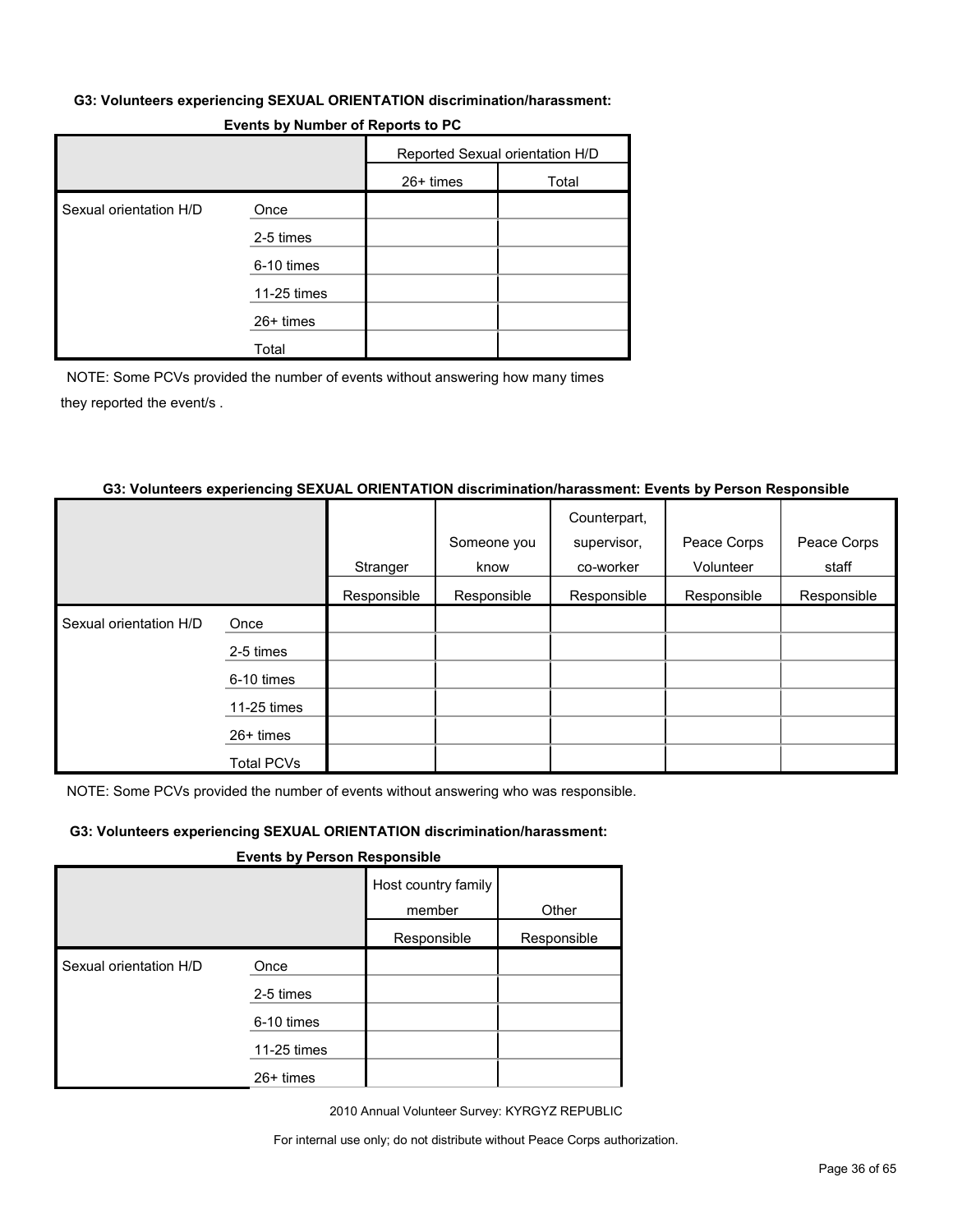**G3: Volunteers experiencing SEXUAL ORIENTATION discrimination/harassment: Events by Number of Reports to PC**

| | | Reported Sexual orientation H/D | |
|---|---|---|---|
| | | 26+ times | Total |
| Sexual orientation H/D | Once | | |
| | 2-5 times | | |
| | 6-10 times | | |
| | 11-25 times | | |
| | 26+ times | | |
| | Total | | |

NOTE: Some PCVs provided the number of events without answering how many times they reported the event/s .

**G3: Volunteers experiencing SEXUAL ORIENTATION discrimination/harassment: Events by Person Responsible**

| | | Stranger | Someone you know | Counterpart, supervisor, co-worker | Peace Corps Volunteer | Peace Corps staff |
|---|---|---|---|---|---|---|
| | | Responsible | Responsible | Responsible | Responsible | Responsible |
| Sexual orientation H/D | Once | | | | | |
| | 2-5 times | | | | | |
| | 6-10 times | | | | | |
| | 11-25 times | | | | | |
| | 26+ times | | | | | |
| | Total PCVs | | | | | |

NOTE: Some PCVs provided the number of events without answering who was responsible.

**G3: Volunteers experiencing SEXUAL ORIENTATION discrimination/harassment: Events by Person Responsible**

| | | Host country family member | Other |
|---|---|---|---|
| | | Responsible | Responsible |
| Sexual orientation H/D | Once | | |
| | 2-5 times | | |
| | 6-10 times | | |
| | 11-25 times | | |
| | 26+ times | | |

2010 Annual Volunteer Survey: KYRGYZ REPUBLIC

For internal use only; do not distribute without Peace Corps authorization.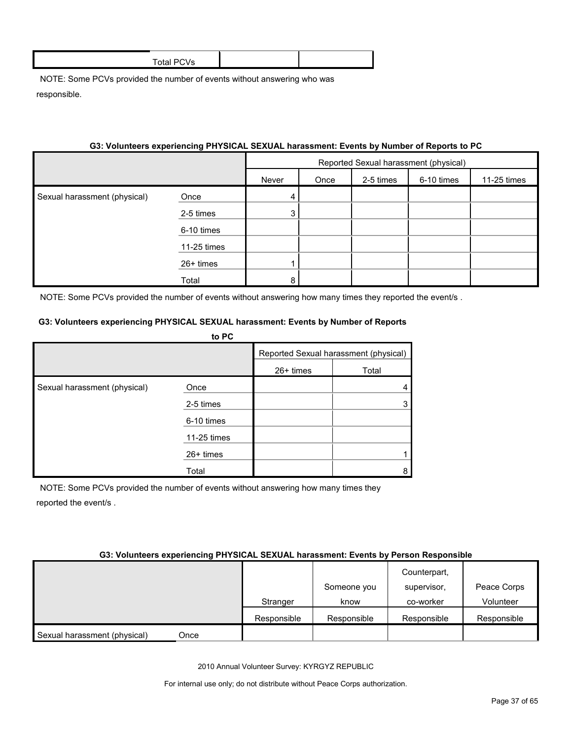| | Total PCVs | | |
|---|---|---|---|

NOTE: Some PCVs provided the number of events without answering who was responsible.

#### G3: Volunteers experiencing PHYSICAL SEXUAL harassment: Events by Number of Reports to PC

| | | Reported Sexual harassment (physical) | | | | | | |
|---|---|---|---|---|---|---|---|---|
| | | Never | Once | 2-5 times | 6-10 times | 11-25 times | 26+ times | Total |
| Sexual harassment (physical) | Once | 4 | | | | | | 4 |
| | 2-5 times | 3 | | | | | | 3 |
| | 6-10 times | | | | | | | |
| | 11-25 times | | | | | | | |
| | 26+ times | 1 | | | | | | 1 |
| | Total | 8 | | | | | | 8 |

NOTE: Some PCVs provided the number of events without answering how many times they reported the event/s .

#### G3: Volunteers experiencing PHYSICAL SEXUAL harassment: Events by Person Responsible

| | | Stranger | Someone you know | Counterpart, supervisor, co-worker | Peace Corps Volunteer |
|---|---|---|---|---|---|
| | | Responsible | Responsible | Responsible | Responsible |
| Sexual harassment (physical) | Once | | | | |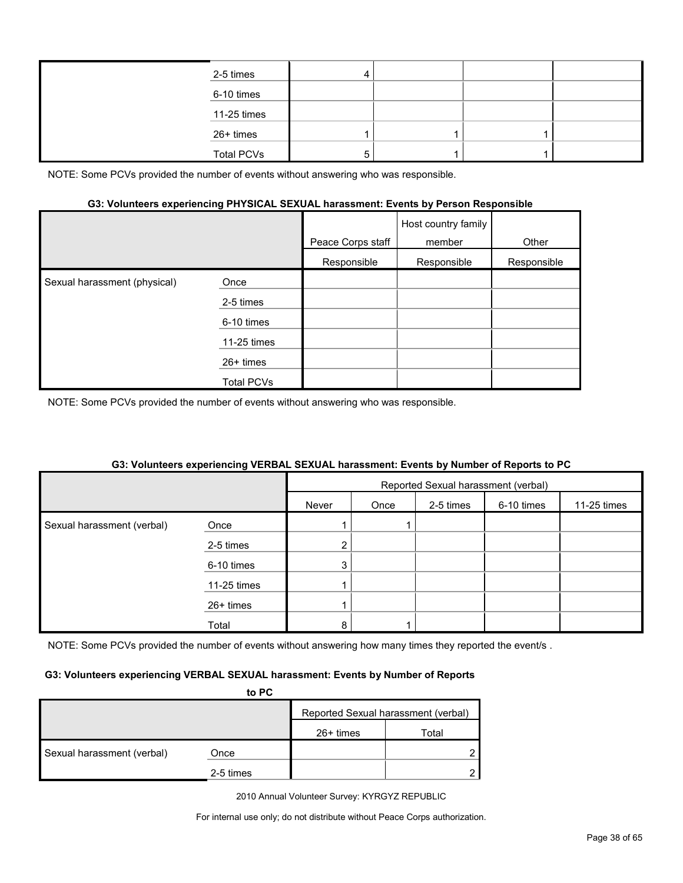| | | | | | |
|---|---|---|---|---|---|
| | 2-5 times | 4 | | | |
| | 6-10 times | | | | |
| | 11-25 times | | | | |
| | 26+ times | 1 | 1 | 1 | |
| | Total PCVs | 5 | 1 | 1 | |

NOTE: Some PCVs provided the number of events without answering who was responsible.

**G3: Volunteers experiencing PHYSICAL SEXUAL harassment: Events by Person Responsible**

| | | Peace Corps staff | Host country family member | Other |
|---|---|---|---|---|
| | | Responsible | Responsible | Responsible |
| Sexual harassment (physical) | Once | | | |
| | 2-5 times | | | |
| | 6-10 times | | | |
| | 11-25 times | | | |
| | 26+ times | | | |
| | Total PCVs | | | |

NOTE: Some PCVs provided the number of events without answering who was responsible.

**G3: Volunteers experiencing VERBAL SEXUAL harassment: Events by Number of Reports to PC**

| | | Reported Sexual harassment (verbal) | | | | |
|---|---|---|---|---|---|---|
| | | Never | Once | 2-5 times | 6-10 times | 11-25 times |
| Sexual harassment (verbal) | Once | 1 | 1 | | | |
| | 2-5 times | 2 | | | | |
| | 6-10 times | 3 | | | | |
| | 11-25 times | 1 | | | | |
| | 26+ times | 1 | | | | |
| | Total | 8 | 1 | | | |

NOTE: Some PCVs provided the number of events without answering how many times they reported the event/s .

**G3: Volunteers experiencing VERBAL SEXUAL harassment: Events by Number of Reports to PC**

| | | Reported Sexual harassment (verbal) | |
|---|---|---|---|
| | | 26+ times | Total |
| Sexual harassment (verbal) | Once | | 2 |
| | 2-5 times | | 2 |

2010 Annual Volunteer Survey: KYRGYZ REPUBLIC

For internal use only; do not distribute without Peace Corps authorization.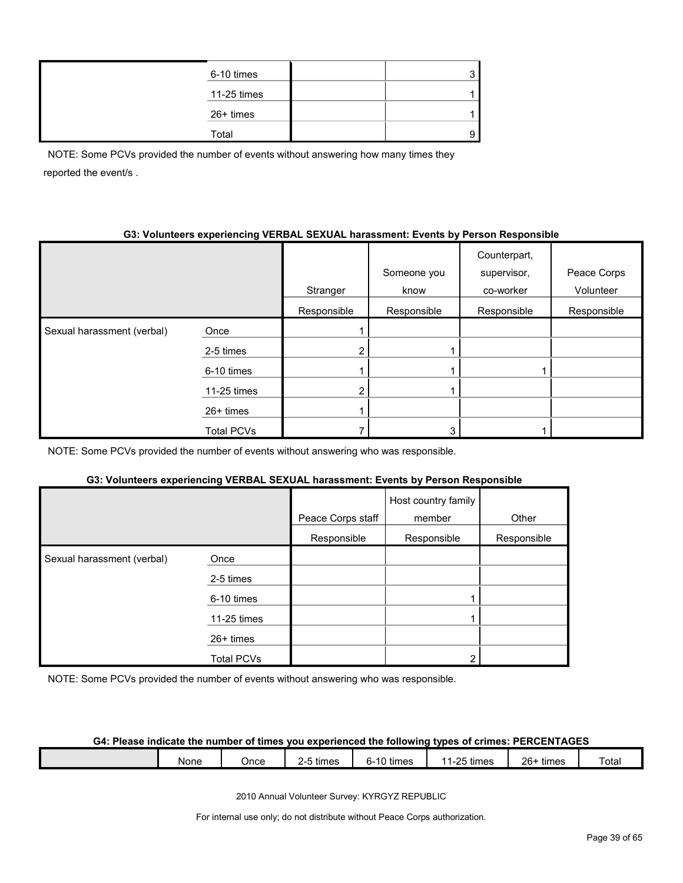| | | | |
|---|---|---|---|
| | 6-10 times | | 3 |
| | 11-25 times | | 1 |
| | 26+ times | | 1 |
| | Total | | 9 |

NOTE: Some PCVs provided the number of events without answering how many times they reported the event/s .

**G3: Volunteers experiencing VERBAL SEXUAL harassment: Events by Person Responsible**

| | | Stranger | Someone you know | Counterpart, supervisor, co-worker | Peace Corps Volunteer |
|---|---|---|---|---|---|
| | | Responsible | Responsible | Responsible | Responsible |
| Sexual harassment (verbal) | Once | 1 | | | |
| | 2-5 times | 2 | 1 | | |
| | 6-10 times | 1 | 1 | 1 | |
| | 11-25 times | 2 | 1 | | |
| | 26+ times | 1 | | | |
| | Total PCVs | 7 | 3 | 1 | |

NOTE: Some PCVs provided the number of events without answering who was responsible.

**G3: Volunteers experiencing VERBAL SEXUAL harassment: Events by Person Responsible**

| | | Peace Corps staff | Host country family member | Other |
|---|---|---|---|---|
| | | Responsible | Responsible | Responsible |
| Sexual harassment (verbal) | Once | | | |
| | 2-5 times | | | |
| | 6-10 times | | 1 | |
| | 11-25 times | | 1 | |
| | 26+ times | | | |
| | Total PCVs | | 2 | |

NOTE: Some PCVs provided the number of events without answering who was responsible.

**G4: Please indicate the number of times you experienced the following types of crimes: PERCENTAGES**

| | None | Once | 2-5 times | 6-10 times | 11-25 times | 26+ times | Total |
|---|---|---|---|---|---|---|---|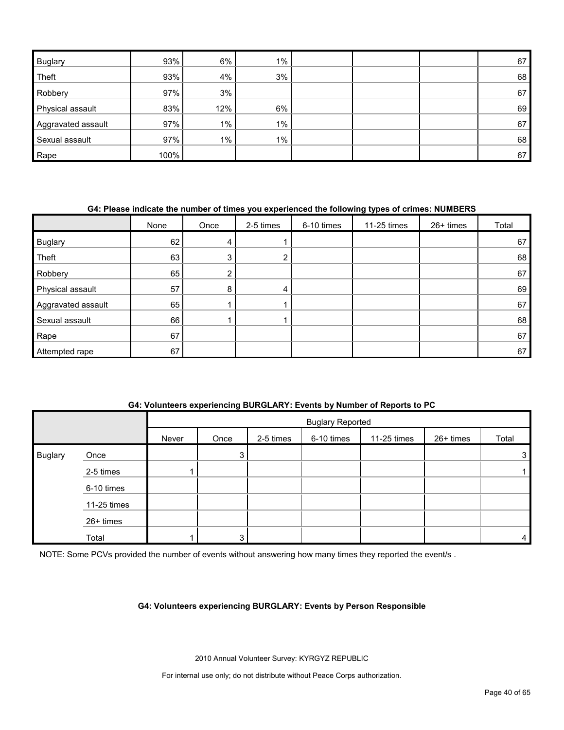| | | | | | | | |
|---|---|---|---|---|---|---|---|
| Buglary | 93% | 6% | 1% | | | | 67 |
| Theft | 93% | 4% | 3% | | | | 68 |
| Robbery | 97% | 3% | | | | | 67 |
| Physical assault | 83% | 12% | 6% | | | | 69 |
| Aggravated assault | 97% | 1% | 1% | | | | 67 |
| Sexual assault | 97% | 1% | 1% | | | | 68 |
| Rape | 100% | | | | | | 67 |

**G4: Please indicate the number of times you experienced the following types of crimes: NUMBERS**

| | None | Once | 2-5 times | 6-10 times | 11-25 times | 26+ times | Total |
|---|---|---|---|---|---|---|---|
| Buglary | 62 | 4 | 1 | | | | 67 |
| Theft | 63 | 3 | 2 | | | | 68 |
| Robbery | 65 | 2 | | | | | 67 |
| Physical assault | 57 | 8 | 4 | | | | 69 |
| Aggravated assault | 65 | 1 | 1 | | | | 67 |
| Sexual assault | 66 | 1 | 1 | | | | 68 |
| Rape | 67 | | | | | | 67 |
| Attempted rape | 67 | | | | | | 67 |

**G4: Volunteers experiencing BURGLARY: Events by Number of Reports to PC**

| | | Buglary Reported | | | | | | |
|---|---|---|---|---|---|---|---|---|
| | | Never | Once | 2-5 times | 6-10 times | 11-25 times | 26+ times | Total |
| Buglary | Once | | 3 | | | | | 3 |
| | 2-5 times | 1 | | | | | | 1 |
| | 6-10 times | | | | | | | |
| | 11-25 times | | | | | | | |
| | 26+ times | | | | | | | |
| | Total | 1 | 3 | | | | | 4 |

NOTE: Some PCVs provided the number of events without answering how many times they reported the event/s .

**G4: Volunteers experiencing BURGLARY: Events by Person Responsible**

2010 Annual Volunteer Survey: KYRGYZ REPUBLIC

For internal use only; do not distribute without Peace Corps authorization.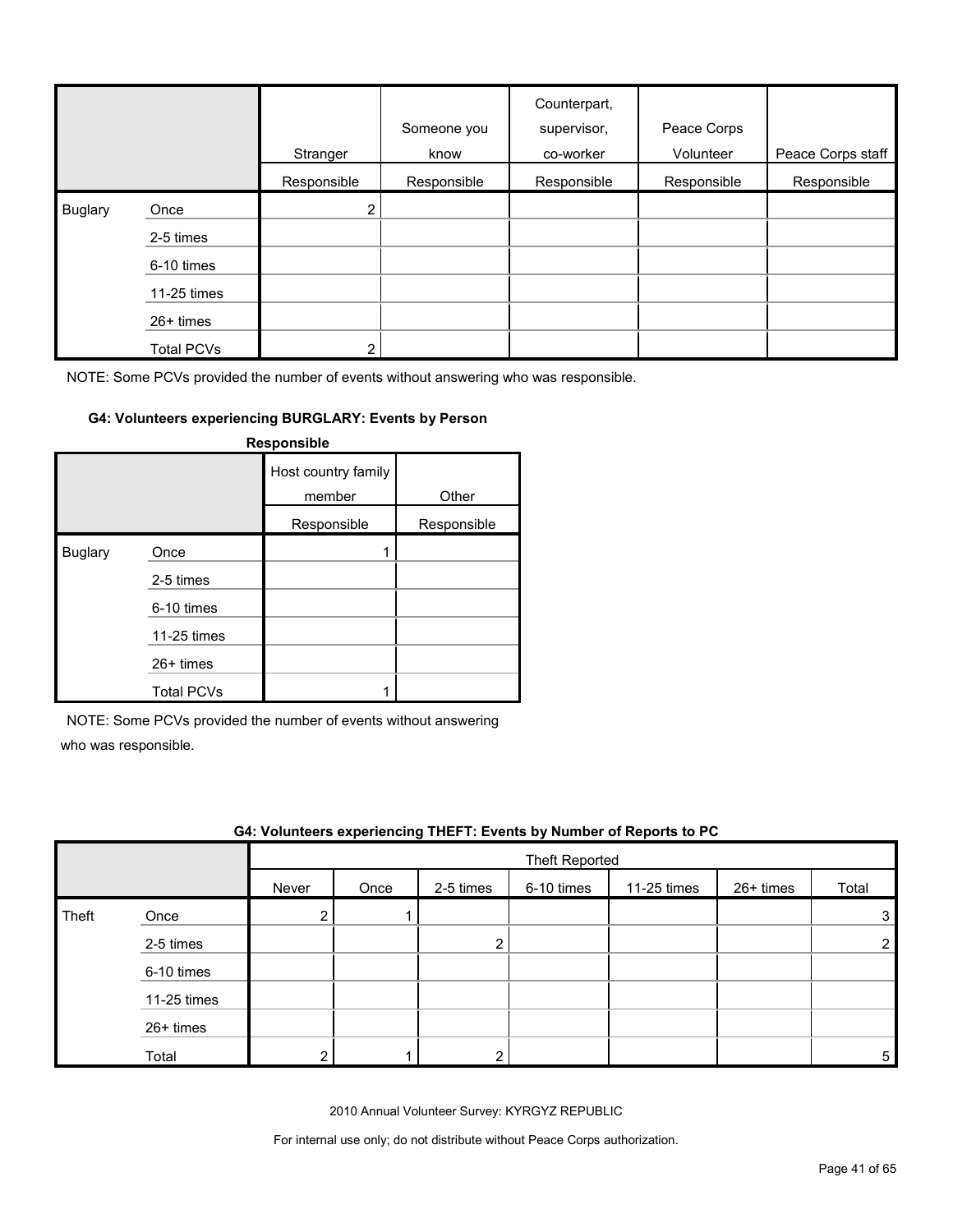| | | Stranger | Someone you know | Counterpart, supervisor, co-worker | Peace Corps Volunteer | Peace Corps staff |
|---|---|---|---|---|---|---|
| | | Responsible | Responsible | Responsible | Responsible | Responsible |
| Buglary | Once | 2 | | | | |
| | 2-5 times | | | | | |
| | 6-10 times | | | | | |
| | 11-25 times | | | | | |
| | 26+ times | | | | | |
| | Total PCVs | 2 | | | | |

NOTE: Some PCVs provided the number of events without answering who was responsible.

#### G4: Volunteers experiencing BURGLARY: Events by Person Responsible

| | | Host country family member | Other |
|---|---|---|---|
| | | Responsible | Responsible |
| Buglary | Once | 1 | |
| | 2-5 times | | |
| | 6-10 times | | |
| | 11-25 times | | |
| | 26+ times | | |
| | Total PCVs | 1 | |

NOTE: Some PCVs provided the number of events without answering who was responsible.

#### G4: Volunteers experiencing THEFT: Events by Number of Reports to PC

| | | Theft Reported | | | | | | |
|---|---|---|---|---|---|---|---|---|
| | | Never | Once | 2-5 times | 6-10 times | 11-25 times | 26+ times | Total |
| Theft | Once | 2 | 1 | | | | | 3 |
| | 2-5 times | | | 2 | | | | 2 |
| | 6-10 times | | | | | | | |
| | 11-25 times | | | | | | | |
| | 26+ times | | | | | | | |
| | Total | 2 | 1 | 2 | | | | 5 |

2010 Annual Volunteer Survey: KYRGYZ REPUBLIC

For internal use only; do not distribute without Peace Corps authorization.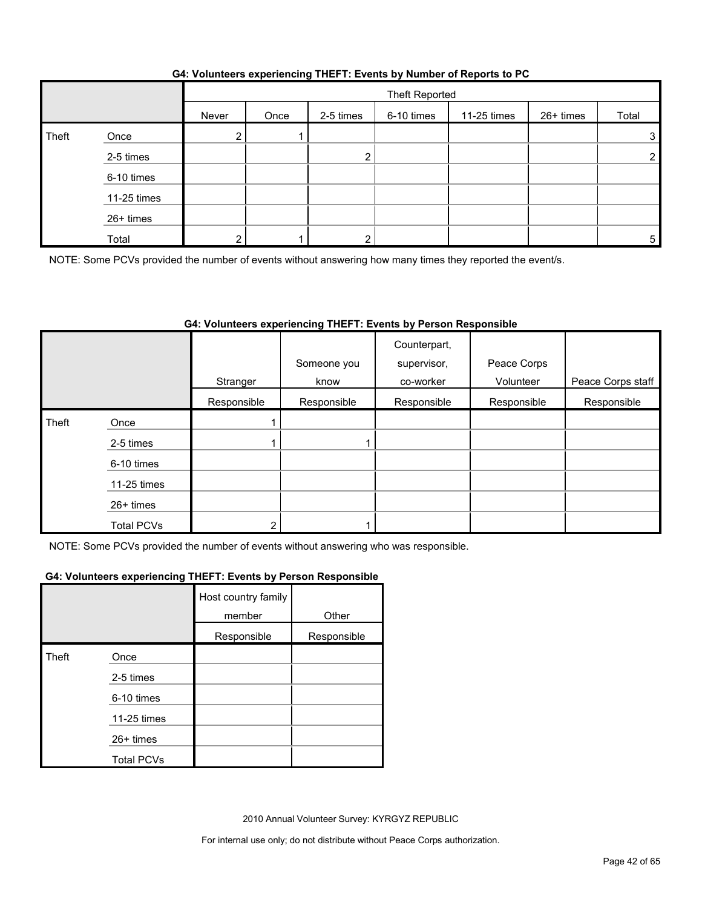**G4: Volunteers experiencing THEFT: Events by Number of Reports to PC**

| | | Theft Reported | | | | | | |
|---|---|---|---|---|---|---|---|---|
| | | Never | Once | 2-5 times | 6-10 times | 11-25 times | 26+ times | Total |
| Theft | Once | 2 | 1 | | | | | 3 |
| | 2-5 times | | | 2 | | | | 2 |
| | 6-10 times | | | | | | | |
| | 11-25 times | | | | | | | |
| | 26+ times | | | | | | | |
| | Total | 2 | 1 | 2 | | | | 5 |

NOTE: Some PCVs provided the number of events without answering how many times they reported the event/s.

**G4: Volunteers experiencing THEFT: Events by Person Responsible**

| | | Stranger | Someone you know | Counterpart, supervisor, co-worker | Peace Corps Volunteer | Peace Corps staff |
|---|---|---|---|---|---|---|
| | | Responsible | Responsible | Responsible | Responsible | Responsible |
| Theft | Once | 1 | | | | |
| | 2-5 times | 1 | 1 | | | |
| | 6-10 times | | | | | |
| | 11-25 times | | | | | |
| | 26+ times | | | | | |
| | Total PCVs | 2 | 1 | | | |

NOTE: Some PCVs provided the number of events without answering who was responsible.

**G4: Volunteers experiencing THEFT: Events by Person Responsible**

| | | Host country family member | Other |
|---|---|---|---|
| | | Responsible | Responsible |
| Theft | Once | | |
| | 2-5 times | | |
| | 6-10 times | | |
| | 11-25 times | | |
| | 26+ times | | |
| | Total PCVs | | |

2010 Annual Volunteer Survey: KYRGYZ REPUBLIC

For internal use only; do not distribute without Peace Corps authorization.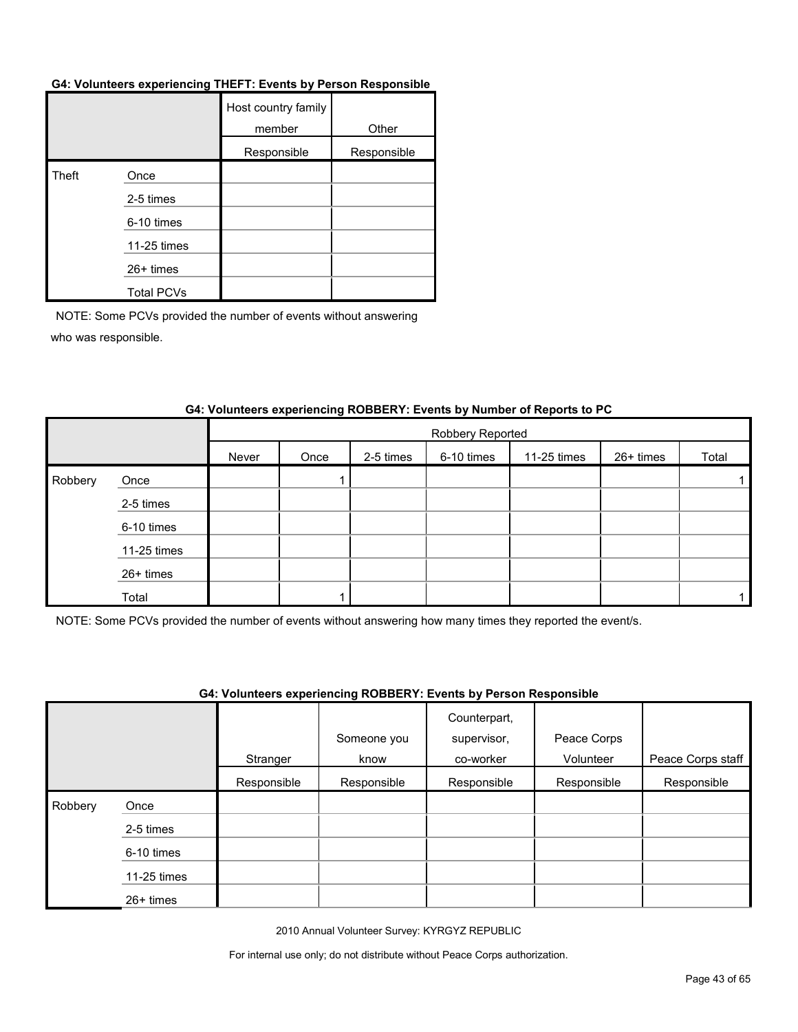**G4: Volunteers experiencing THEFT: Events by Person Responsible**

| | | Host country family member | Other |
|---|---|---|---|
| | | Responsible | Responsible |
| Theft | Once | | |
| | 2-5 times | | |
| | 6-10 times | | |
| | 11-25 times | | |
| | 26+ times | | |
| | Total PCVs | | |

NOTE: Some PCVs provided the number of events without answering who was responsible.

**G4: Volunteers experiencing ROBBERY: Events by Number of Reports to PC**

| | | Robbery Reported | | | | | | |
|---|---|---|---|---|---|---|---|---|
| | | Never | Once | 2-5 times | 6-10 times | 11-25 times | 26+ times | Total |
| Robbery | Once | | 1 | | | | | 1 |
| | 2-5 times | | | | | | | |
| | 6-10 times | | | | | | | |
| | 11-25 times | | | | | | | |
| | 26+ times | | | | | | | |
| | Total | | 1 | | | | | 1 |

NOTE: Some PCVs provided the number of events without answering how many times they reported the event/s.

**G4: Volunteers experiencing ROBBERY: Events by Person Responsible**

| | | Stranger | Someone you know | Counterpart, supervisor, co-worker | Peace Corps Volunteer | Peace Corps staff |
|---|---|---|---|---|---|---|
| | | Responsible | Responsible | Responsible | Responsible | Responsible |
| Robbery | Once | | | | | |
| | 2-5 times | | | | | |
| | 6-10 times | | | | | |
| | 11-25 times | | | | | |
| | 26+ times | | | | | |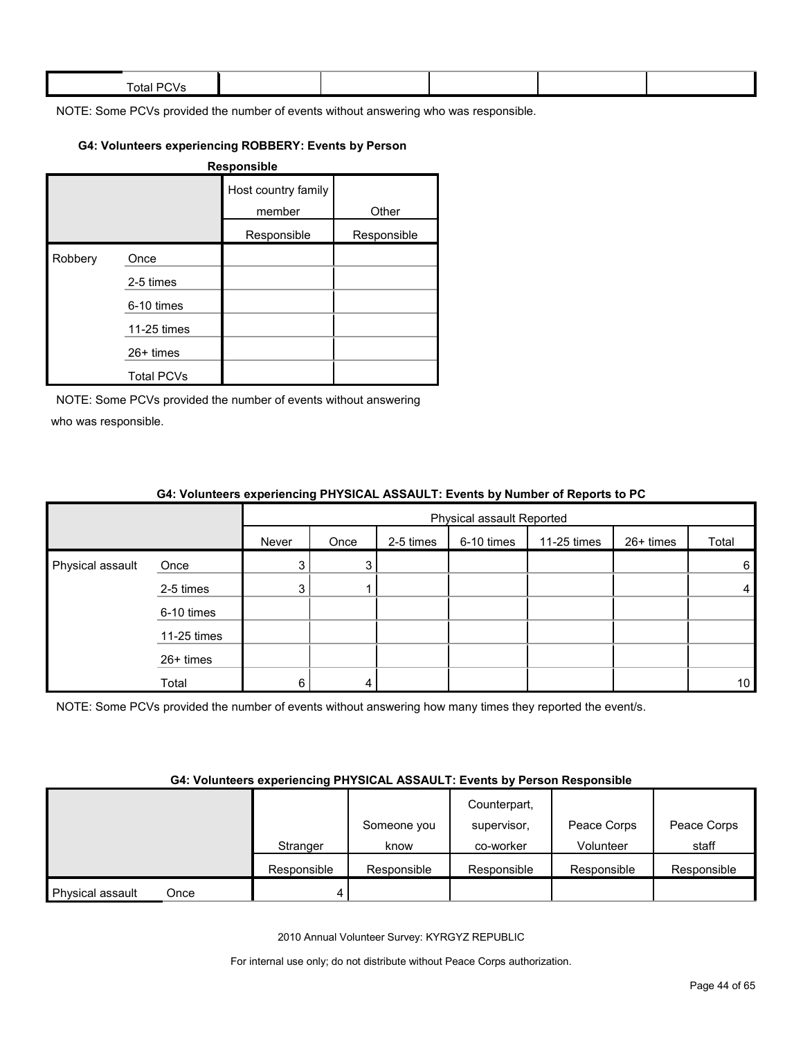| | Total PCVs | | | | | |
|---|---|---|---|---|---|---|

NOTE: Some PCVs provided the number of events without answering who was responsible.

#### G4: Volunteers experiencing ROBBERY: Events by Person Responsible

| | | Host country family member | Other |
|---|---|---|---|
| | | Responsible | Responsible |
| Robbery | Once | | |
| | 2-5 times | | |
| | 6-10 times | | |
| | 11-25 times | | |
| | 26+ times | | |
| | Total PCVs | | |

NOTE: Some PCVs provided the number of events without answering who was responsible.

#### G4: Volunteers experiencing PHYSICAL ASSAULT: Events by Number of Reports to PC

| | | Physical assault Reported | | | | | | |
|---|---|---|---|---|---|---|---|---|
| | | Never | Once | 2-5 times | 6-10 times | 11-25 times | 26+ times | Total |
| Physical assault | Once | 3 | 3 | | | | | 6 |
| | 2-5 times | 3 | 1 | | | | | 4 |
| | 6-10 times | | | | | | | |
| | 11-25 times | | | | | | | |
| | 26+ times | | | | | | | |
| | Total | 6 | 4 | | | | | 10 |

NOTE: Some PCVs provided the number of events without answering how many times they reported the event/s.

#### G4: Volunteers experiencing PHYSICAL ASSAULT: Events by Person Responsible

| | | Stranger | Someone you know | Counterpart, supervisor, co-worker | Peace Corps Volunteer | Peace Corps staff |
|---|---|---|---|---|---|---|
| | | Responsible | Responsible | Responsible | Responsible | Responsible |
| Physical assault | Once | 4 | | | | |

2010 Annual Volunteer Survey: KYRGYZ REPUBLIC

For internal use only; do not distribute without Peace Corps authorization.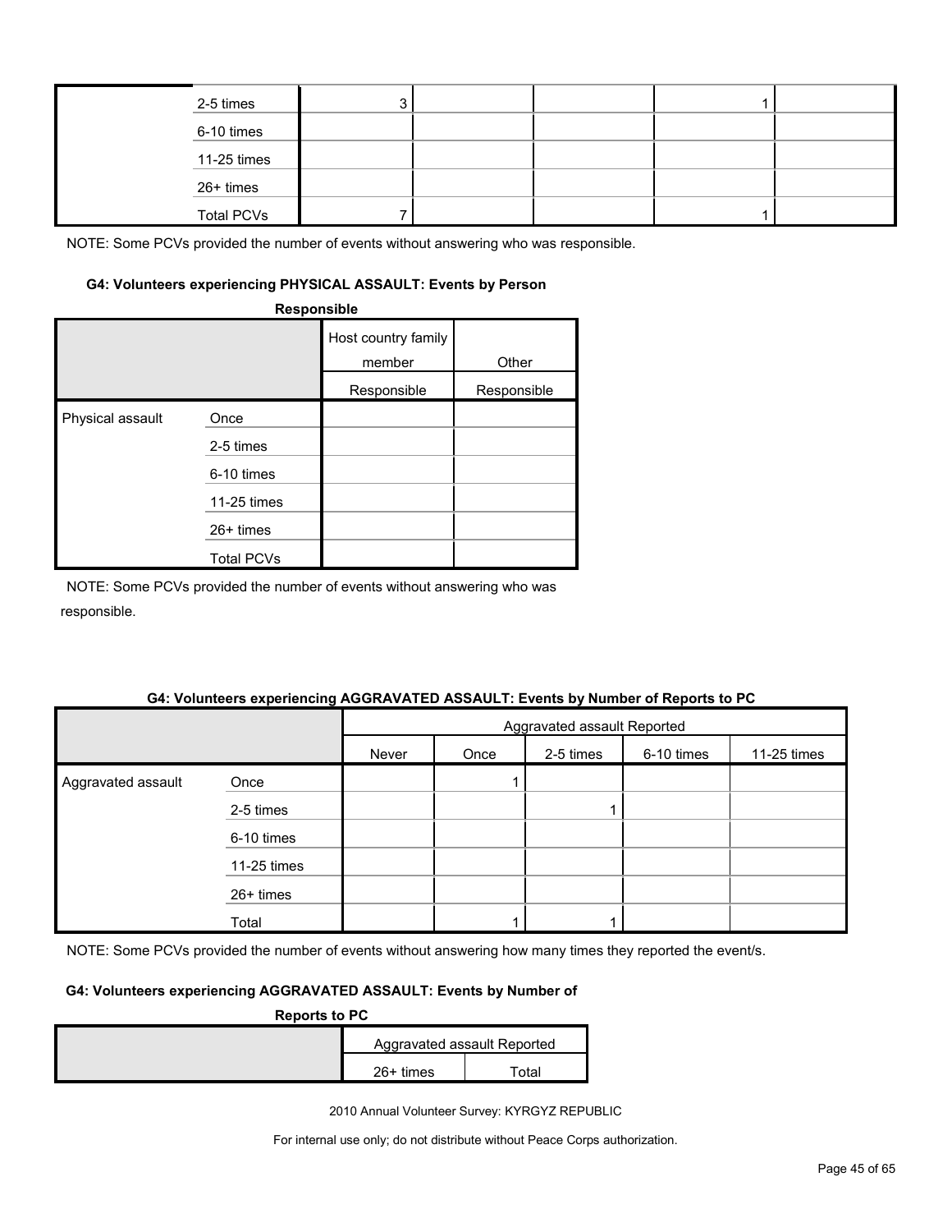| | | | | | | |
|---|---|---|---|---|---|---|
| | 2-5 times | 3 | | | 1 | |
| | 6-10 times | | | | | |
| | 11-25 times | | | | | |
| | 26+ times | | | | | |
| | Total PCVs | 7 | | | 1 | |

NOTE: Some PCVs provided the number of events without answering who was responsible.

**G4: Volunteers experiencing PHYSICAL ASSAULT: Events by Person Responsible**

| | | Host country family member Responsible | Other Responsible |
|---|---|---|---|
| Physical assault | Once | | |
| | 2-5 times | | |
| | 6-10 times | | |
| | 11-25 times | | |
| | 26+ times | | |
| | Total PCVs | | |

NOTE: Some PCVs provided the number of events without answering who was responsible.

**G4: Volunteers experiencing AGGRAVATED ASSAULT: Events by Number of Reports to PC**

| | | Aggravated assault Reported | | | | |
|---|---|---|---|---|---|---|
| | | Never | Once | 2-5 times | 6-10 times | 11-25 times |
| Aggravated assault | Once | | 1 | | | |
| | 2-5 times | | | 1 | | |
| | 6-10 times | | | | | |
| | 11-25 times | | | | | |
| | 26+ times | | | | | |
| | Total | | 1 | 1 | | |

NOTE: Some PCVs provided the number of events without answering how many times they reported the event/s.

**G4: Volunteers experiencing AGGRAVATED ASSAULT: Events by Number of Reports to PC**

| | Aggravated assault Reported | |
|---|---|---|
| | 26+ times | Total |

2010 Annual Volunteer Survey: KYRGYZ REPUBLIC

For internal use only; do not distribute without Peace Corps authorization.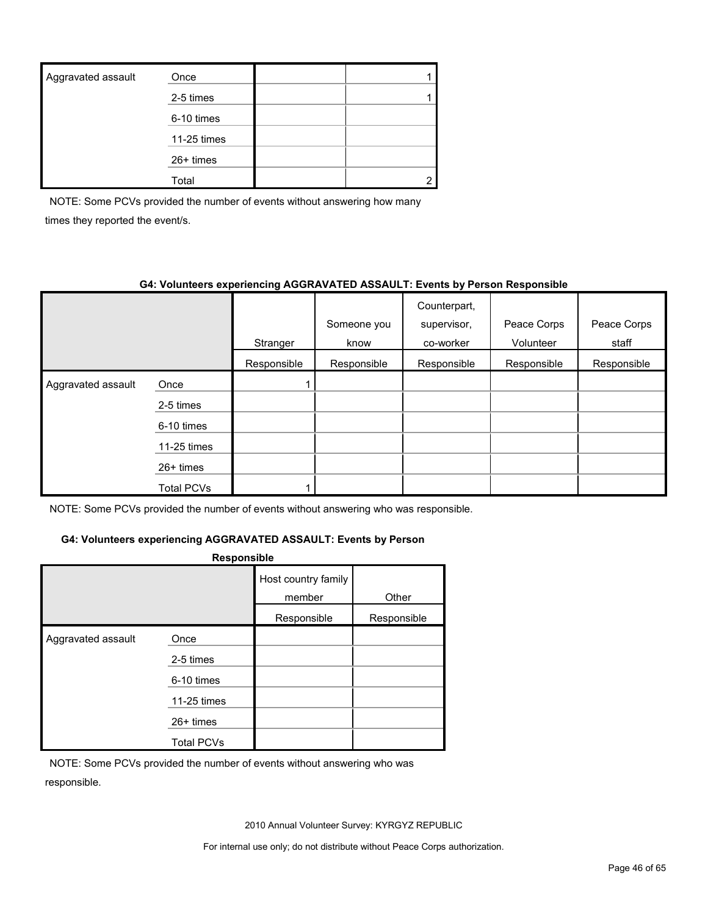| Aggravated assault | Once | | 1 |
|---|---|---|---|
| | 2-5 times | | 1 |
| | 6-10 times | | |
| | 11-25 times | | |
| | 26+ times | | |
| | Total | | 2 |

NOTE: Some PCVs provided the number of events without answering how many times they reported the event/s.

**G4: Volunteers experiencing AGGRAVATED ASSAULT: Events by Person Responsible**

| | | Stranger | Someone you know | Counterpart, supervisor, co-worker | Peace Corps Volunteer | Peace Corps staff |
|---|---|---|---|---|---|---|
| | | Responsible | Responsible | Responsible | Responsible | Responsible |
| Aggravated assault | Once | 1 | | | | |
| | 2-5 times | | | | | |
| | 6-10 times | | | | | |
| | 11-25 times | | | | | |
| | 26+ times | | | | | |
| | Total PCVs | 1 | | | | |

NOTE: Some PCVs provided the number of events without answering who was responsible.

**G4: Volunteers experiencing AGGRAVATED ASSAULT: Events by Person Responsible**

| | | Host country family member | Other |
|---|---|---|---|
| | | Responsible | Responsible |
| Aggravated assault | Once | | |
| | 2-5 times | | |
| | 6-10 times | | |
| | 11-25 times | | |
| | 26+ times | | |
| | Total PCVs | | |

NOTE: Some PCVs provided the number of events without answering who was responsible.

2010 Annual Volunteer Survey: KYRGYZ REPUBLIC

For internal use only; do not distribute without Peace Corps authorization.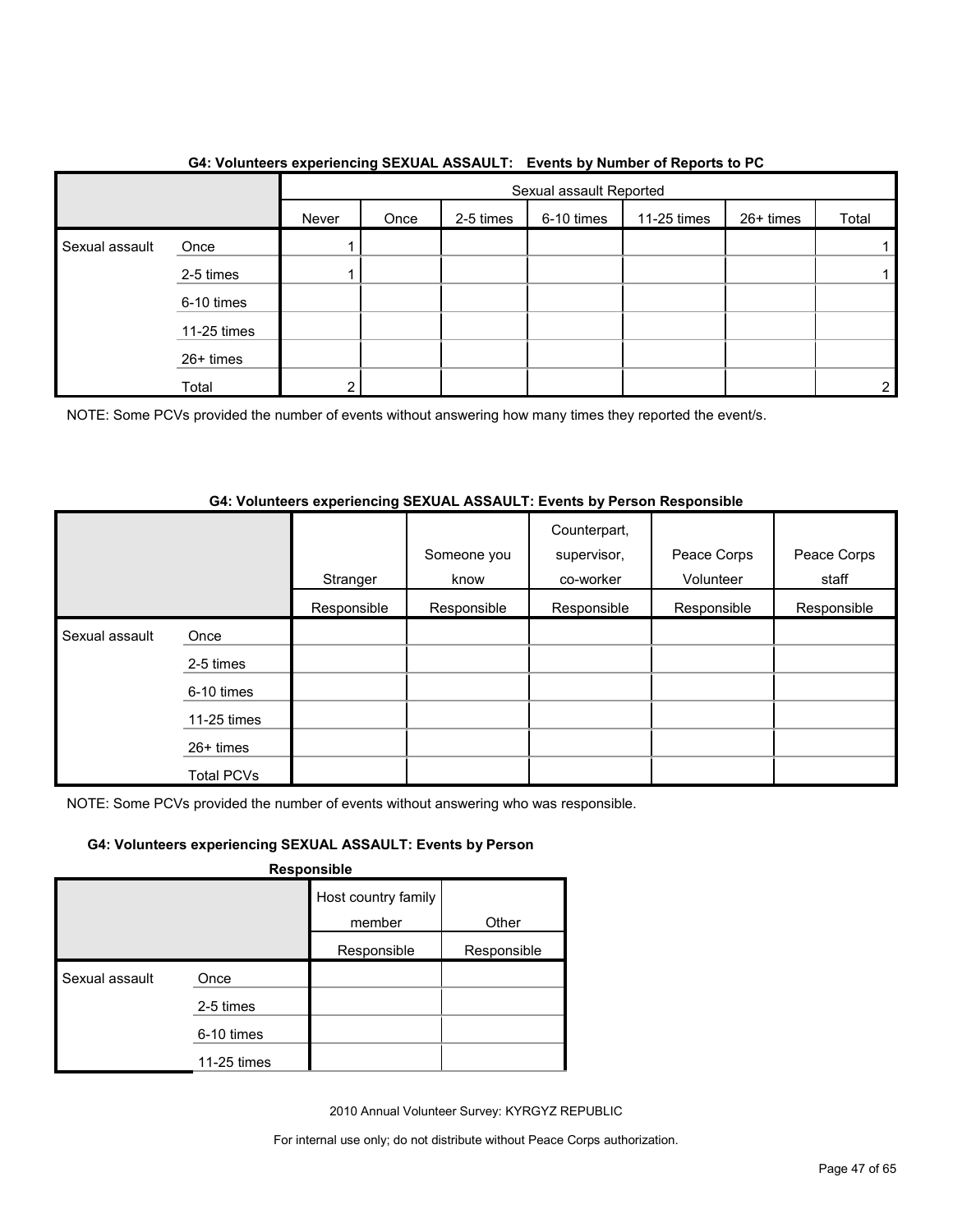**G4: Volunteers experiencing SEXUAL ASSAULT: Events by Number of Reports to PC**

| | | Sexual assault Reported | | | | | | |
|---|---|---|---|---|---|---|---|---|
| | | Never | Once | 2-5 times | 6-10 times | 11-25 times | 26+ times | Total |
| Sexual assault | Once | 1 | | | | | | 1 |
| | 2-5 times | 1 | | | | | | 1 |
| | 6-10 times | | | | | | | |
| | 11-25 times | | | | | | | |
| | 26+ times | | | | | | | |
| | Total | 2 | | | | | | 2 |

NOTE: Some PCVs provided the number of events without answering how many times they reported the event/s.

**G4: Volunteers experiencing SEXUAL ASSAULT: Events by Person Responsible**

| | | Stranger | Someone you know | Counterpart, supervisor, co-worker | Peace Corps Volunteer | Peace Corps staff |
|---|---|---|---|---|---|---|
| | | Responsible | Responsible | Responsible | Responsible | Responsible |
| Sexual assault | Once | | | | | |
| | 2-5 times | | | | | |
| | 6-10 times | | | | | |
| | 11-25 times | | | | | |
| | 26+ times | | | | | |
| | Total PCVs | | | | | |

NOTE: Some PCVs provided the number of events without answering who was responsible.

**G4: Volunteers experiencing SEXUAL ASSAULT: Events by Person Responsible**

| | | Host country family member | Other |
|---|---|---|---|
| | | Responsible | Responsible |
| Sexual assault | Once | | |
| | 2-5 times | | |
| | 6-10 times | | |
| | 11-25 times | | |

2010 Annual Volunteer Survey: KYRGYZ REPUBLIC

For internal use only; do not distribute without Peace Corps authorization.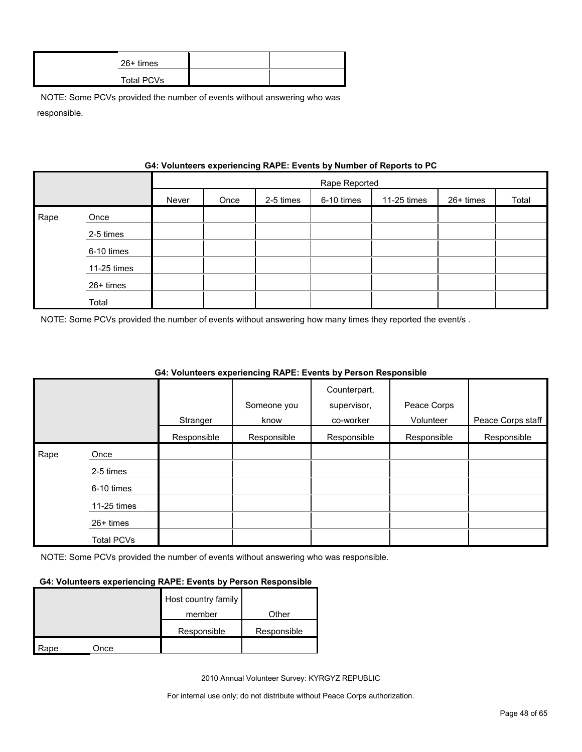| | | | |
|---|---|---|---|
| | 26+ times | | |
| | Total PCVs | | |

NOTE: Some PCVs provided the number of events without answering who was responsible.

**G4: Volunteers experiencing RAPE: Events by Number of Reports to PC**

| | | Rape Reported | | | | | | |
|---|---|---|---|---|---|---|---|---|
| | | Never | Once | 2-5 times | 6-10 times | 11-25 times | 26+ times | Total |
| Rape | Once | | | | | | | |
| | 2-5 times | | | | | | | |
| | 6-10 times | | | | | | | |
| | 11-25 times | | | | | | | |
| | 26+ times | | | | | | | |
| | Total | | | | | | | |

NOTE: Some PCVs provided the number of events without answering how many times they reported the event/s .

**G4: Volunteers experiencing RAPE: Events by Person Responsible**

| | | Stranger | Someone you know | Counterpart, supervisor, co-worker | Peace Corps Volunteer | Peace Corps staff |
|---|---|---|---|---|---|---|
| | | Responsible | Responsible | Responsible | Responsible | Responsible |
| Rape | Once | | | | | |
| | 2-5 times | | | | | |
| | 6-10 times | | | | | |
| | 11-25 times | | | | | |
| | 26+ times | | | | | |
| | Total PCVs | | | | | |

NOTE: Some PCVs provided the number of events without answering who was responsible.

**G4: Volunteers experiencing RAPE: Events by Person Responsible**

| | | Host country family member | Other |
|---|---|---|---|
| | | Responsible | Responsible |
| Rape | Once | | |

2010 Annual Volunteer Survey: KYRGYZ REPUBLIC

For internal use only; do not distribute without Peace Corps authorization.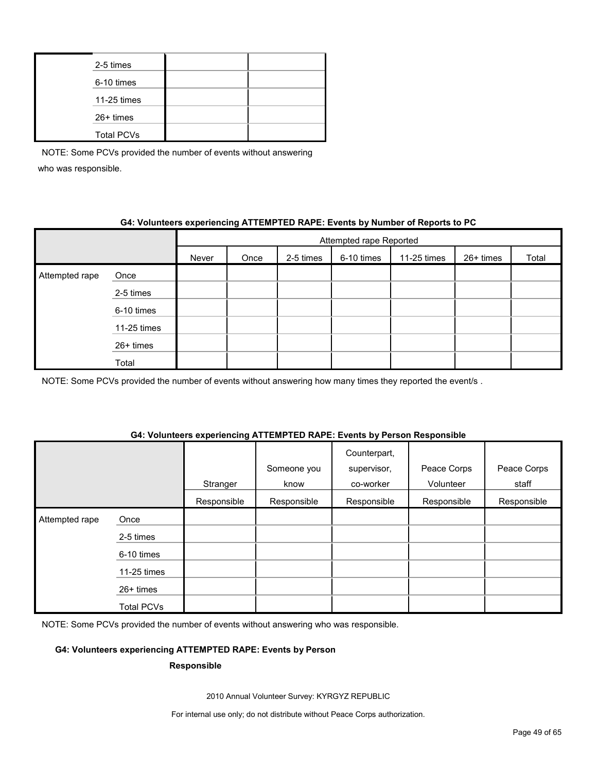| | | | |
|---|---|---|---|
| | 2-5 times | | |
| | 6-10 times | | |
| | 11-25 times | | |
| | 26+ times | | |
| | Total PCVs | | |

NOTE: Some PCVs provided the number of events without answering who was responsible.

**G4: Volunteers experiencing ATTEMPTED RAPE: Events by Number of Reports to PC**

| | | Attempted rape Reported | | | | | | |
|---|---|---|---|---|---|---|---|---|
| | | Never | Once | 2-5 times | 6-10 times | 11-25 times | 26+ times | Total |
| Attempted rape | Once | | | | | | | |
| | 2-5 times | | | | | | | |
| | 6-10 times | | | | | | | |
| | 11-25 times | | | | | | | |
| | 26+ times | | | | | | | |
| | Total | | | | | | | |

NOTE: Some PCVs provided the number of events without answering how many times they reported the event/s .

**G4: Volunteers experiencing ATTEMPTED RAPE: Events by Person Responsible**

| | | Stranger Responsible | Someone you know Responsible | Counterpart, supervisor, co-worker Responsible | Peace Corps Volunteer Responsible | Peace Corps staff Responsible |
|---|---|---|---|---|---|---|
| Attempted rape | Once | | | | | |
| | 2-5 times | | | | | |
| | 6-10 times | | | | | |
| | 11-25 times | | | | | |
| | 26+ times | | | | | |
| | Total PCVs | | | | | |

NOTE: Some PCVs provided the number of events without answering who was responsible.

**G4: Volunteers experiencing ATTEMPTED RAPE: Events by Person Responsible**

2010 Annual Volunteer Survey: KYRGYZ REPUBLIC

For internal use only; do not distribute without Peace Corps authorization.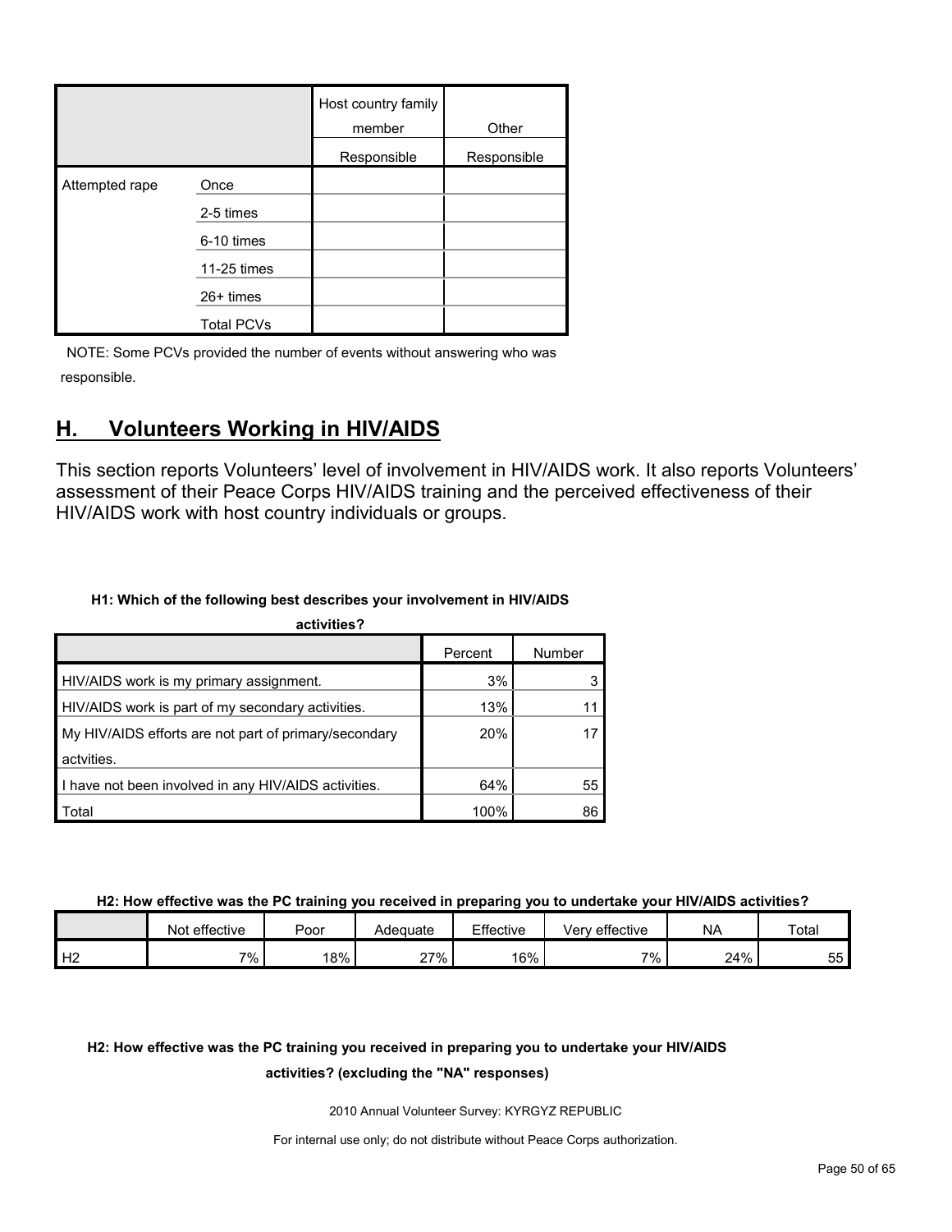| | | Host country family member | Other |
|---|---|---|---|
| | | Responsible | Responsible |
| Attempted rape | Once | | |
| | 2-5 times | | |
| | 6-10 times | | |
| | 11-25 times | | |
| | 26+ times | | |
| | Total PCVs | | |

NOTE: Some PCVs provided the number of events without answering who was responsible.

## H. Volunteers Working in HIV/AIDS

This section reports Volunteers' level of involvement in HIV/AIDS work. It also reports Volunteers' assessment of their Peace Corps HIV/AIDS training and the perceived effectiveness of their HIV/AIDS work with host country individuals or groups.

**H1: Which of the following best describes your involvement in HIV/AIDS activities?**

| | Percent | Number |
|---|---|---|
| HIV/AIDS work is my primary assignment. | 3% | 3 |
| HIV/AIDS work is part of my secondary activities. | 13% | 11 |
| My HIV/AIDS efforts are not part of primary/secondary actvities. | 20% | 17 |
| I have not been involved in any HIV/AIDS activities. | 64% | 55 |
| Total | 100% | 86 |

**H2: How effective was the PC training you received in preparing you to undertake your HIV/AIDS activities?**

| | Not effective | Poor | Adequate | Effective | Very effective | NA | Total |
|---|---|---|---|---|---|---|---|
| H2 | 7% | 18% | 27% | 16% | 7% | 24% | 55 |

**H2: How effective was the PC training you received in preparing you to undertake your HIV/AIDS activities? (excluding the "NA" responses)**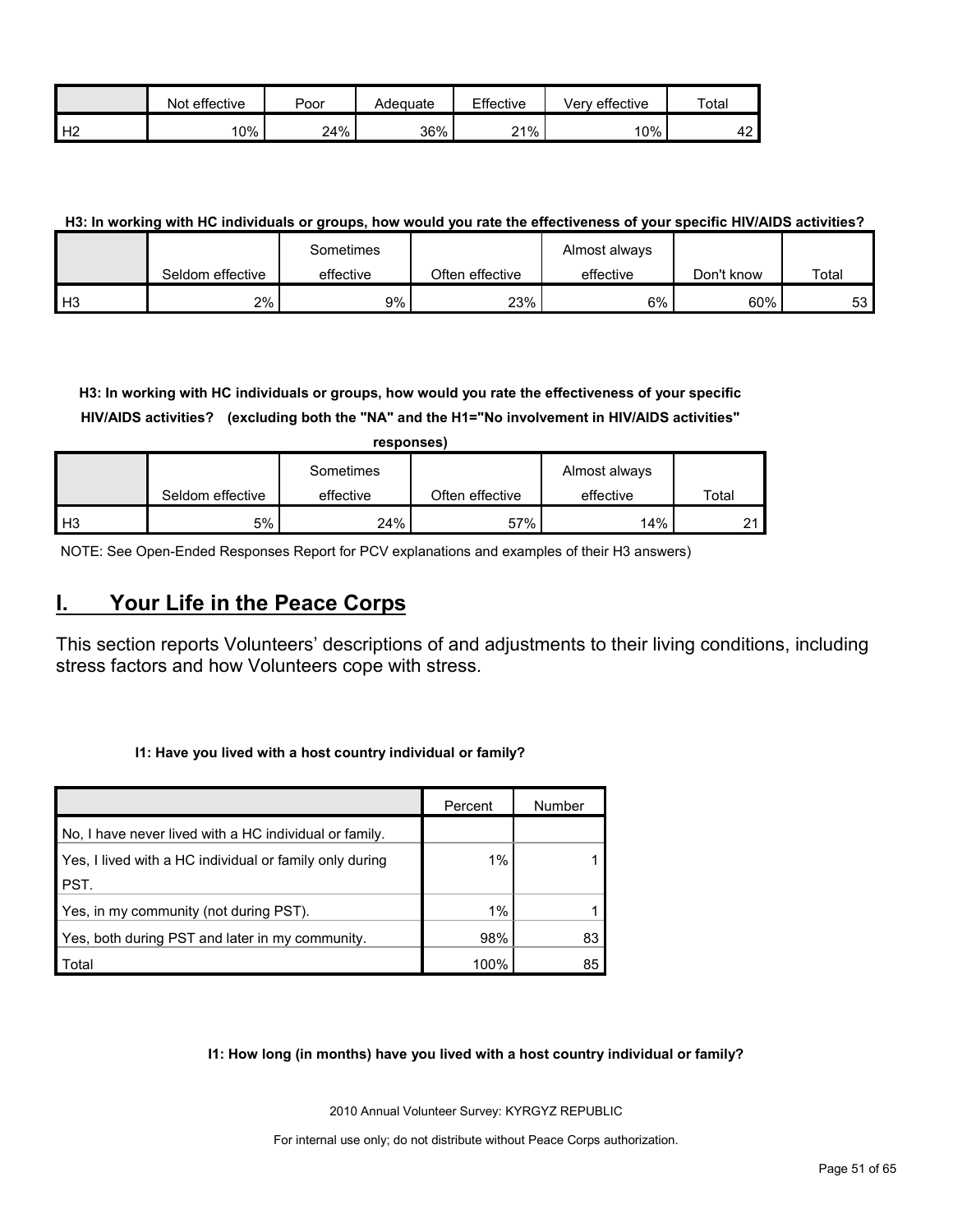| | Not effective | Poor | Adequate | Effective | Very effective | Total |
|---|---|---|---|---|---|---|
| H2 | 10% | 24% | 36% | 21% | 10% | 42 |

**H3: In working with HC individuals or groups, how would you rate the effectiveness of your specific HIV/AIDS activities?**

| | Seldom effective | Sometimes effective | Often effective | Almost always effective | Don't know | Total |
|---|---|---|---|---|---|---|
| H3 | 2% | 9% | 23% | 6% | 60% | 53 |

**H3: In working with HC individuals or groups, how would you rate the effectiveness of your specific HIV/AIDS activities? (excluding both the "NA" and the H1="No involvement in HIV/AIDS activities" responses)**

| | Seldom effective | Sometimes effective | Often effective | Almost always effective | Total |
|---|---|---|---|---|---|
| H3 | 5% | 24% | 57% | 14% | 21 |

NOTE: See Open-Ended Responses Report for PCV explanations and examples of their H3 answers)

## I. Your Life in the Peace Corps

This section reports Volunteers' descriptions of and adjustments to their living conditions, including stress factors and how Volunteers cope with stress.

**I1: Have you lived with a host country individual or family?**

| | Percent | Number |
|---|---|---|
| No, I have never lived with a HC individual or family. | | |
| Yes, I lived with a HC individual or family only during PST. | 1% | 1 |
| Yes, in my community (not during PST). | 1% | 1 |
| Yes, both during PST and later in my community. | 98% | 83 |
| Total | 100% | 85 |

**I1: How long (in months) have you lived with a host country individual or family?**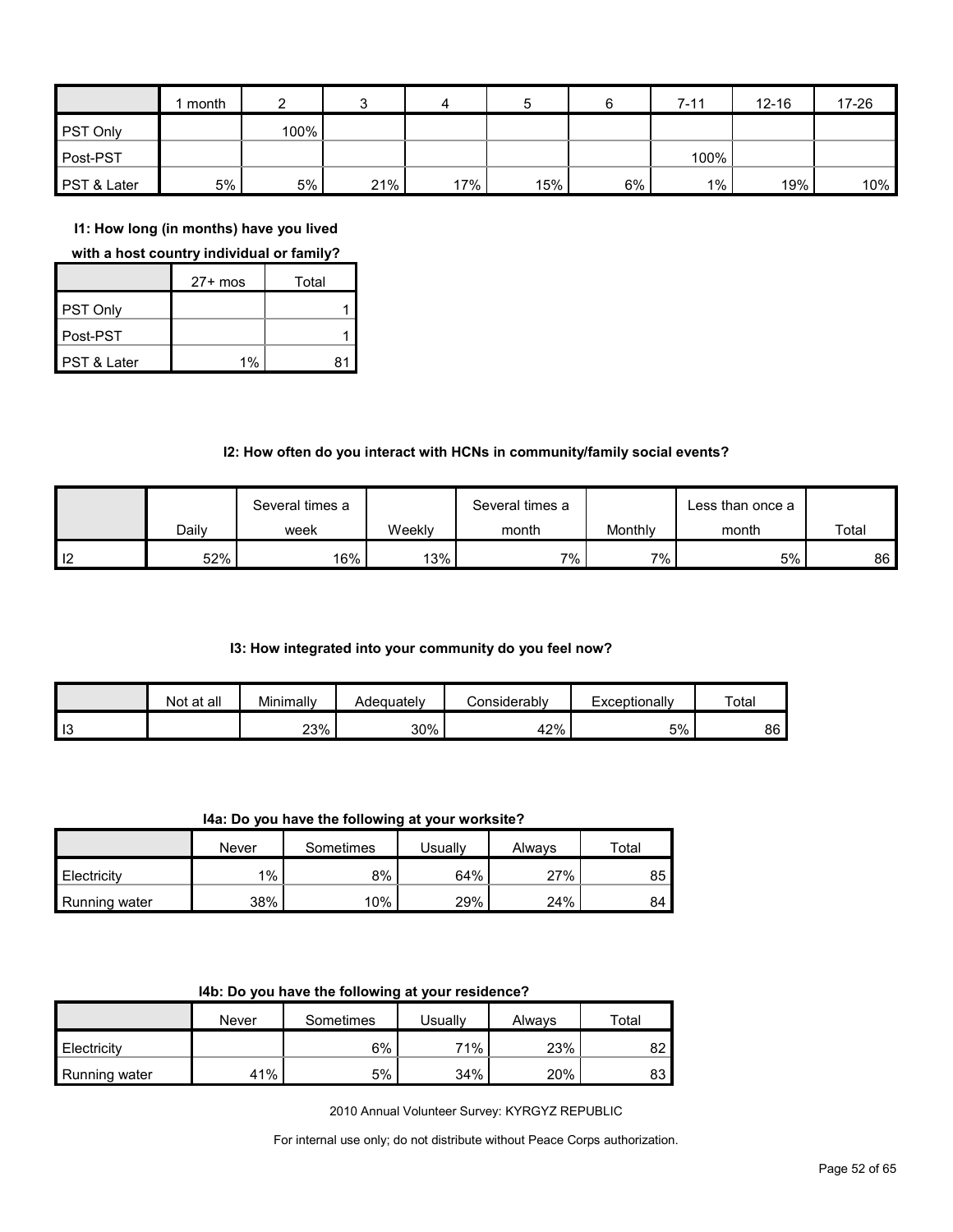| | 1 month | 2 | 3 | 4 | 5 | 6 | 7-11 | 12-16 | 17-26 |
|---|---|---|---|---|---|---|---|---|---|
| PST Only | | 100% | | | | | | | |
| Post-PST | | | | | | | 100% | | |
| PST & Later | 5% | 5% | 21% | 17% | 15% | 6% | 1% | 19% | 10% |

**I1: How long (in months) have you lived with a host country individual or family?**

| | 27+ mos | Total |
|---|---|---|
| PST Only | | 1 |
| Post-PST | | 1 |
| PST & Later | 1% | 81 |

**I2: How often do you interact with HCNs in community/family social events?**

| | Daily | Several times a week | Weekly | Several times a month | Monthly | Less than once a month | Total |
|---|---|---|---|---|---|---|---|
| I2 | 52% | 16% | 13% | 7% | 7% | 5% | 86 |

**I3: How integrated into your community do you feel now?**

| | Not at all | Minimally | Adequately | Considerably | Exceptionally | Total |
|---|---|---|---|---|---|---|
| I3 | | 23% | 30% | 42% | 5% | 86 |

**I4a: Do you have the following at your worksite?**

| | Never | Sometimes | Usually | Always | Total |
|---|---|---|---|---|---|
| Electricity | 1% | 8% | 64% | 27% | 85 |
| Running water | 38% | 10% | 29% | 24% | 84 |

**I4b: Do you have the following at your residence?**

| | Never | Sometimes | Usually | Always | Total |
|---|---|---|---|---|---|
| Electricity | | 6% | 71% | 23% | 82 |
| Running water | 41% | 5% | 34% | 20% | 83 |

2010 Annual Volunteer Survey: KYRGYZ REPUBLIC

For internal use only; do not distribute without Peace Corps authorization.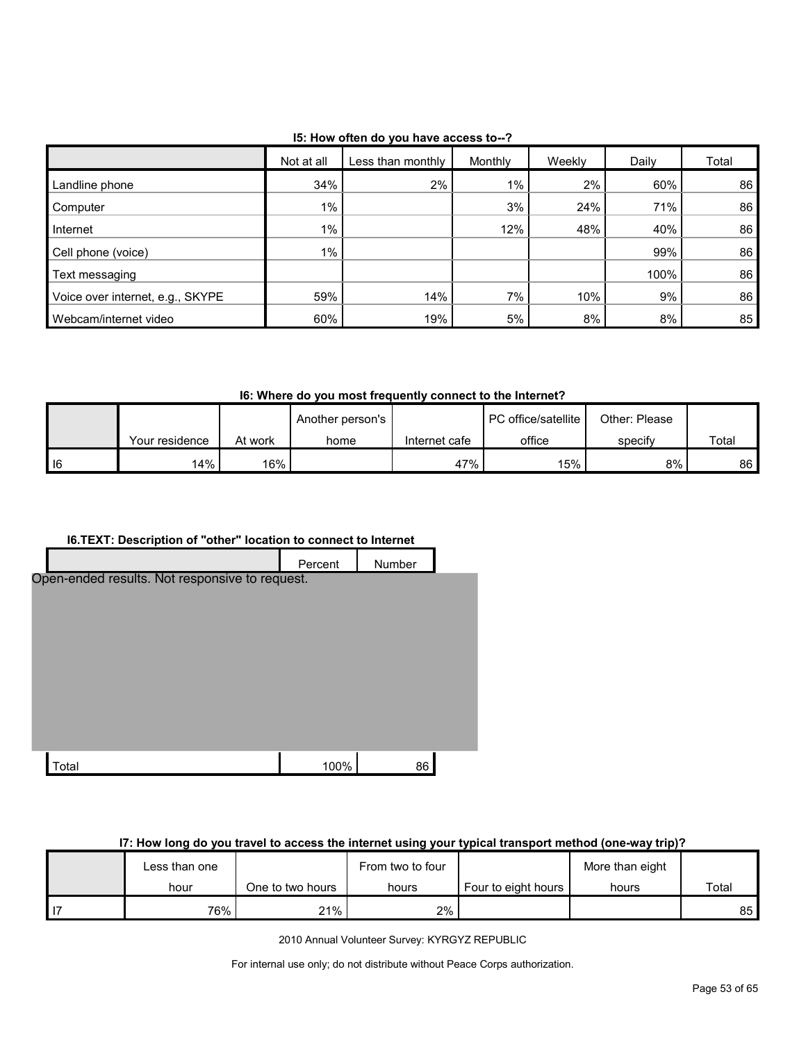### I5: How often do you have access to--?

| | Not at all | Less than monthly | Monthly | Weekly | Daily | Total |
|---|---|---|---|---|---|---|
| Landline phone | 34% | 2% | 1% | 2% | 60% | 86 |
| Computer | 1% | | 3% | 24% | 71% | 86 |
| Internet | 1% | | 12% | 48% | 40% | 86 |
| Cell phone (voice) | 1% | | | | 99% | 86 |
| Text messaging | | | | | 100% | 86 |
| Voice over internet, e.g., SKYPE | 59% | 14% | 7% | 10% | 9% | 86 |
| Webcam/internet video | 60% | 19% | 5% | 8% | 8% | 85 |

### I6: Where do you most frequently connect to the Internet?

| | Your residence | At work | Another person's home | Internet cafe | PC office/satellite office | Other: Please specify | Total |
|---|---|---|---|---|---|---|---|
| I6 | 14% | 16% | | 47% | 15% | 8% | 86 |

### I6.TEXT: Description of "other" location to connect to Internet

| | Percent | Number |
|---|---|---|
| Open-ended results. Not responsive to request. | | |
| Total | 100% | 86 |

### I7: How long do you travel to access the internet using your typical transport method (one-way trip)?

| | Less than one hour | One to two hours | From two to four hours | Four to eight hours | More than eight hours | Total |
|---|---|---|---|---|---|---|
| I7 | 76% | 21% | 2% | | | 85 |

2010 Annual Volunteer Survey: KYRGYZ REPUBLIC

For internal use only; do not distribute without Peace Corps authorization.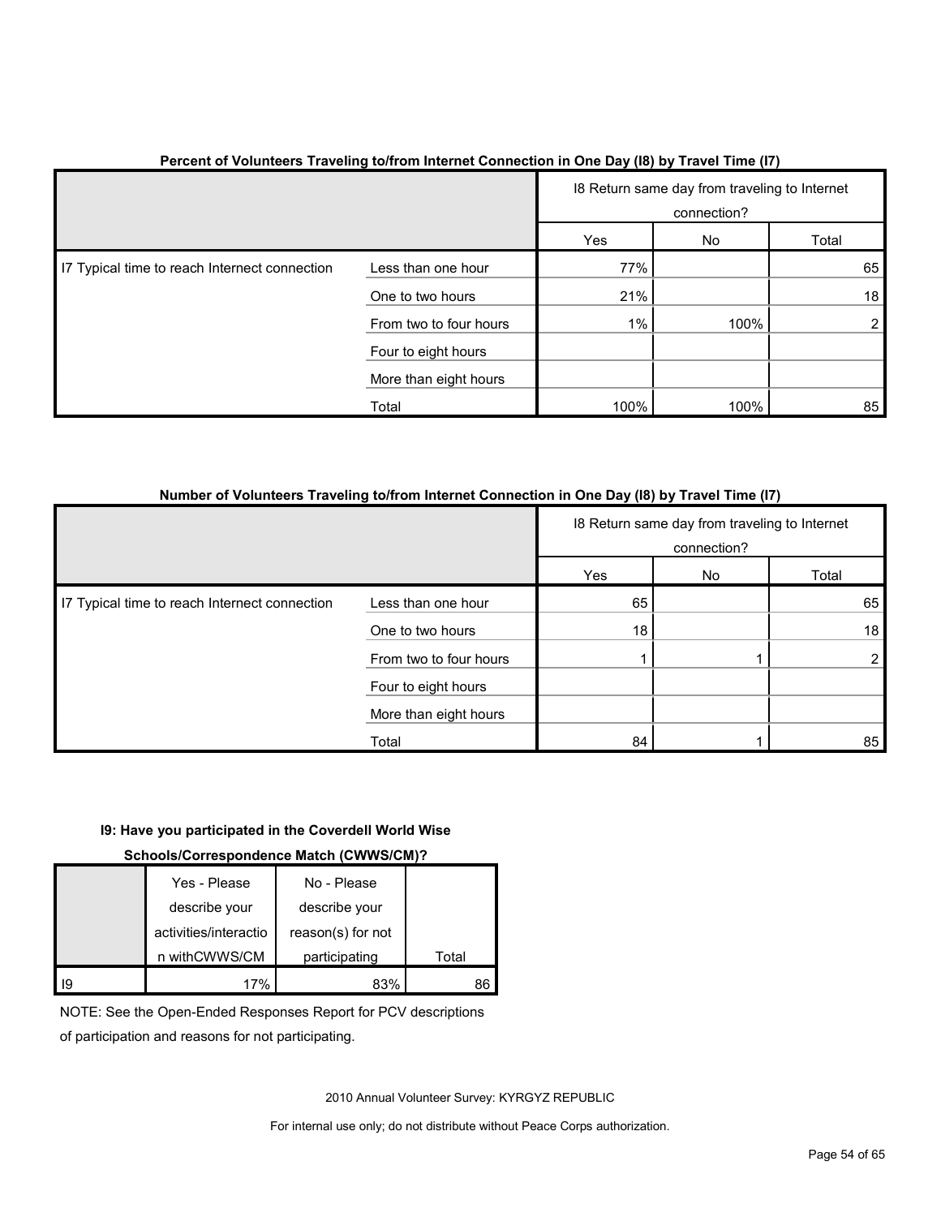**Percent of Volunteers Traveling to/from Internet Connection in One Day (I8) by Travel Time (I7)**

| | | I8 Return same day from traveling to Internet connection? | | |
|---|---|---|---|---|
| | | Yes | No | Total |
| I7 Typical time to reach Internet connection | Less than one hour | 77% | | 65 |
| | One to two hours | 21% | | 18 |
| | From two to four hours | 1% | 100% | 2 |
| | Four to eight hours | | | |
| | More than eight hours | | | |
| | Total | 100% | 100% | 85 |

**Number of Volunteers Traveling to/from Internet Connection in One Day (I8) by Travel Time (I7)**

| | | I8 Return same day from traveling to Internet connection? | | |
|---|---|---|---|---|
| | | Yes | No | Total |
| I7 Typical time to reach Internet connection | Less than one hour | 65 | | 65 |
| | One to two hours | 18 | | 18 |
| | From two to four hours | 1 | 1 | 2 |
| | Four to eight hours | | | |
| | More than eight hours | | | |
| | Total | 84 | 1 | 85 |

**I9: Have you participated in the Coverdell World Wise Schools/Correspondence Match (CWWS/CM)?**

| | Yes - Please describe your activities/interaction withCWWS/CM | No - Please describe your reason(s) for not participating | Total |
|---|---|---|---|
| I9 | 17% | 83% | 86 |

NOTE: See the Open-Ended Responses Report for PCV descriptions of participation and reasons for not participating.

2010 Annual Volunteer Survey: KYRGYZ REPUBLIC

For internal use only; do not distribute without Peace Corps authorization.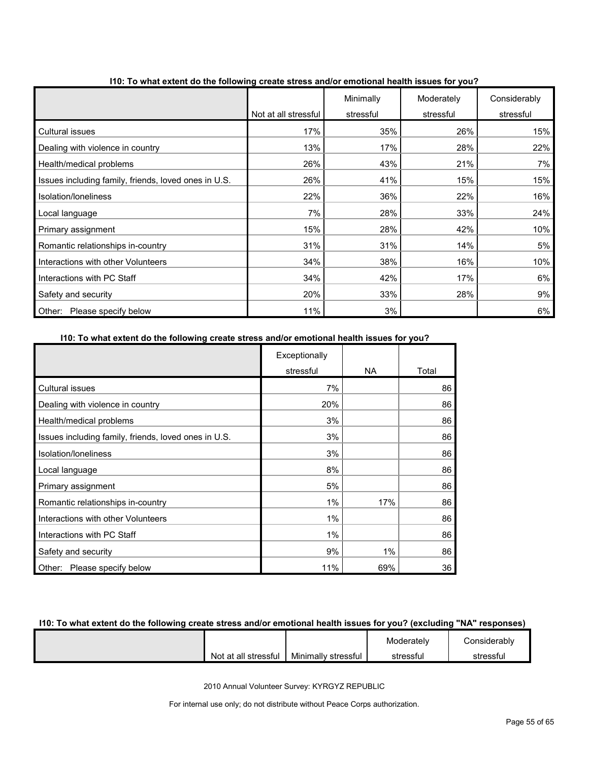**I10: To what extent do the following create stress and/or emotional health issues for you?**

| | Not at all stressful | Minimally stressful | Moderately stressful | Considerably stressful |
|---|---|---|---|---|
| Cultural issues | 17% | 35% | 26% | 15% |
| Dealing with violence in country | 13% | 17% | 28% | 22% |
| Health/medical problems | 26% | 43% | 21% | 7% |
| Issues including family, friends, loved ones in U.S. | 26% | 41% | 15% | 15% |
| Isolation/loneliness | 22% | 36% | 22% | 16% |
| Local language | 7% | 28% | 33% | 24% |
| Primary assignment | 15% | 28% | 42% | 10% |
| Romantic relationships in-country | 31% | 31% | 14% | 5% |
| Interactions with other Volunteers | 34% | 38% | 16% | 10% |
| Interactions with PC Staff | 34% | 42% | 17% | 6% |
| Safety and security | 20% | 33% | 28% | 9% |
| Other: Please specify below | 11% | 3% | | 6% |

**I10: To what extent do the following create stress and/or emotional health issues for you?**

| | Exceptionally stressful | NA | Total |
|---|---|---|---|
| Cultural issues | 7% | | 86 |
| Dealing with violence in country | 20% | | 86 |
| Health/medical problems | 3% | | 86 |
| Issues including family, friends, loved ones in U.S. | 3% | | 86 |
| Isolation/loneliness | 3% | | 86 |
| Local language | 8% | | 86 |
| Primary assignment | 5% | | 86 |
| Romantic relationships in-country | 1% | 17% | 86 |
| Interactions with other Volunteers | 1% | | 86 |
| Interactions with PC Staff | 1% | | 86 |
| Safety and security | 9% | 1% | 86 |
| Other: Please specify below | 11% | 69% | 36 |

**I10: To what extent do the following create stress and/or emotional health issues for you? (excluding "NA" responses)**

| | Not at all stressful | Minimally stressful | Moderately stressful | Considerably stressful |
|---|---|---|---|---|

2010 Annual Volunteer Survey: KYRGYZ REPUBLIC

For internal use only; do not distribute without Peace Corps authorization.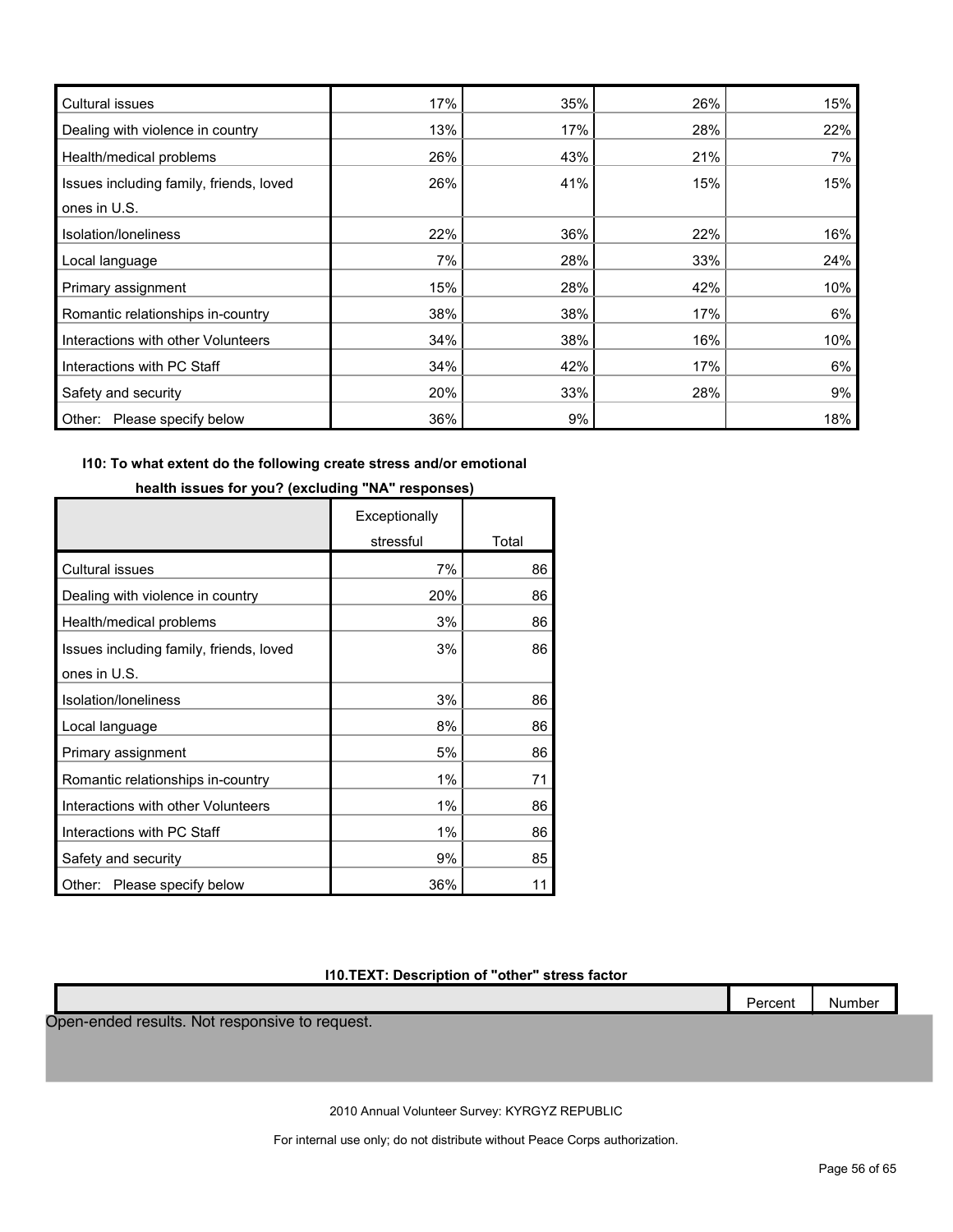| | | | | |
|---|---|---|---|---|
| Cultural issues | 17% | 35% | 26% | 15% |
| Dealing with violence in country | 13% | 17% | 28% | 22% |
| Health/medical problems | 26% | 43% | 21% | 7% |
| Issues including family, friends, loved ones in U.S. | 26% | 41% | 15% | 15% |
| Isolation/loneliness | 22% | 36% | 22% | 16% |
| Local language | 7% | 28% | 33% | 24% |
| Primary assignment | 15% | 28% | 42% | 10% |
| Romantic relationships in-country | 38% | 38% | 17% | 6% |
| Interactions with other Volunteers | 34% | 38% | 16% | 10% |
| Interactions with PC Staff | 34% | 42% | 17% | 6% |
| Safety and security | 20% | 33% | 28% | 9% |
| Other: Please specify below | 36% | 9% | | 18% |

**I10: To what extent do the following create stress and/or emotional health issues for you? (excluding "NA" responses)**

| | Exceptionally stressful | Total |
|---|---|---|
| Cultural issues | 7% | 86 |
| Dealing with violence in country | 20% | 86 |
| Health/medical problems | 3% | 86 |
| Issues including family, friends, loved ones in U.S. | 3% | 86 |
| Isolation/loneliness | 3% | 86 |
| Local language | 8% | 86 |
| Primary assignment | 5% | 86 |
| Romantic relationships in-country | 1% | 71 |
| Interactions with other Volunteers | 1% | 86 |
| Interactions with PC Staff | 1% | 86 |
| Safety and security | 9% | 85 |
| Other: Please specify below | 36% | 11 |

**I10.TEXT: Description of "other" stress factor**

| | Percent | Number |
|---|---|---|

Open-ended results. Not responsive to request.

2010 Annual Volunteer Survey: KYRGYZ REPUBLIC

For internal use only; do not distribute without Peace Corps authorization.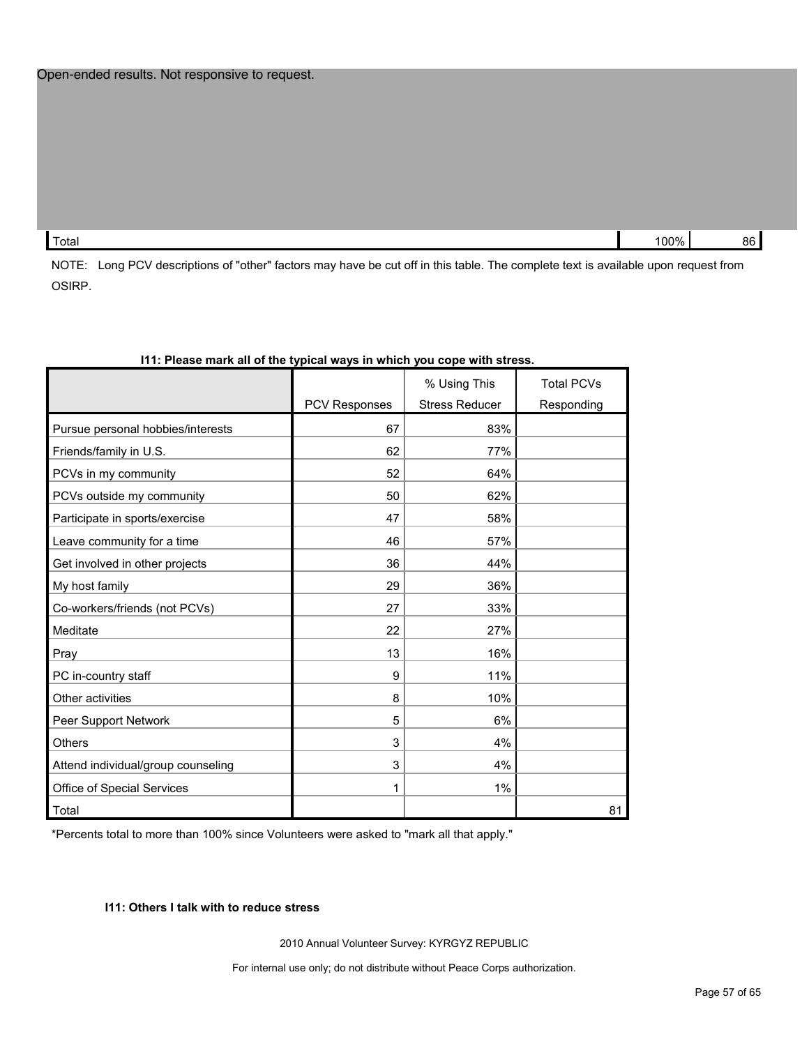Open-ended results. Not responsive to request.

| | | |
|---|---|---|
| Total | 100% | 86 |

NOTE: Long PCV descriptions of "other" factors may have be cut off in this table. The complete text is available upon request from OSIRP.

**I11: Please mark all of the typical ways in which you cope with stress.**

| | PCV Responses | % Using This Stress Reducer | Total PCVs Responding |
|---|---|---|---|
| Pursue personal hobbies/interests | 67 | 83% | |
| Friends/family in U.S. | 62 | 77% | |
| PCVs in my community | 52 | 64% | |
| PCVs outside my community | 50 | 62% | |
| Participate in sports/exercise | 47 | 58% | |
| Leave community for a time | 46 | 57% | |
| Get involved in other projects | 36 | 44% | |
| My host family | 29 | 36% | |
| Co-workers/friends (not PCVs) | 27 | 33% | |
| Meditate | 22 | 27% | |
| Pray | 13 | 16% | |
| PC in-country staff | 9 | 11% | |
| Other activities | 8 | 10% | |
| Peer Support Network | 5 | 6% | |
| Others | 3 | 4% | |
| Attend individual/group counseling | 3 | 4% | |
| Office of Special Services | 1 | 1% | |
| Total | | | 81 |

*Percents total to more than 100% since Volunteers were asked to "mark all that apply."

**I11: Others I talk with to reduce stress**

2010 Annual Volunteer Survey: KYRGYZ REPUBLIC

For internal use only; do not distribute without Peace Corps authorization.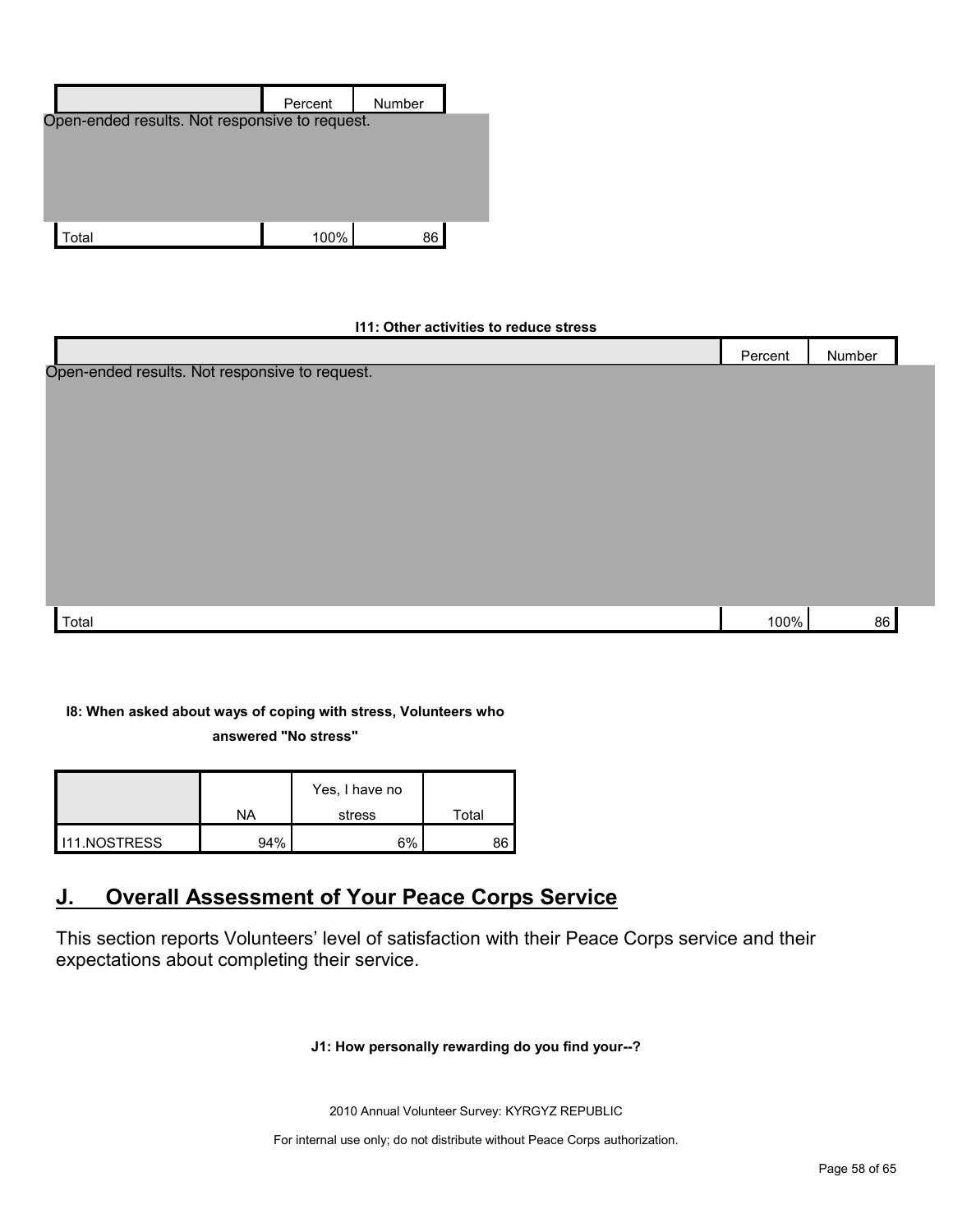| | Percent | Number |
|---|---|---|
| Open-ended results. Not responsive to request. | | |
| Total | 100% | 86 |

**I11: Other activities to reduce stress**

| | Percent | Number |
|---|---|---|
| Open-ended results. Not responsive to request. | | |
| Total | 100% | 86 |

**I8: When asked about ways of coping with stress, Volunteers who answered "No stress"**

| | NA | Yes, I have no stress | Total |
|---|---|---|---|
| I11.NOSTRESS | 94% | 6% | 86 |

## J. Overall Assessment of Your Peace Corps Service

This section reports Volunteers' level of satisfaction with their Peace Corps service and their expectations about completing their service.

**J1: How personally rewarding do you find your--?**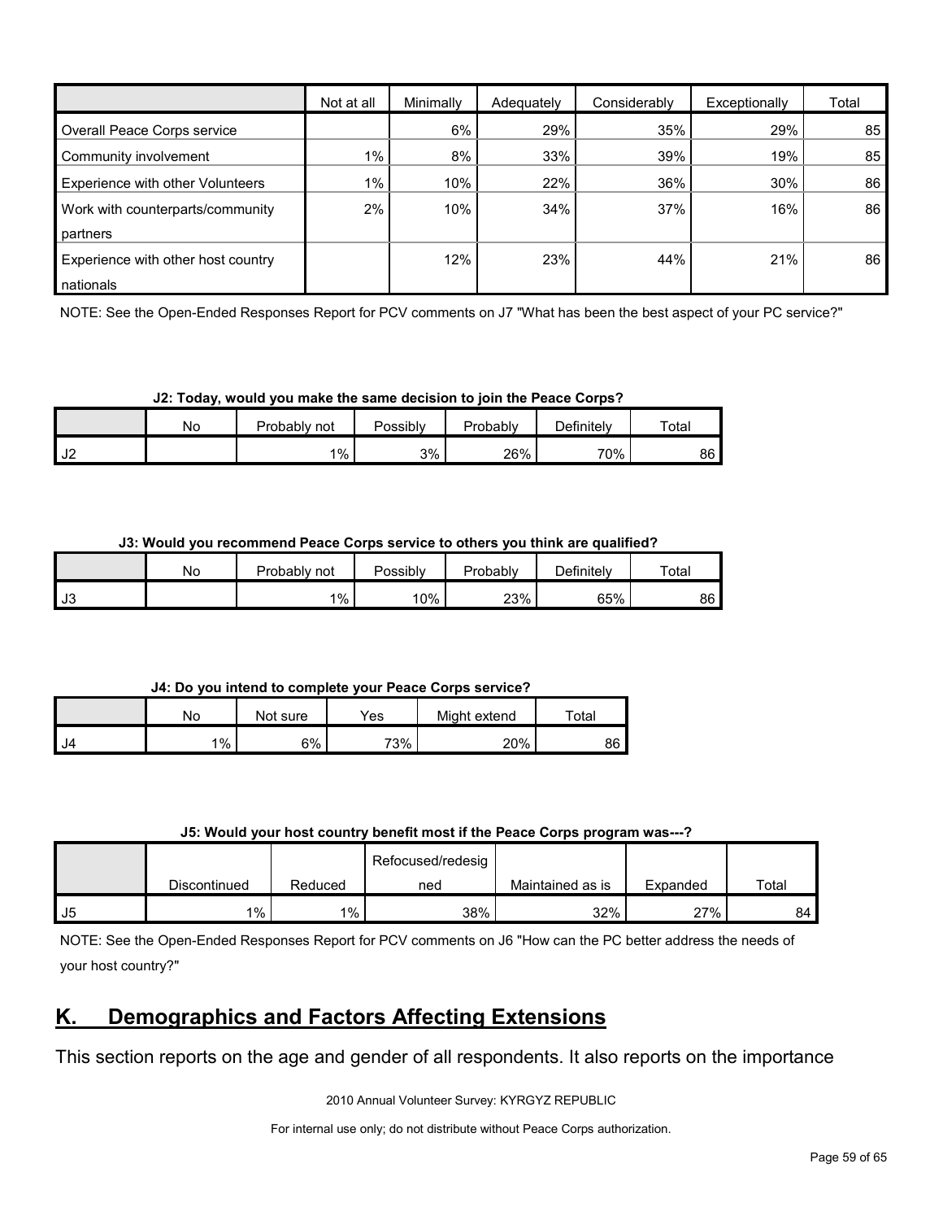| | Not at all | Minimally | Adequately | Considerably | Exceptionally | Total |
|---|---|---|---|---|---|---|
| Overall Peace Corps service | | 6% | 29% | 35% | 29% | 85 |
| Community involvement | 1% | 8% | 33% | 39% | 19% | 85 |
| Experience with other Volunteers | 1% | 10% | 22% | 36% | 30% | 86 |
| Work with counterparts/community partners | 2% | 10% | 34% | 37% | 16% | 86 |
| Experience with other host country nationals | | 12% | 23% | 44% | 21% | 86 |

NOTE: See the Open-Ended Responses Report for PCV comments on J7 "What has been the best aspect of your PC service?"

**J2: Today, would you make the same decision to join the Peace Corps?**

| | No | Probably not | Possibly | Probably | Definitely | Total |
|---|---|---|---|---|---|---|
| J2 | | 1% | 3% | 26% | 70% | 86 |

**J3: Would you recommend Peace Corps service to others you think are qualified?**

| | No | Probably not | Possibly | Probably | Definitely | Total |
|---|---|---|---|---|---|---|
| J3 | | 1% | 10% | 23% | 65% | 86 |

**J4: Do you intend to complete your Peace Corps service?**

| | No | Not sure | Yes | Might extend | Total |
|---|---|---|---|---|---|
| J4 | 1% | 6% | 73% | 20% | 86 |

**J5: Would your host country benefit most if the Peace Corps program was---?**

| | Discontinued | Reduced | Refocused/redesigned | Maintained as is | Expanded | Total |
|---|---|---|---|---|---|---|
| J5 | 1% | 1% | 38% | 32% | 27% | 84 |

NOTE: See the Open-Ended Responses Report for PCV comments on J6 "How can the PC better address the needs of your host country?"

## K. Demographics and Factors Affecting Extensions

This section reports on the age and gender of all respondents. It also reports on the importance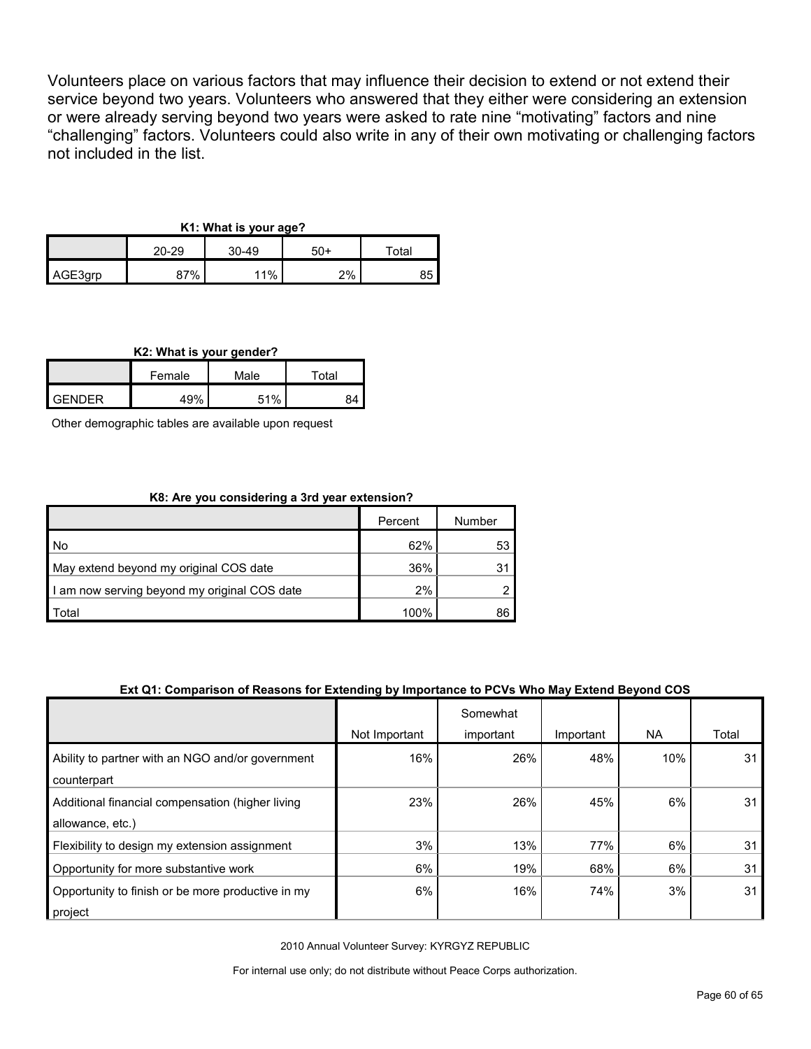Volunteers place on various factors that may influence their decision to extend or not extend their service beyond two years. Volunteers who answered that they either were considering an extension or were already serving beyond two years were asked to rate nine "motivating" factors and nine "challenging" factors. Volunteers could also write in any of their own motivating or challenging factors not included in the list.

**K1: What is your age?**

| | 20-29 | 30-49 | 50+ | Total |
|---|---|---|---|---|
| AGE3grp | 87% | 11% | 2% | 85 |

**K2: What is your gender?**

| | Female | Male | Total |
|---|---|---|---|
| GENDER | 49% | 51% | 84 |

Other demographic tables are available upon request

**K8: Are you considering a 3rd year extension?**

| | Percent | Number |
|---|---|---|
| No | 62% | 53 |
| May extend beyond my original COS date | 36% | 31 |
| I am now serving beyond my original COS date | 2% | 2 |
| Total | 100% | 86 |

**Ext Q1: Comparison of Reasons for Extending by Importance to PCVs Who May Extend Beyond COS**

| | Not Important | Somewhat important | Important | NA | Total |
|---|---|---|---|---|---|
| Ability to partner with an NGO and/or government counterpart | 16% | 26% | 48% | 10% | 31 |
| Additional financial compensation (higher living allowance, etc.) | 23% | 26% | 45% | 6% | 31 |
| Flexibility to design my extension assignment | 3% | 13% | 77% | 6% | 31 |
| Opportunity for more substantive work | 6% | 19% | 68% | 6% | 31 |
| Opportunity to finish or be more productive in my project | 6% | 16% | 74% | 3% | 31 |

2010 Annual Volunteer Survey: KYRGYZ REPUBLIC

For internal use only; do not distribute without Peace Corps authorization.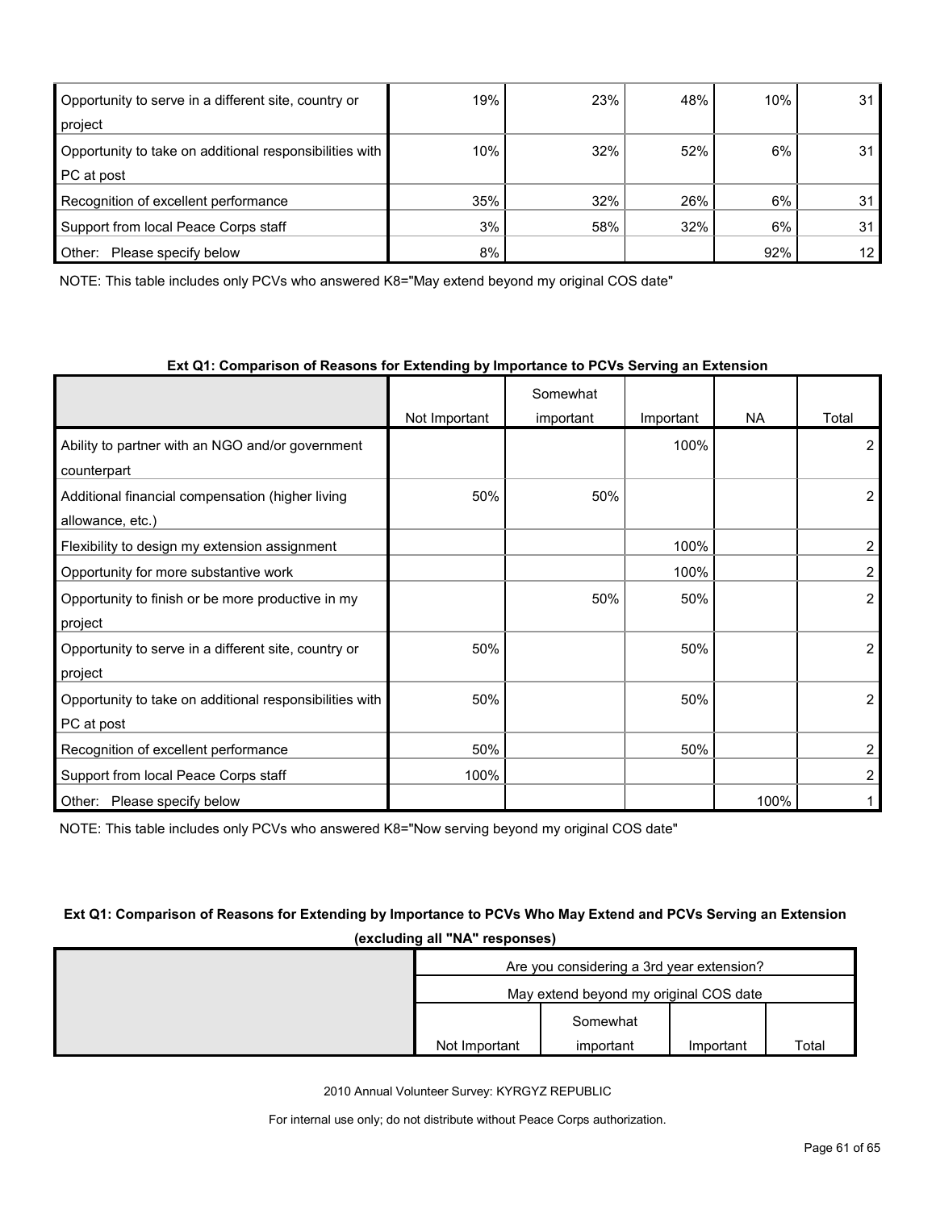| | | | | | |
|---|---|---|---|---|---|
| Opportunity to serve in a different site, country or project | 19% | 23% | 48% | 10% | 31 |
| Opportunity to take on additional responsibilities with PC at post | 10% | 32% | 52% | 6% | 31 |
| Recognition of excellent performance | 35% | 32% | 26% | 6% | 31 |
| Support from local Peace Corps staff | 3% | 58% | 32% | 6% | 31 |
| Other: Please specify below | 8% | | | 92% | 12 |

NOTE: This table includes only PCVs who answered K8="May extend beyond my original COS date"

**Ext Q1: Comparison of Reasons for Extending by Importance to PCVs Serving an Extension**

| | Not Important | Somewhat important | Important | NA | Total |
|---|---|---|---|---|---|
| Ability to partner with an NGO and/or government counterpart | | | 100% | | 2 |
| Additional financial compensation (higher living allowance, etc.) | 50% | 50% | | | 2 |
| Flexibility to design my extension assignment | | | 100% | | 2 |
| Opportunity for more substantive work | | | 100% | | 2 |
| Opportunity to finish or be more productive in my project | | 50% | 50% | | 2 |
| Opportunity to serve in a different site, country or project | 50% | | 50% | | 2 |
| Opportunity to take on additional responsibilities with PC at post | 50% | | 50% | | 2 |
| Recognition of excellent performance | 50% | | 50% | | 2 |
| Support from local Peace Corps staff | 100% | | | | 2 |
| Other: Please specify below | | | | 100% | 1 |

NOTE: This table includes only PCVs who answered K8="Now serving beyond my original COS date"

**Ext Q1: Comparison of Reasons for Extending by Importance to PCVs Who May Extend and PCVs Serving an Extension (excluding all "NA" responses)**

| | Are you considering a 3rd year extension? | | | |
|---|---|---|---|---|
| | May extend beyond my original COS date | | | |
| | Not Important | Somewhat important | Important | Total |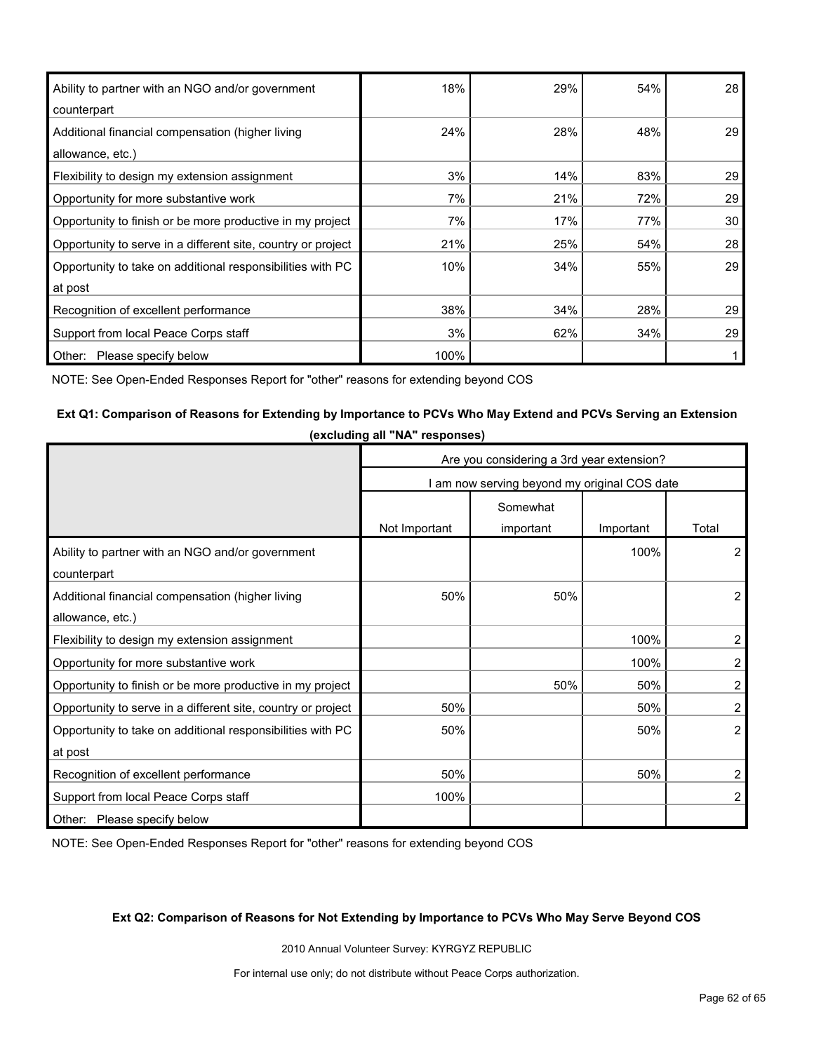| | | | | |
|---|---|---|---|---|
| Ability to partner with an NGO and/or government counterpart | 18% | 29% | 54% | 28 |
| Additional financial compensation (higher living allowance, etc.) | 24% | 28% | 48% | 29 |
| Flexibility to design my extension assignment | 3% | 14% | 83% | 29 |
| Opportunity for more substantive work | 7% | 21% | 72% | 29 |
| Opportunity to finish or be more productive in my project | 7% | 17% | 77% | 30 |
| Opportunity to serve in a different site, country or project | 21% | 25% | 54% | 28 |
| Opportunity to take on additional responsibilities with PC at post | 10% | 34% | 55% | 29 |
| Recognition of excellent performance | 38% | 34% | 28% | 29 |
| Support from local Peace Corps staff | 3% | 62% | 34% | 29 |
| Other: Please specify below | 100% | | | 1 |

NOTE: See Open-Ended Responses Report for "other" reasons for extending beyond COS

**Ext Q1: Comparison of Reasons for Extending by Importance to PCVs Who May Extend and PCVs Serving an Extension (excluding all "NA" responses)**

| | Are you considering a 3rd year extension? | | | |
|---|---|---|---|---|
| | I am now serving beyond my original COS date | | | |
| | Not Important | Somewhat important | Important | Total |
| Ability to partner with an NGO and/or government counterpart | | | 100% | 2 |
| Additional financial compensation (higher living allowance, etc.) | 50% | 50% | | 2 |
| Flexibility to design my extension assignment | | | 100% | 2 |
| Opportunity for more substantive work | | | 100% | 2 |
| Opportunity to finish or be more productive in my project | | 50% | 50% | 2 |
| Opportunity to serve in a different site, country or project | 50% | | 50% | 2 |
| Opportunity to take on additional responsibilities with PC at post | 50% | | 50% | 2 |
| Recognition of excellent performance | 50% | | 50% | 2 |
| Support from local Peace Corps staff | 100% | | | 2 |
| Other: Please specify below | | | | |

NOTE: See Open-Ended Responses Report for "other" reasons for extending beyond COS

**Ext Q2: Comparison of Reasons for Not Extending by Importance to PCVs Who May Serve Beyond COS**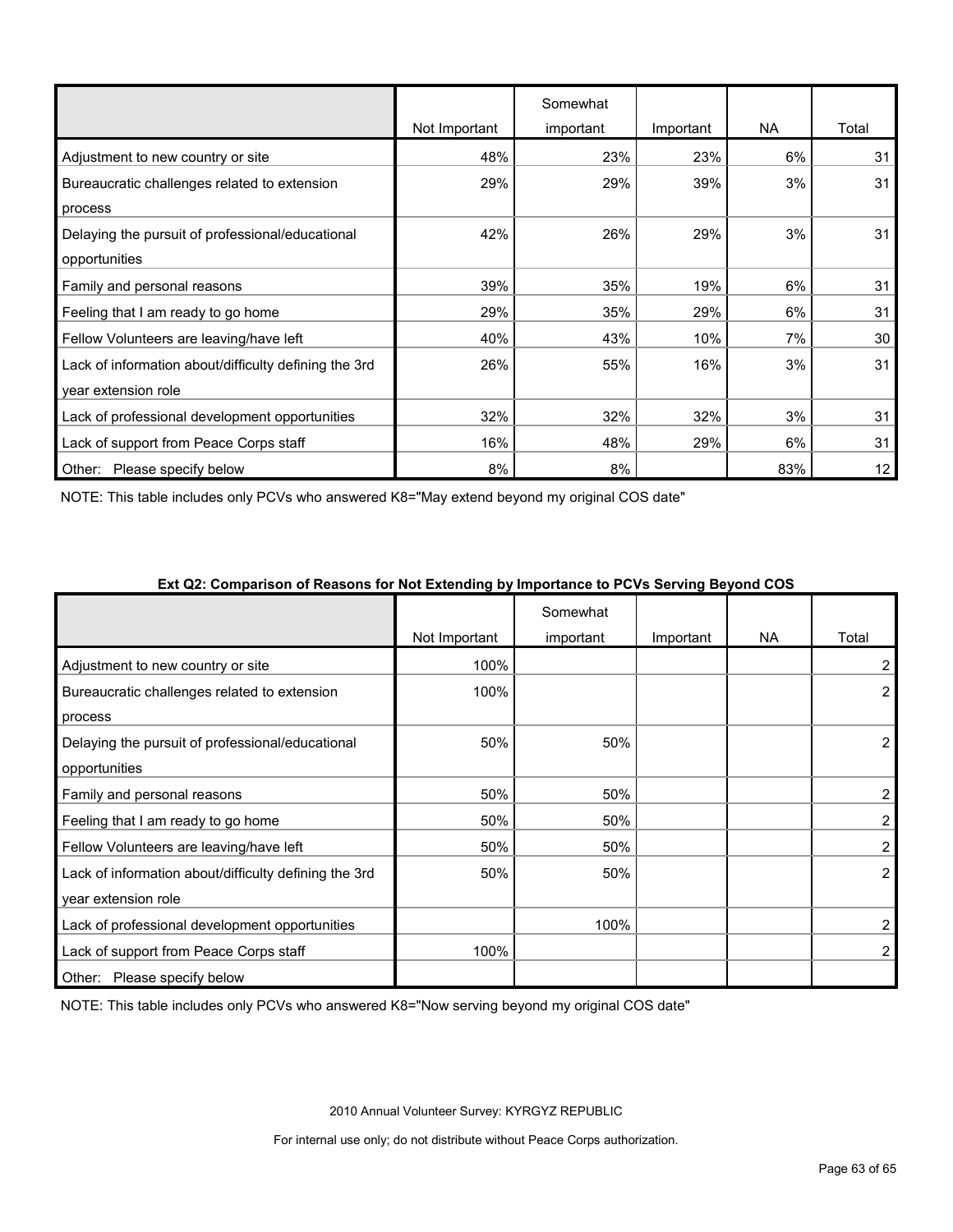| | Not Important | Somewhat important | Important | NA | Total |
|---|---|---|---|---|---|
| Adjustment to new country or site | 48% | 23% | 23% | 6% | 31 |
| Bureaucratic challenges related to extension process | 29% | 29% | 39% | 3% | 31 |
| Delaying the pursuit of professional/educational opportunities | 42% | 26% | 29% | 3% | 31 |
| Family and personal reasons | 39% | 35% | 19% | 6% | 31 |
| Feeling that I am ready to go home | 29% | 35% | 29% | 6% | 31 |
| Fellow Volunteers are leaving/have left | 40% | 43% | 10% | 7% | 30 |
| Lack of information about/difficulty defining the 3rd year extension role | 26% | 55% | 16% | 3% | 31 |
| Lack of professional development opportunities | 32% | 32% | 32% | 3% | 31 |
| Lack of support from Peace Corps staff | 16% | 48% | 29% | 6% | 31 |
| Other: Please specify below | 8% | 8% | | 83% | 12 |

NOTE: This table includes only PCVs who answered K8="May extend beyond my original COS date"

**Ext Q2: Comparison of Reasons for Not Extending by Importance to PCVs Serving Beyond COS**

| | Not Important | Somewhat important | Important | NA | Total |
|---|---|---|---|---|---|
| Adjustment to new country or site | 100% | | | | 2 |
| Bureaucratic challenges related to extension process | 100% | | | | 2 |
| Delaying the pursuit of professional/educational opportunities | 50% | 50% | | | 2 |
| Family and personal reasons | 50% | 50% | | | 2 |
| Feeling that I am ready to go home | 50% | 50% | | | 2 |
| Fellow Volunteers are leaving/have left | 50% | 50% | | | 2 |
| Lack of information about/difficulty defining the 3rd year extension role | 50% | 50% | | | 2 |
| Lack of professional development opportunities | | 100% | | | 2 |
| Lack of support from Peace Corps staff | 100% | | | | 2 |
| Other: Please specify below | | | | | |

NOTE: This table includes only PCVs who answered K8="Now serving beyond my original COS date"

2010 Annual Volunteer Survey: KYRGYZ REPUBLIC

For internal use only; do not distribute without Peace Corps authorization.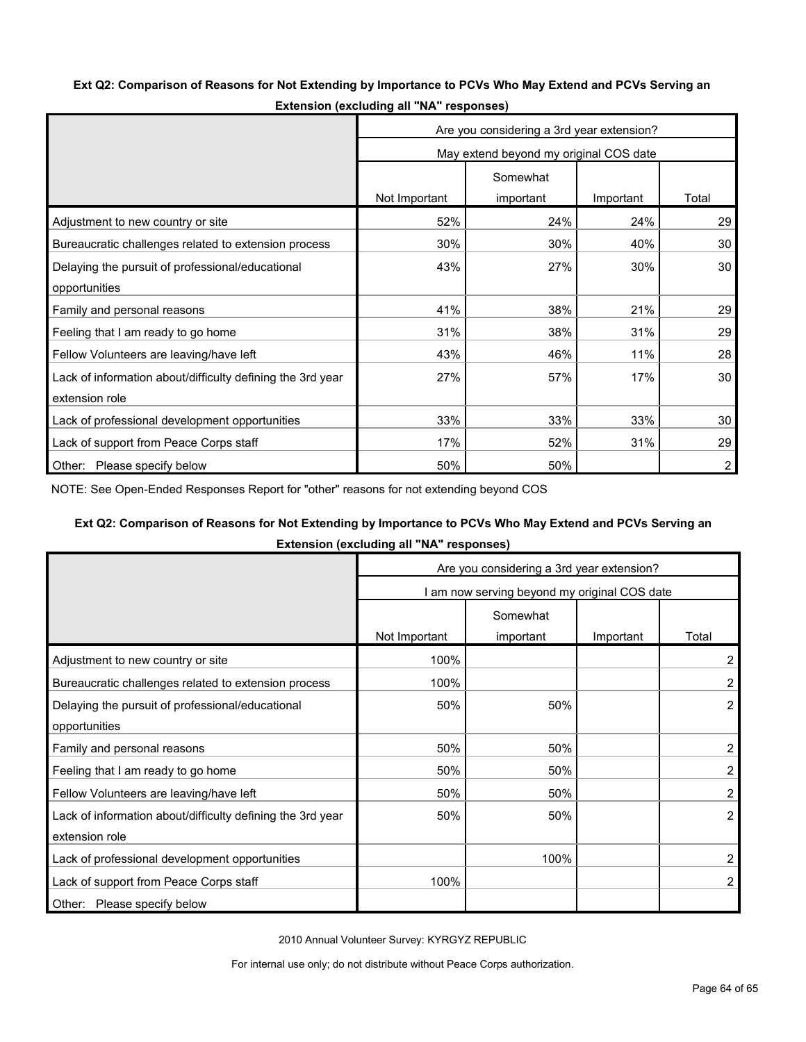**Ext Q2: Comparison of Reasons for Not Extending by Importance to PCVs Who May Extend and PCVs Serving an Extension (excluding all "NA" responses)**

| | Are you considering a 3rd year extension? | | | |
|---|---|---|---|---|
| | May extend beyond my original COS date | | | |
| | Not Important | Somewhat important | Important | Total |
| Adjustment to new country or site | 52% | 24% | 24% | 29 |
| Bureaucratic challenges related to extension process | 30% | 30% | 40% | 30 |
| Delaying the pursuit of professional/educational opportunities | 43% | 27% | 30% | 30 |
| Family and personal reasons | 41% | 38% | 21% | 29 |
| Feeling that I am ready to go home | 31% | 38% | 31% | 29 |
| Fellow Volunteers are leaving/have left | 43% | 46% | 11% | 28 |
| Lack of information about/difficulty defining the 3rd year extension role | 27% | 57% | 17% | 30 |
| Lack of professional development opportunities | 33% | 33% | 33% | 30 |
| Lack of support from Peace Corps staff | 17% | 52% | 31% | 29 |
| Other: Please specify below | 50% | 50% | | 2 |

NOTE: See Open-Ended Responses Report for "other" reasons for not extending beyond COS

**Ext Q2: Comparison of Reasons for Not Extending by Importance to PCVs Who May Extend and PCVs Serving an Extension (excluding all "NA" responses)**

| | Are you considering a 3rd year extension? | | | |
|---|---|---|---|---|
| | I am now serving beyond my original COS date | | | |
| | Not Important | Somewhat important | Important | Total |
| Adjustment to new country or site | 100% | | | 2 |
| Bureaucratic challenges related to extension process | 100% | | | 2 |
| Delaying the pursuit of professional/educational opportunities | 50% | 50% | | 2 |
| Family and personal reasons | 50% | 50% | | 2 |
| Feeling that I am ready to go home | 50% | 50% | | 2 |
| Fellow Volunteers are leaving/have left | 50% | 50% | | 2 |
| Lack of information about/difficulty defining the 3rd year extension role | 50% | 50% | | 2 |
| Lack of professional development opportunities | | 100% | | 2 |
| Lack of support from Peace Corps staff | 100% | | | 2 |
| Other: Please specify below | | | | |

2010 Annual Volunteer Survey: KYRGYZ REPUBLIC

For internal use only; do not distribute without Peace Corps authorization.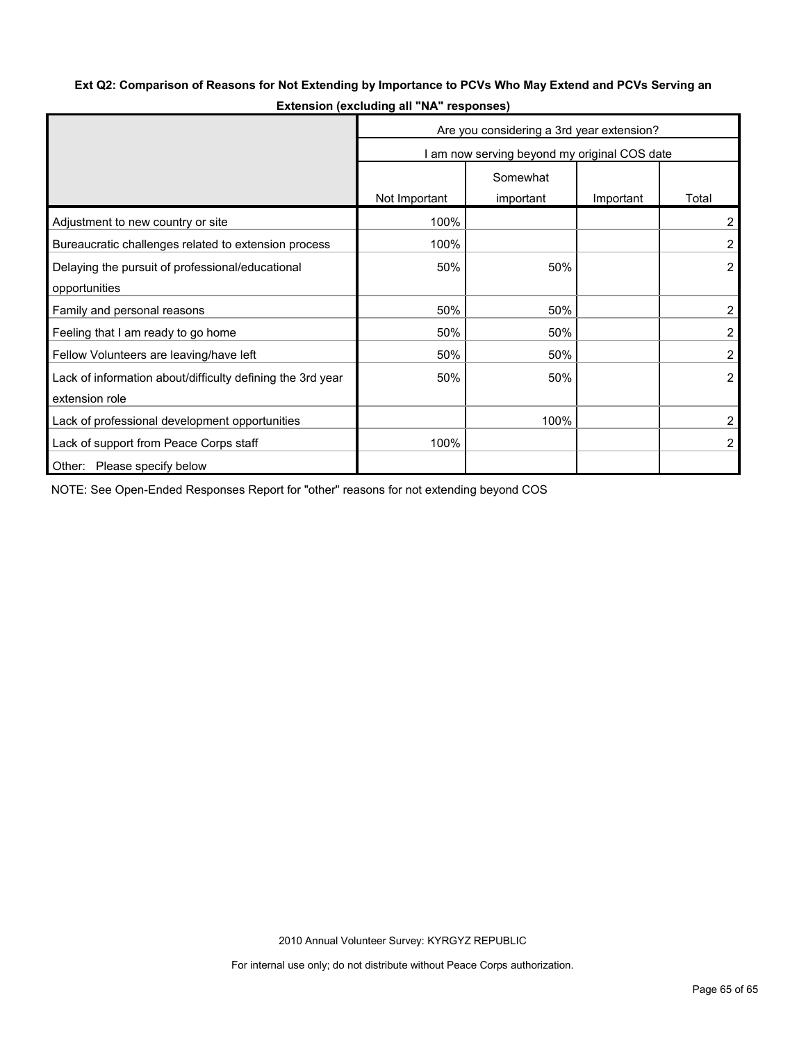**Ext Q2: Comparison of Reasons for Not Extending by Importance to PCVs Who May Extend and PCVs Serving an Extension (excluding all "NA" responses)**

| | Are you considering a 3rd year extension? | | | |
|---|---|---|---|---|
| | I am now serving beyond my original COS date | | | |
| | Not Important | Somewhat important | Important | Total |
| Adjustment to new country or site | 100% | | | 2 |
| Bureaucratic challenges related to extension process | 100% | | | 2 |
| Delaying the pursuit of professional/educational opportunities | 50% | 50% | | 2 |
| Family and personal reasons | 50% | 50% | | 2 |
| Feeling that I am ready to go home | 50% | 50% | | 2 |
| Fellow Volunteers are leaving/have left | 50% | 50% | | 2 |
| Lack of information about/difficulty defining the 3rd year extension role | 50% | 50% | | 2 |
| Lack of professional development opportunities | | 100% | | 2 |
| Lack of support from Peace Corps staff | 100% | | | 2 |
| Other: Please specify below | | | | |

NOTE: See Open-Ended Responses Report for "other" reasons for not extending beyond COS

2010 Annual Volunteer Survey: KYRGYZ REPUBLIC

For internal use only; do not distribute without Peace Corps authorization.